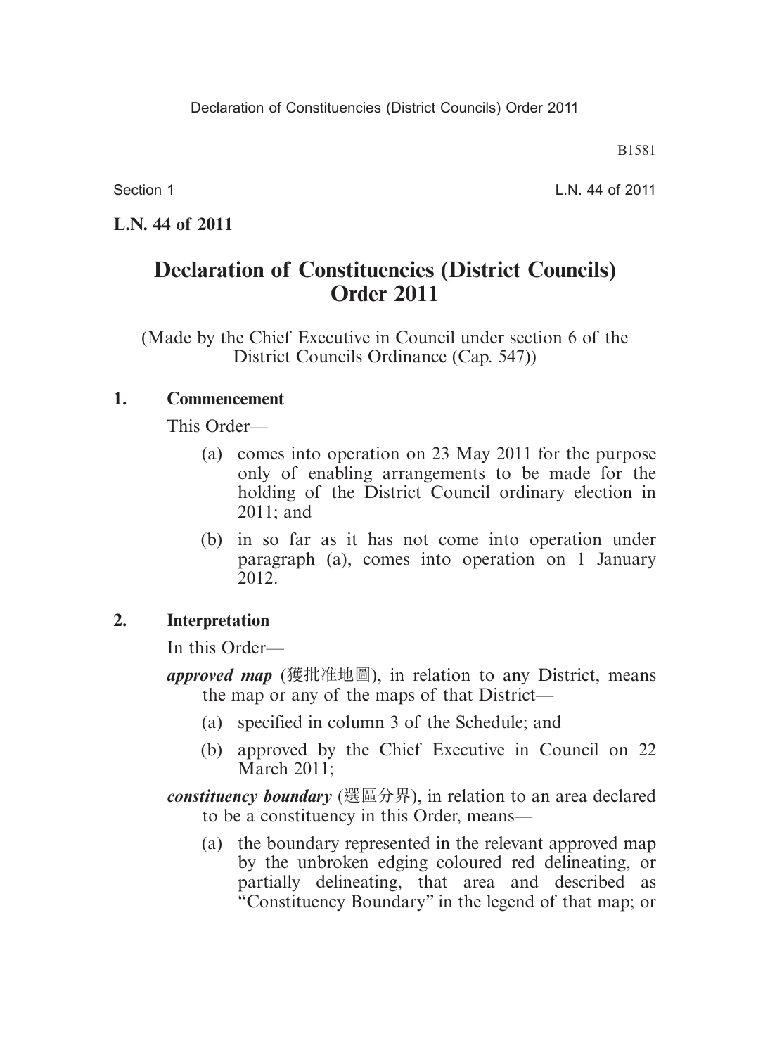**L.N. 44 of 2011**

# Declaration of Constituencies (District Councils) Order 2011

(Made by the Chief Executive in Council under section 6 of the District Councils Ordinance (Cap. 547))

## 1. Commencement

This Order—

(a) comes into operation on 23 May 2011 for the purpose only of enabling arrangements to be made for the holding of the District Council ordinary election in 2011; and

(b) in so far as it has not come into operation under paragraph (a), comes into operation on 1 January 2012.

## 2. Interpretation

In this Order—

***approved map*** (獲批准地圖), in relation to any District, means the map or any of the maps of that District—

(a) specified in column 3 of the Schedule; and

(b) approved by the Chief Executive in Council on 22 March 2011;

***constituency boundary*** (選區分界), in relation to an area declared to be a constituency in this Order, means—

(a) the boundary represented in the relevant approved map by the unbroken edging coloured red delineating, or partially delineating, that area and described as "Constituency Boundary" in the legend of that map; or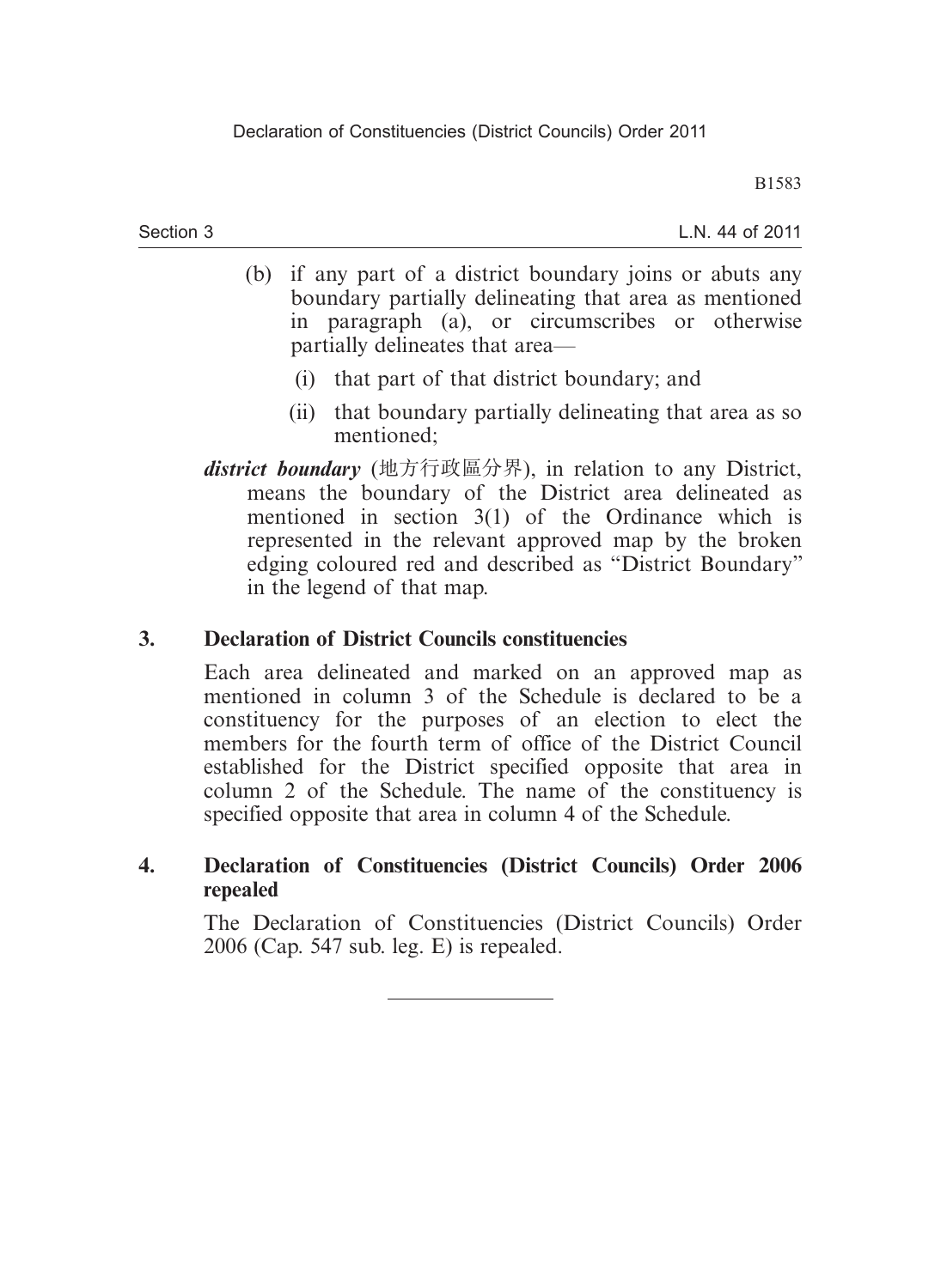(b) if any part of a district boundary joins or abuts any boundary partially delineating that area as mentioned in paragraph (a), or circumscribes or otherwise partially delineates that area—

(i) that part of that district boundary; and

(ii) that boundary partially delineating that area as so mentioned;

***district boundary*** (地方行政區分界), in relation to any District, means the boundary of the District area delineated as mentioned in section 3(1) of the Ordinance which is represented in the relevant approved map by the broken edging coloured red and described as "District Boundary" in the legend of that map.

**3. Declaration of District Councils constituencies**

Each area delineated and marked on an approved map as mentioned in column 3 of the Schedule is declared to be a constituency for the purposes of an election to elect the members for the fourth term of office of the District Council established for the District specified opposite that area in column 2 of the Schedule. The name of the constituency is specified opposite that area in column 4 of the Schedule.

**4. Declaration of Constituencies (District Councils) Order 2006 repealed**

The Declaration of Constituencies (District Councils) Order 2006 (Cap. 547 sub. leg. E) is repealed.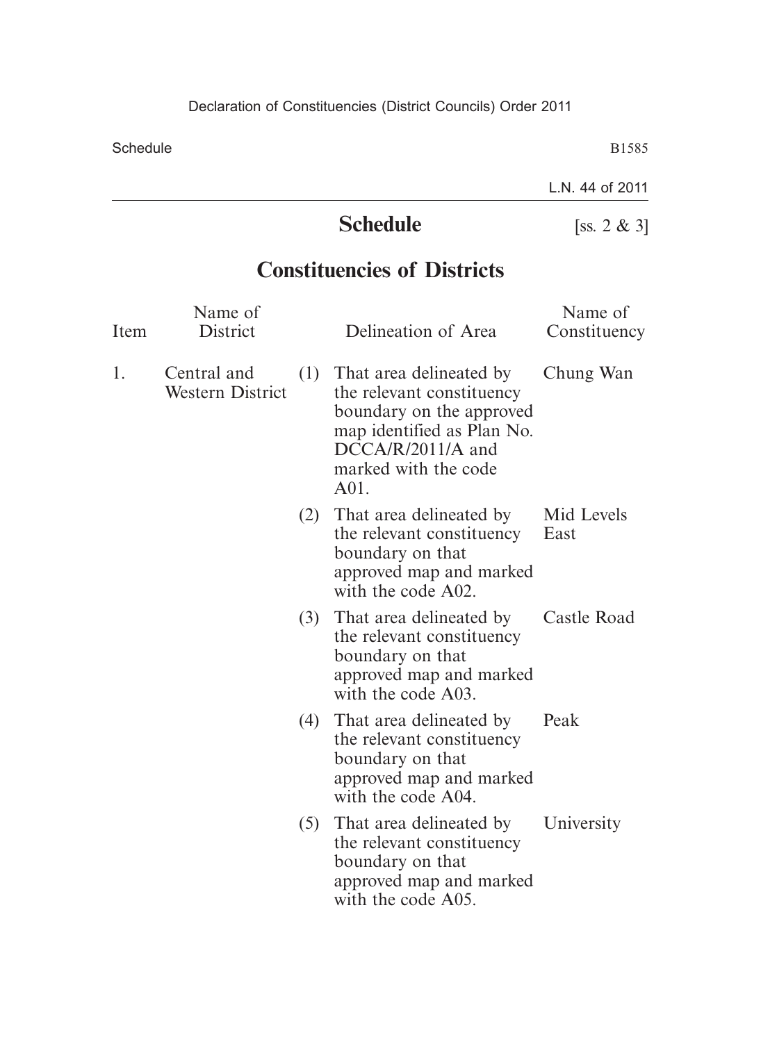# Schedule

[ss. 2 & 3]

## Constituencies of Districts

| Item | Name of District | Delineation of Area | Name of Constituency |
|---|---|---|---|
| 1. | Central and Western District | (1) That area delineated by the relevant constituency boundary on the approved map identified as Plan No. DCCA/R/2011/A and marked with the code A01. | Chung Wan |
| | | (2) That area delineated by the relevant constituency boundary on that approved map and marked with the code A02. | Mid Levels East |
| | | (3) That area delineated by the relevant constituency boundary on that approved map and marked with the code A03. | Castle Road |
| | | (4) That area delineated by the relevant constituency boundary on that approved map and marked with the code A04. | Peak |
| | | (5) That area delineated by the relevant constituency boundary on that approved map and marked with the code A05. | University |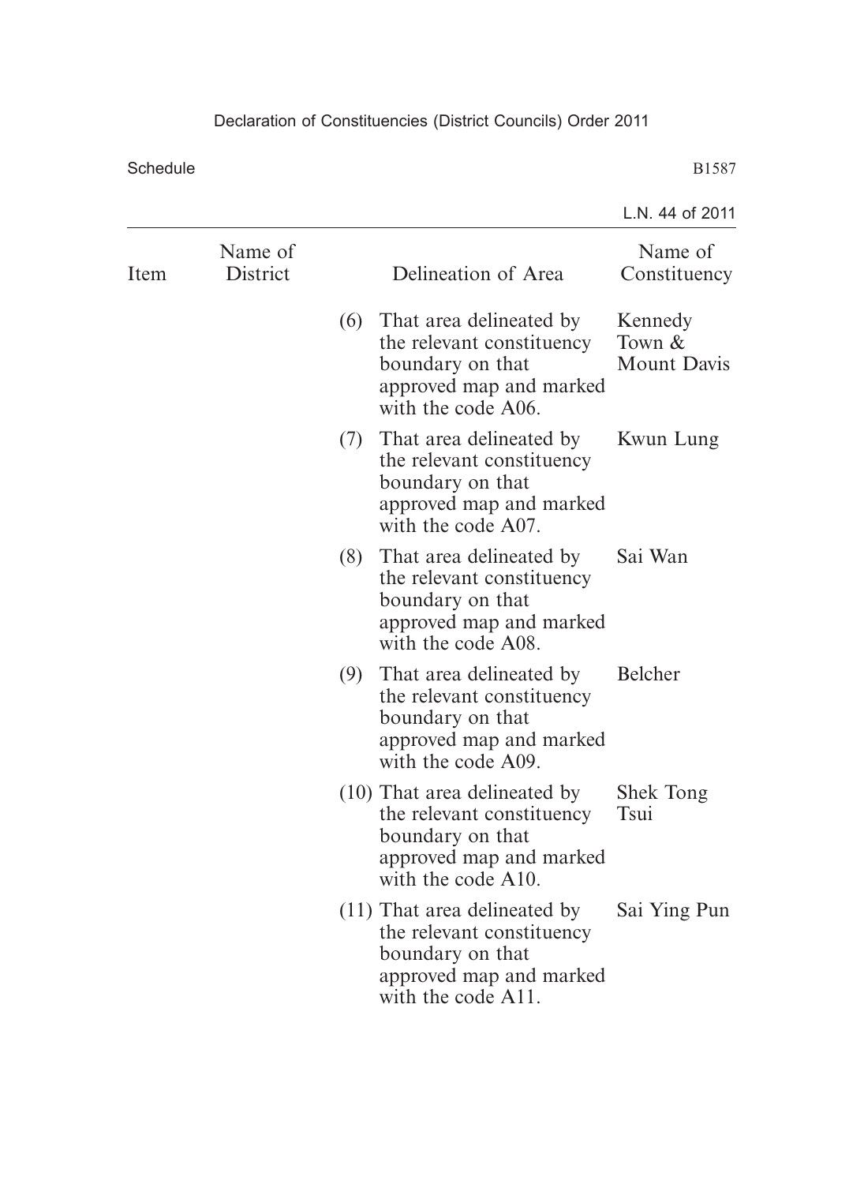| Item | Name of District | Delineation of Area | Name of Constituency |
|---|---|---|---|
| | | (6) That area delineated by the relevant constituency boundary on that approved map and marked with the code A06. | Kennedy Town & Mount Davis |
| | | (7) That area delineated by the relevant constituency boundary on that approved map and marked with the code A07. | Kwun Lung |
| | | (8) That area delineated by the relevant constituency boundary on that approved map and marked with the code A08. | Sai Wan |
| | | (9) That area delineated by the relevant constituency boundary on that approved map and marked with the code A09. | Belcher |
| | | (10) That area delineated by the relevant constituency boundary on that approved map and marked with the code A10. | Shek Tong Tsui |
| | | (11) That area delineated by the relevant constituency boundary on that approved map and marked with the code A11. | Sai Ying Pun |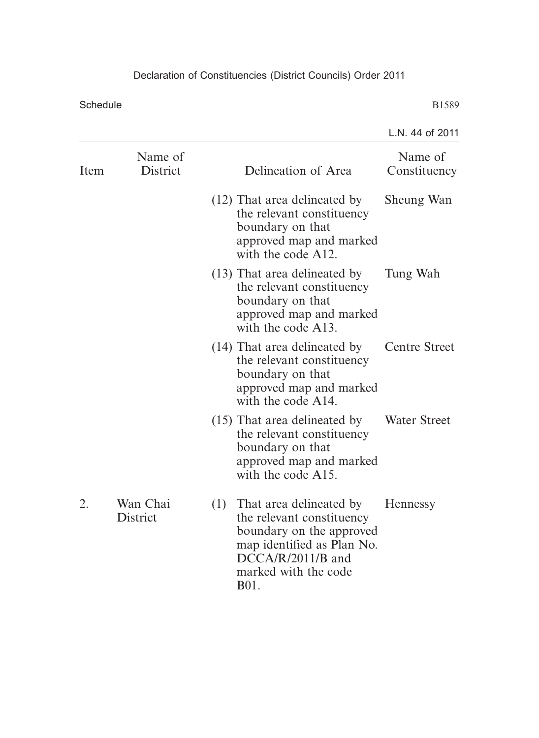| Item | Name of District | Delineation of Area | Name of Constituency |
|---|---|---|---|
| | | (12) That area delineated by the relevant constituency boundary on that approved map and marked with the code A12. | Sheung Wan |
| | | (13) That area delineated by the relevant constituency boundary on that approved map and marked with the code A13. | Tung Wah |
| | | (14) That area delineated by the relevant constituency boundary on that approved map and marked with the code A14. | Centre Street |
| | | (15) That area delineated by the relevant constituency boundary on that approved map and marked with the code A15. | Water Street |
| 2. | Wan Chai District | (1) That area delineated by the relevant constituency boundary on the approved map identified as Plan No. DCCA/R/2011/B and marked with the code B01. | Hennessy |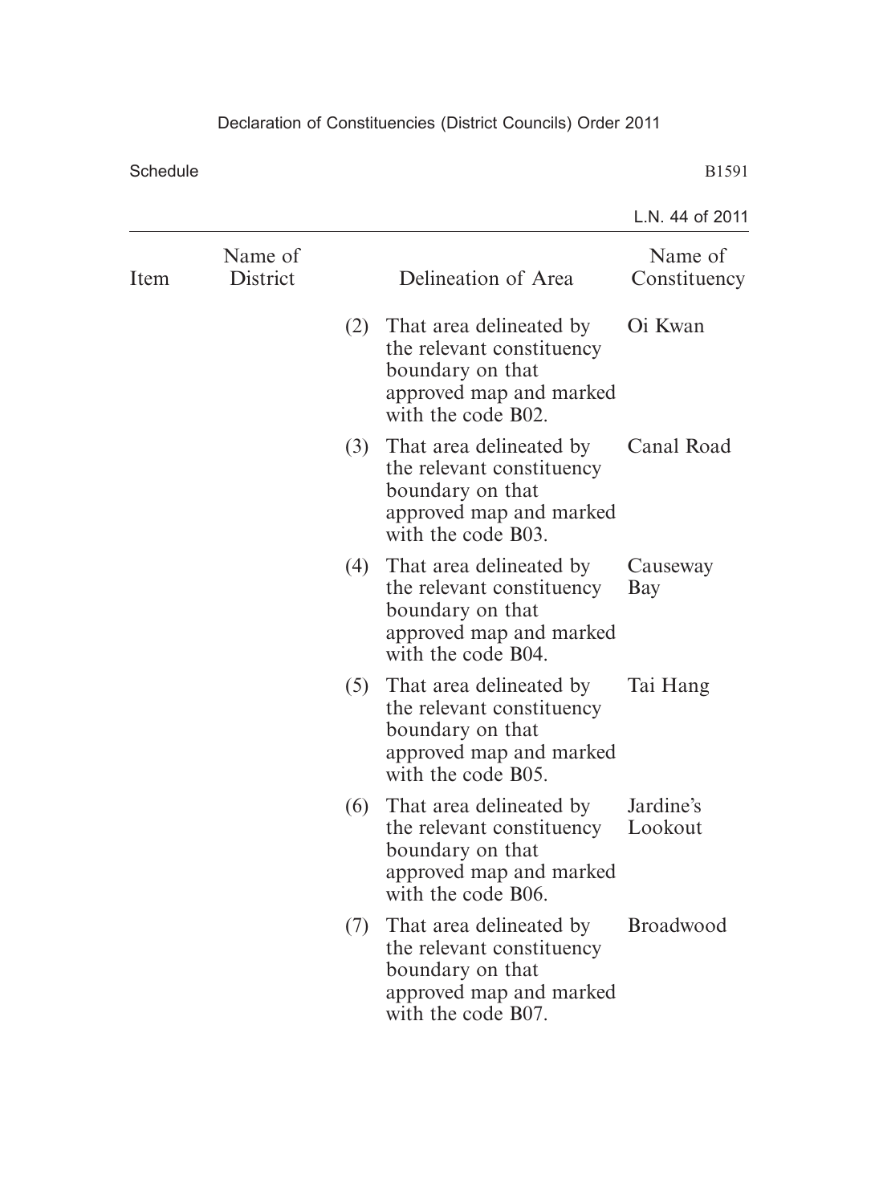| Item | Name of District | Delineation of Area | Name of Constituency |
|---|---|---|---|
| | | (2) That area delineated by the relevant constituency boundary on that approved map and marked with the code B02. | Oi Kwan |
| | | (3) That area delineated by the relevant constituency boundary on that approved map and marked with the code B03. | Canal Road |
| | | (4) That area delineated by the relevant constituency boundary on that approved map and marked with the code B04. | Causeway Bay |
| | | (5) That area delineated by the relevant constituency boundary on that approved map and marked with the code B05. | Tai Hang |
| | | (6) That area delineated by the relevant constituency boundary on that approved map and marked with the code B06. | Jardine's Lookout |
| | | (7) That area delineated by the relevant constituency boundary on that approved map and marked with the code B07. | Broadwood |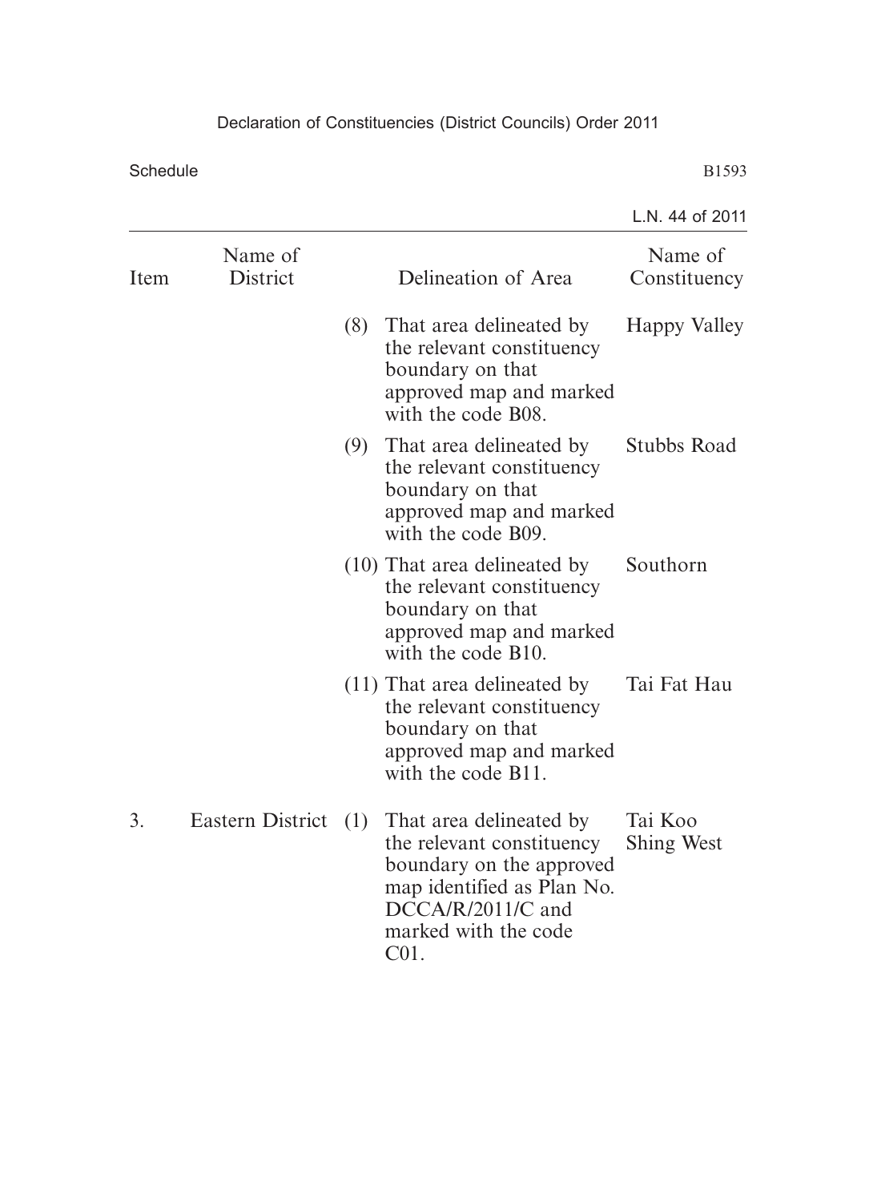| Item | Name of District | | Delineation of Area | Name of Constituency |
|---|---|---|---|---|
| | | (8) | That area delineated by the relevant constituency boundary on that approved map and marked with the code B08. | Happy Valley |
| | | (9) | That area delineated by the relevant constituency boundary on that approved map and marked with the code B09. | Stubbs Road |
| | | (10) | That area delineated by the relevant constituency boundary on that approved map and marked with the code B10. | Southorn |
| | | (11) | That area delineated by the relevant constituency boundary on that approved map and marked with the code B11. | Tai Fat Hau |
| 3. | Eastern District | (1) | That area delineated by the relevant constituency boundary on the approved map identified as Plan No. DCCA/R/2011/C and marked with the code C01. | Tai Koo Shing West |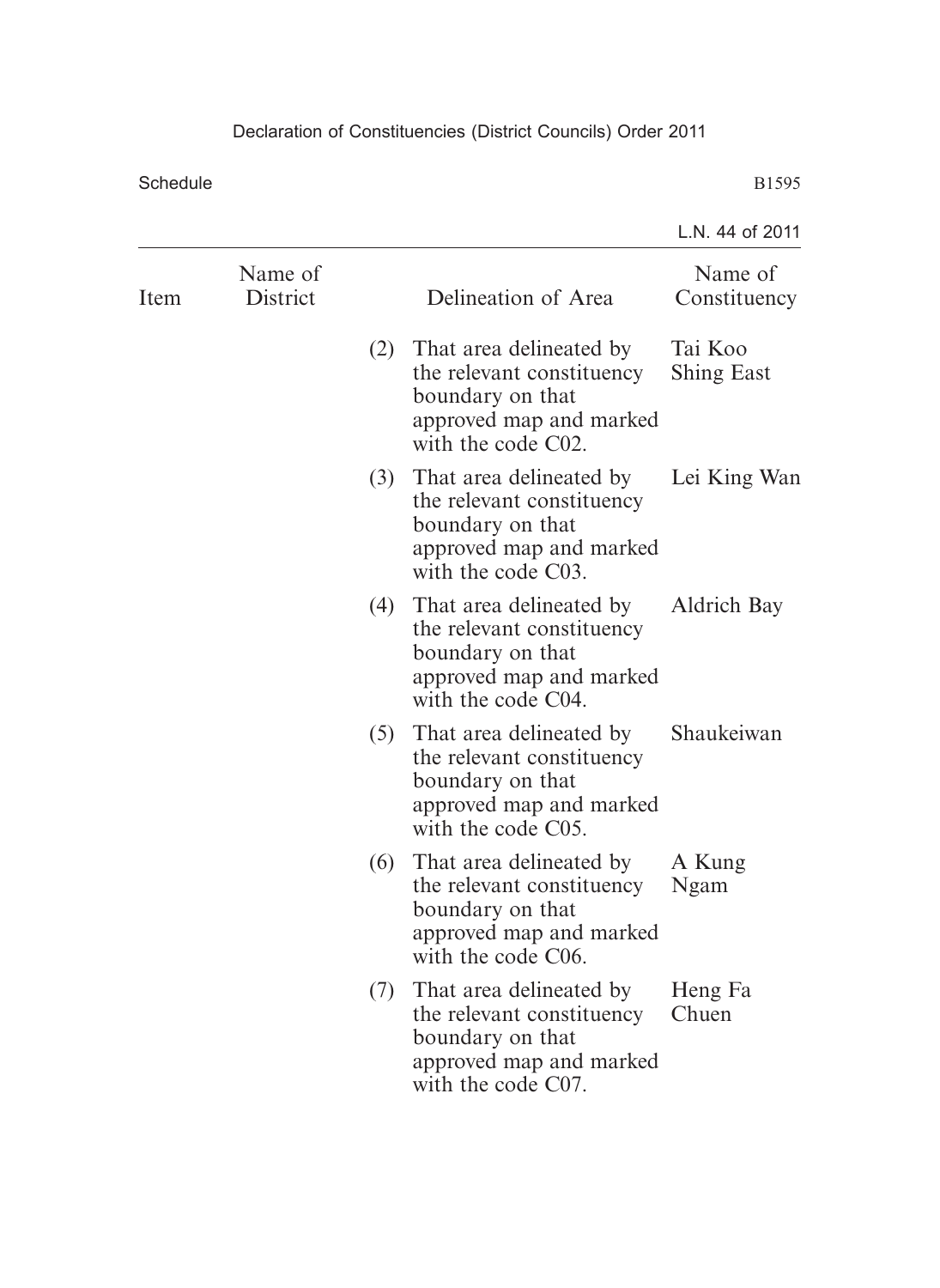| Item | Name of District | Delineation of Area | Name of Constituency |
|---|---|---|---|
| | | (2) That area delineated by the relevant constituency boundary on that approved map and marked with the code C02. | Tai Koo Shing East |
| | | (3) That area delineated by the relevant constituency boundary on that approved map and marked with the code C03. | Lei King Wan |
| | | (4) That area delineated by the relevant constituency boundary on that approved map and marked with the code C04. | Aldrich Bay |
| | | (5) That area delineated by the relevant constituency boundary on that approved map and marked with the code C05. | Shaukeiwan |
| | | (6) That area delineated by the relevant constituency boundary on that approved map and marked with the code C06. | A Kung Ngam |
| | | (7) That area delineated by the relevant constituency boundary on that approved map and marked with the code C07. | Heng Fa Chuen |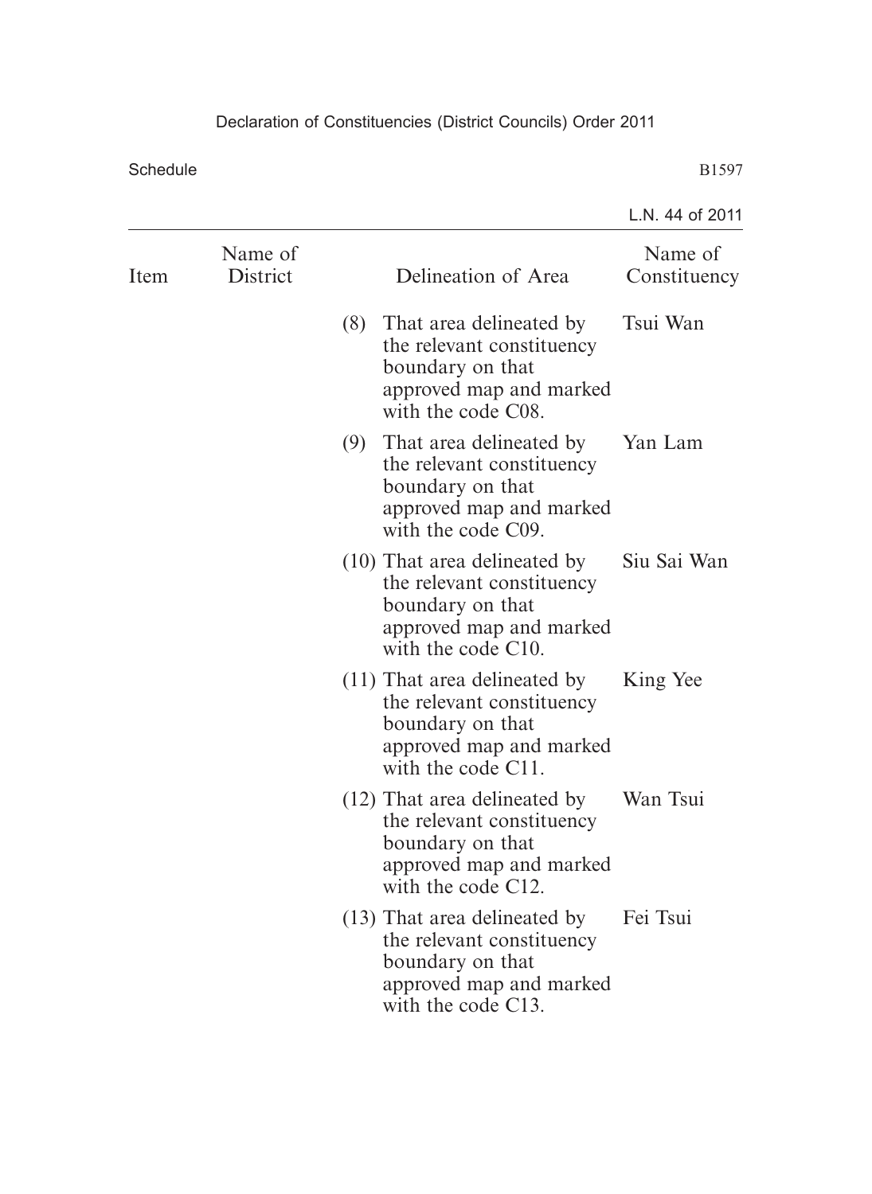| Item | Name of District | Delineation of Area | Name of Constituency |
|---|---|---|---|
| | | (8) That area delineated by the relevant constituency boundary on that approved map and marked with the code C08. | Tsui Wan |
| | | (9) That area delineated by the relevant constituency boundary on that approved map and marked with the code C09. | Yan Lam |
| | | (10) That area delineated by the relevant constituency boundary on that approved map and marked with the code C10. | Siu Sai Wan |
| | | (11) That area delineated by the relevant constituency boundary on that approved map and marked with the code C11. | King Yee |
| | | (12) That area delineated by the relevant constituency boundary on that approved map and marked with the code C12. | Wan Tsui |
| | | (13) That area delineated by the relevant constituency boundary on that approved map and marked with the code C13. | Fei Tsui |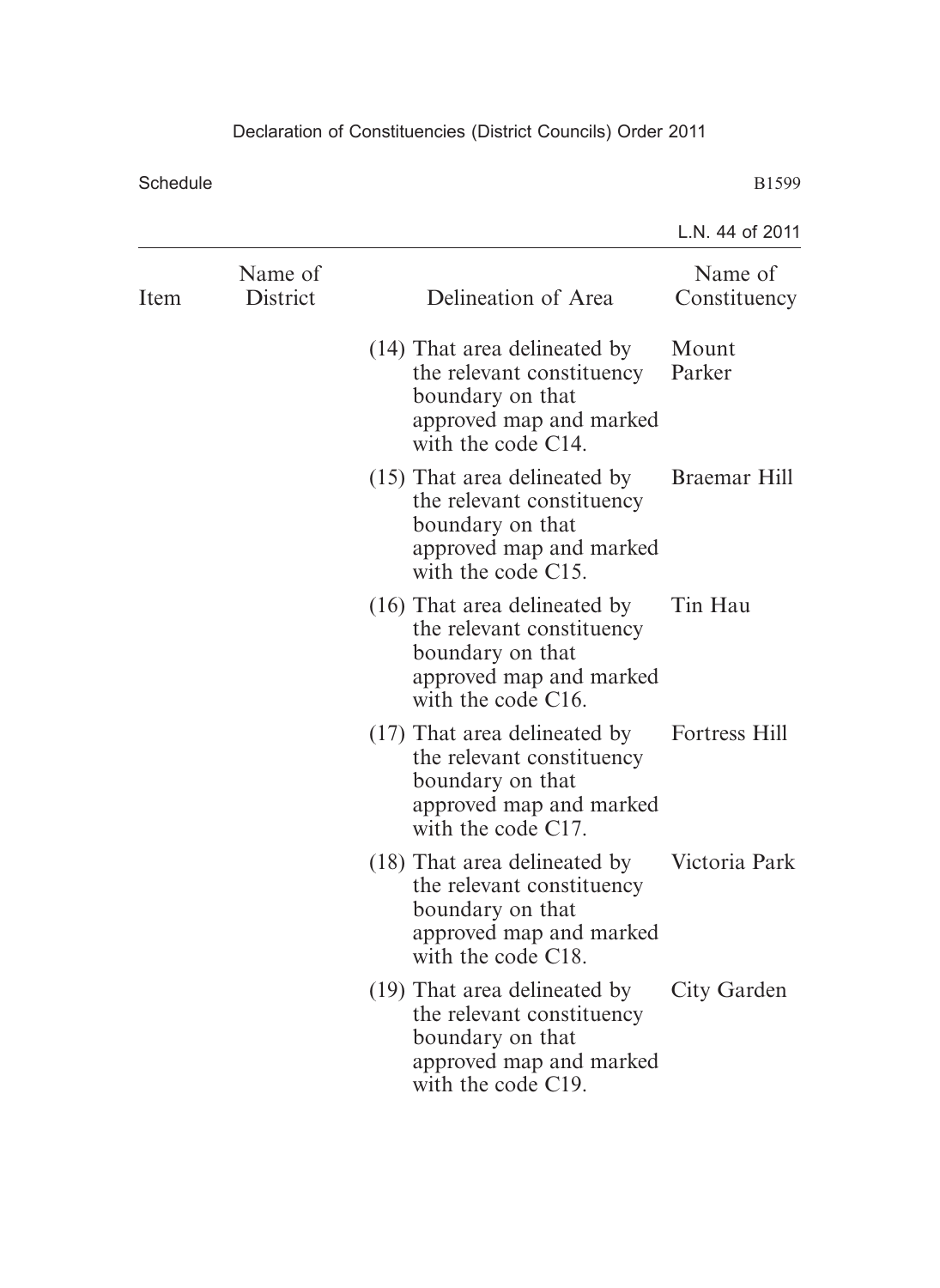| Item | Name of District | Delineation of Area | Name of Constituency |
|---|---|---|---|
| | | (14) That area delineated by the relevant constituency boundary on that approved map and marked with the code C14. | Mount Parker |
| | | (15) That area delineated by the relevant constituency boundary on that approved map and marked with the code C15. | Braemar Hill |
| | | (16) That area delineated by the relevant constituency boundary on that approved map and marked with the code C16. | Tin Hau |
| | | (17) That area delineated by the relevant constituency boundary on that approved map and marked with the code C17. | Fortress Hill |
| | | (18) That area delineated by the relevant constituency boundary on that approved map and marked with the code C18. | Victoria Park |
| | | (19) That area delineated by the relevant constituency boundary on that approved map and marked with the code C19. | City Garden |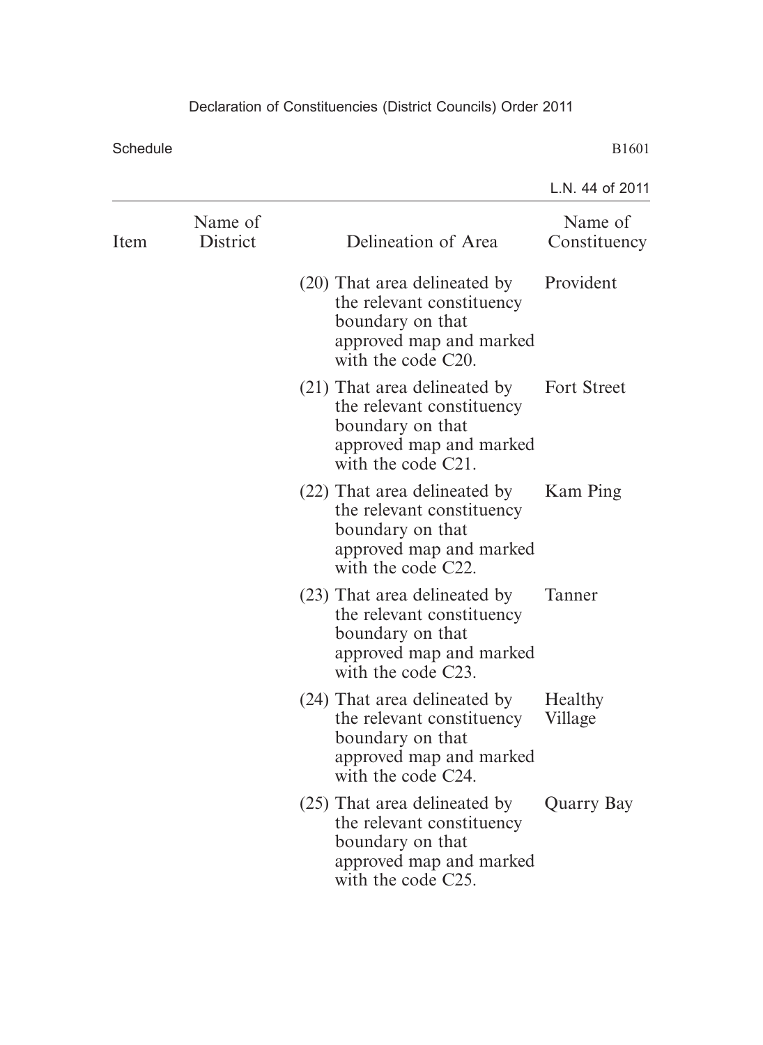| Item | Name of District | Delineation of Area | Name of Constituency |
|---|---|---|---|
| | | (20) That area delineated by the relevant constituency boundary on that approved map and marked with the code C20. | Provident |
| | | (21) That area delineated by the relevant constituency boundary on that approved map and marked with the code C21. | Fort Street |
| | | (22) That area delineated by the relevant constituency boundary on that approved map and marked with the code C22. | Kam Ping |
| | | (23) That area delineated by the relevant constituency boundary on that approved map and marked with the code C23. | Tanner |
| | | (24) That area delineated by the relevant constituency boundary on that approved map and marked with the code C24. | Healthy Village |
| | | (25) That area delineated by the relevant constituency boundary on that approved map and marked with the code C25. | Quarry Bay |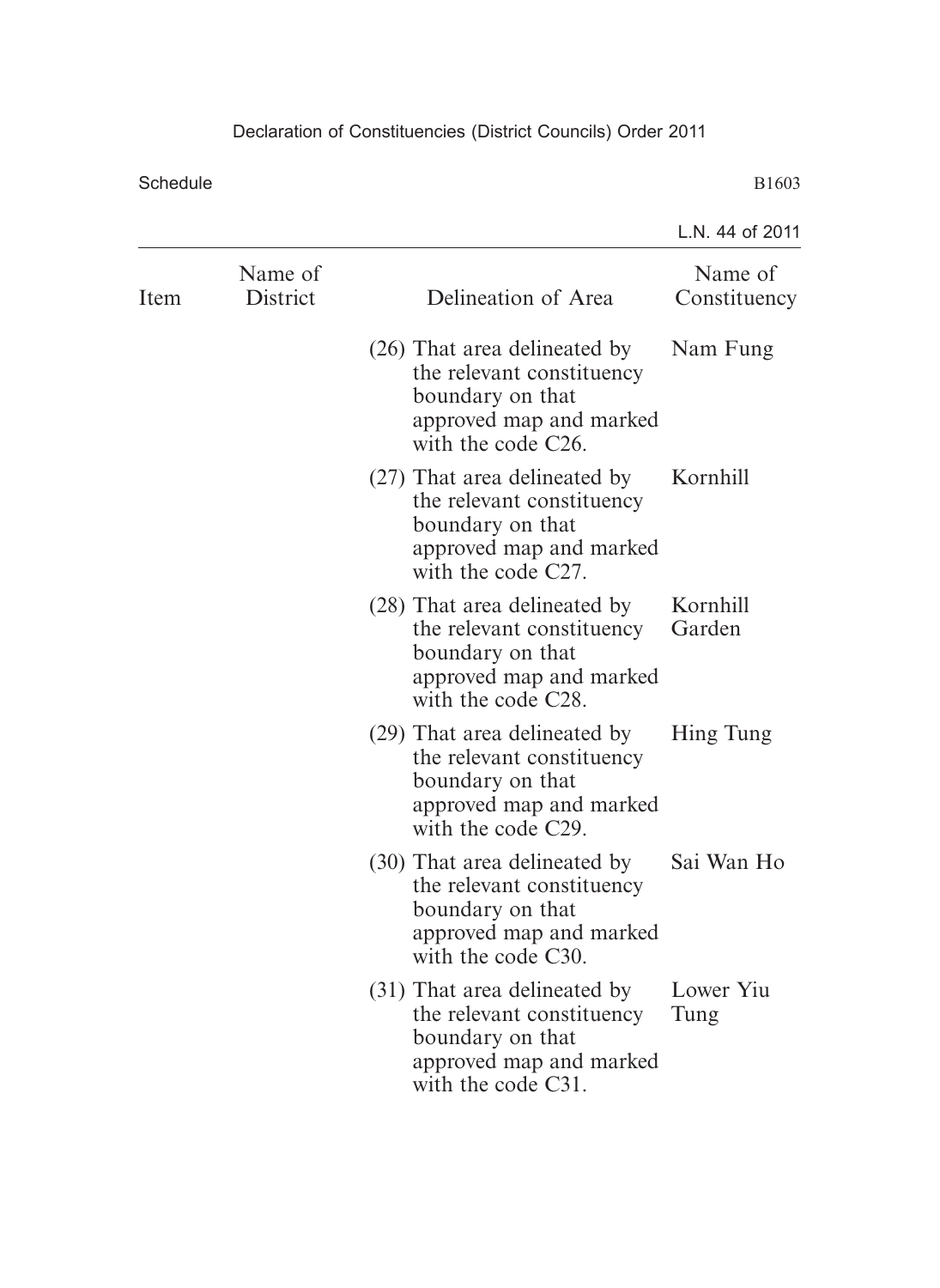| Item | Name of District | Delineation of Area | Name of Constituency |
|---|---|---|---|
| | | (26) That area delineated by the relevant constituency boundary on that approved map and marked with the code C26. | Nam Fung |
| | | (27) That area delineated by the relevant constituency boundary on that approved map and marked with the code C27. | Kornhill |
| | | (28) That area delineated by the relevant constituency boundary on that approved map and marked with the code C28. | Kornhill Garden |
| | | (29) That area delineated by the relevant constituency boundary on that approved map and marked with the code C29. | Hing Tung |
| | | (30) That area delineated by the relevant constituency boundary on that approved map and marked with the code C30. | Sai Wan Ho |
| | | (31) That area delineated by the relevant constituency boundary on that approved map and marked with the code C31. | Lower Yiu Tung |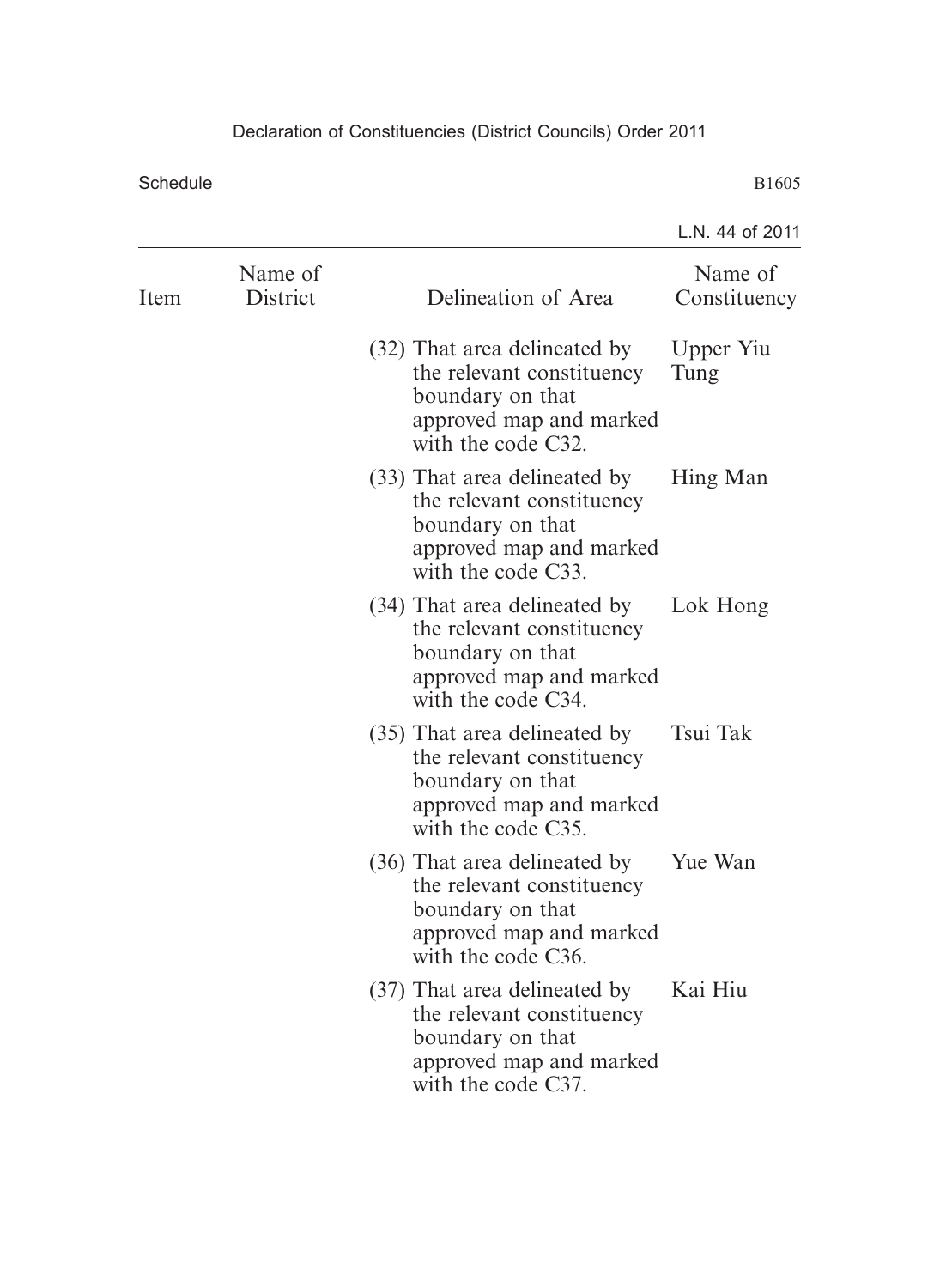| Item | Name of District | Delineation of Area | Name of Constituency |
|---|---|---|---|
| | | (32) That area delineated by the relevant constituency boundary on that approved map and marked with the code C32. | Upper Yiu Tung |
| | | (33) That area delineated by the relevant constituency boundary on that approved map and marked with the code C33. | Hing Man |
| | | (34) That area delineated by the relevant constituency boundary on that approved map and marked with the code C34. | Lok Hong |
| | | (35) That area delineated by the relevant constituency boundary on that approved map and marked with the code C35. | Tsui Tak |
| | | (36) That area delineated by the relevant constituency boundary on that approved map and marked with the code C36. | Yue Wan |
| | | (37) That area delineated by the relevant constituency boundary on that approved map and marked with the code C37. | Kai Hiu |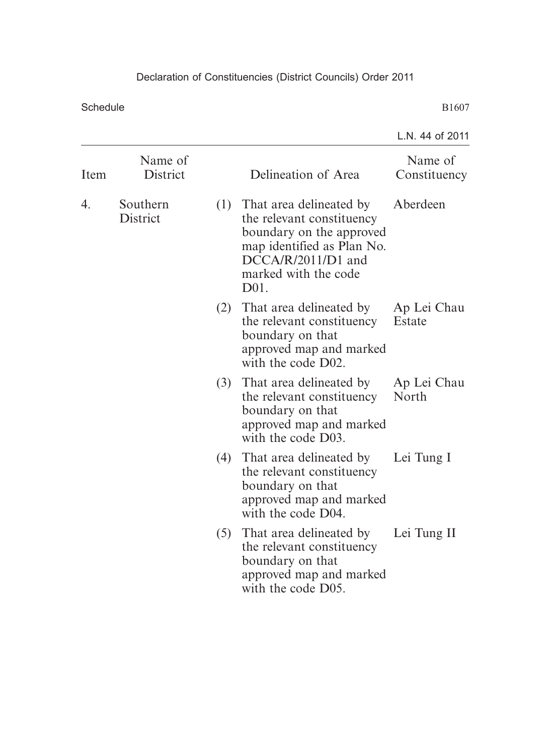| Item | Name of District | | Delineation of Area | Name of Constituency |
|---|---|---|---|---|
| 4. | Southern District | (1) | That area delineated by the relevant constituency boundary on the approved map identified as Plan No. DCCA/R/2011/D1 and marked with the code D01. | Aberdeen |
| | | (2) | That area delineated by the relevant constituency boundary on that approved map and marked with the code D02. | Ap Lei Chau Estate |
| | | (3) | That area delineated by the relevant constituency boundary on that approved map and marked with the code D03. | Ap Lei Chau North |
| | | (4) | That area delineated by the relevant constituency boundary on that approved map and marked with the code D04. | Lei Tung I |
| | | (5) | That area delineated by the relevant constituency boundary on that approved map and marked with the code D05. | Lei Tung II |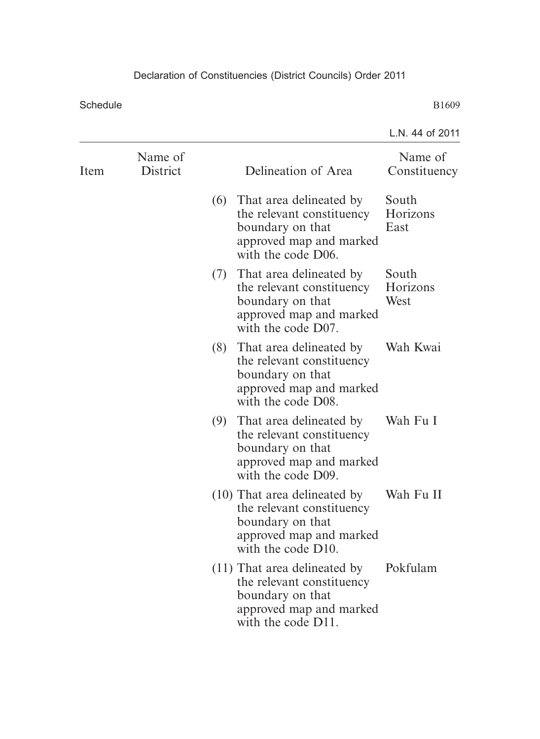| Item | Name of District | Delineation of Area | Name of Constituency |
|---|---|---|---|
| | | (6) That area delineated by the relevant constituency boundary on that approved map and marked with the code D06. | South Horizons East |
| | | (7) That area delineated by the relevant constituency boundary on that approved map and marked with the code D07. | South Horizons West |
| | | (8) That area delineated by the relevant constituency boundary on that approved map and marked with the code D08. | Wah Kwai |
| | | (9) That area delineated by the relevant constituency boundary on that approved map and marked with the code D09. | Wah Fu I |
| | | (10) That area delineated by the relevant constituency boundary on that approved map and marked with the code D10. | Wah Fu II |
| | | (11) That area delineated by the relevant constituency boundary on that approved map and marked with the code D11. | Pokfulam |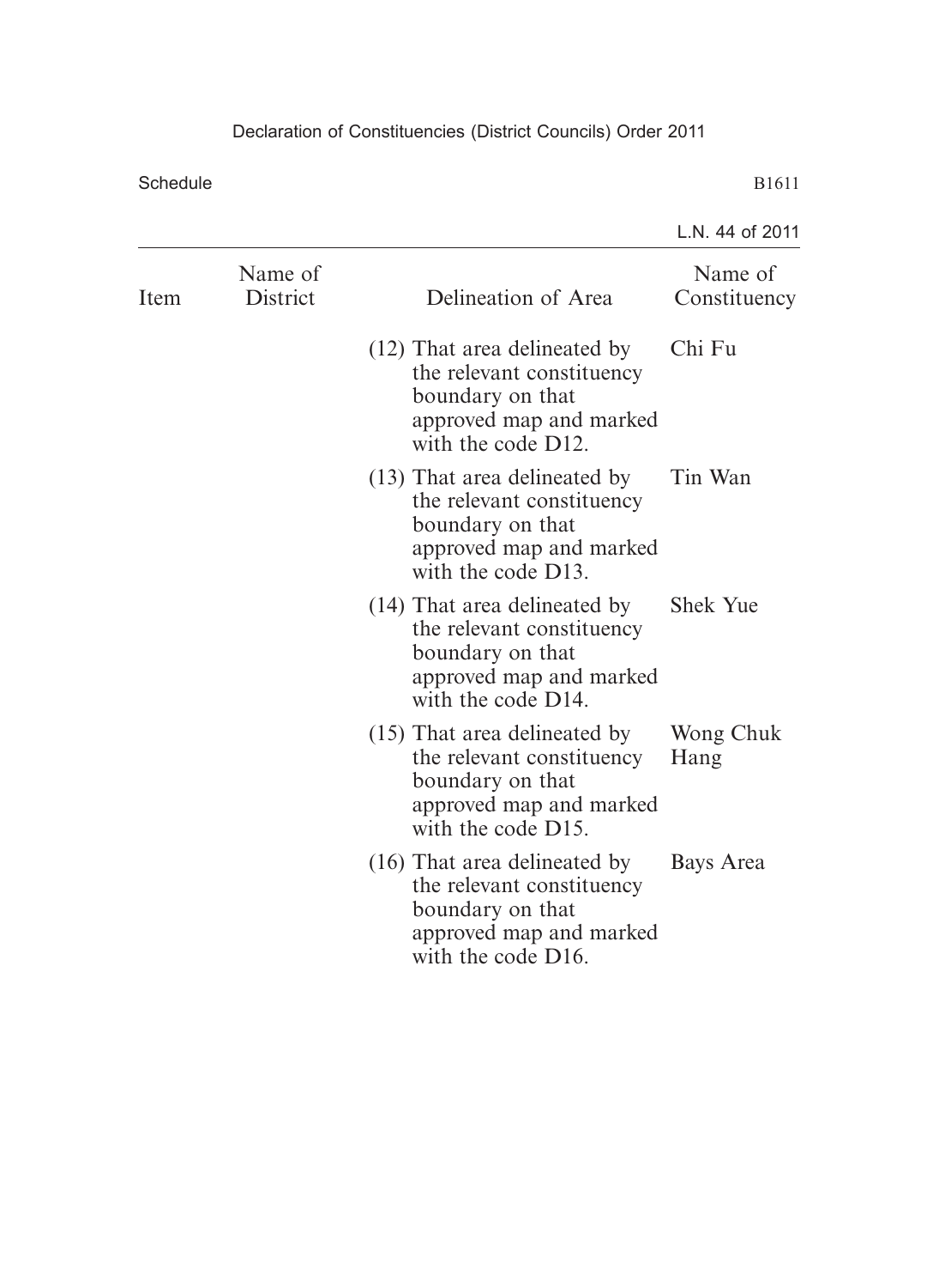| Item | Name of District | Delineation of Area | Name of Constituency |
|---|---|---|---|
| | | (12) That area delineated by the relevant constituency boundary on that approved map and marked with the code D12. | Chi Fu |
| | | (13) That area delineated by the relevant constituency boundary on that approved map and marked with the code D13. | Tin Wan |
| | | (14) That area delineated by the relevant constituency boundary on that approved map and marked with the code D14. | Shek Yue |
| | | (15) That area delineated by the relevant constituency boundary on that approved map and marked with the code D15. | Wong Chuk Hang |
| | | (16) That area delineated by the relevant constituency boundary on that approved map and marked with the code D16. | Bays Area |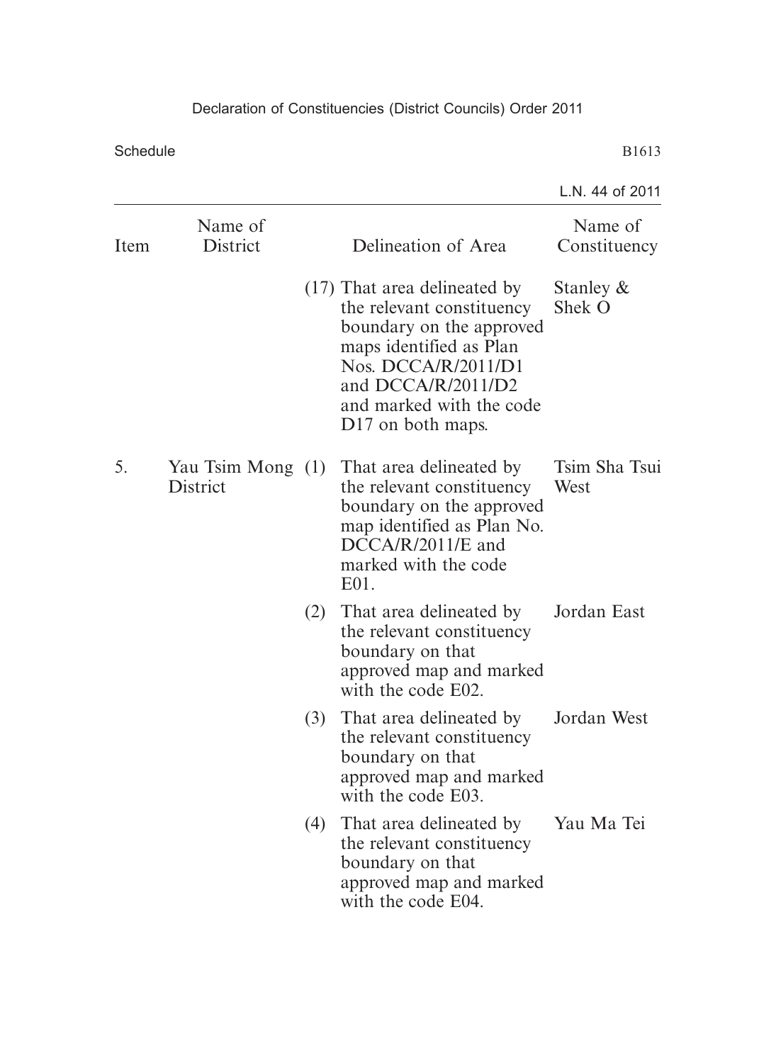| Item | Name of District | Delineation of Area | Name of Constituency |
| --- | --- | --- | --- |
| | | (17) That area delineated by the relevant constituency boundary on the approved maps identified as Plan Nos. DCCA/R/2011/D1 and DCCA/R/2011/D2 and marked with the code D17 on both maps. | Stanley & Shek O |
| 5. | Yau Tsim Mong District | (1) That area delineated by the relevant constituency boundary on the approved map identified as Plan No. DCCA/R/2011/E and marked with the code E01. | Tsim Sha Tsui West |
| | | (2) That area delineated by the relevant constituency boundary on that approved map and marked with the code E02. | Jordan East |
| | | (3) That area delineated by the relevant constituency boundary on that approved map and marked with the code E03. | Jordan West |
| | | (4) That area delineated by the relevant constituency boundary on that approved map and marked with the code E04. | Yau Ma Tei |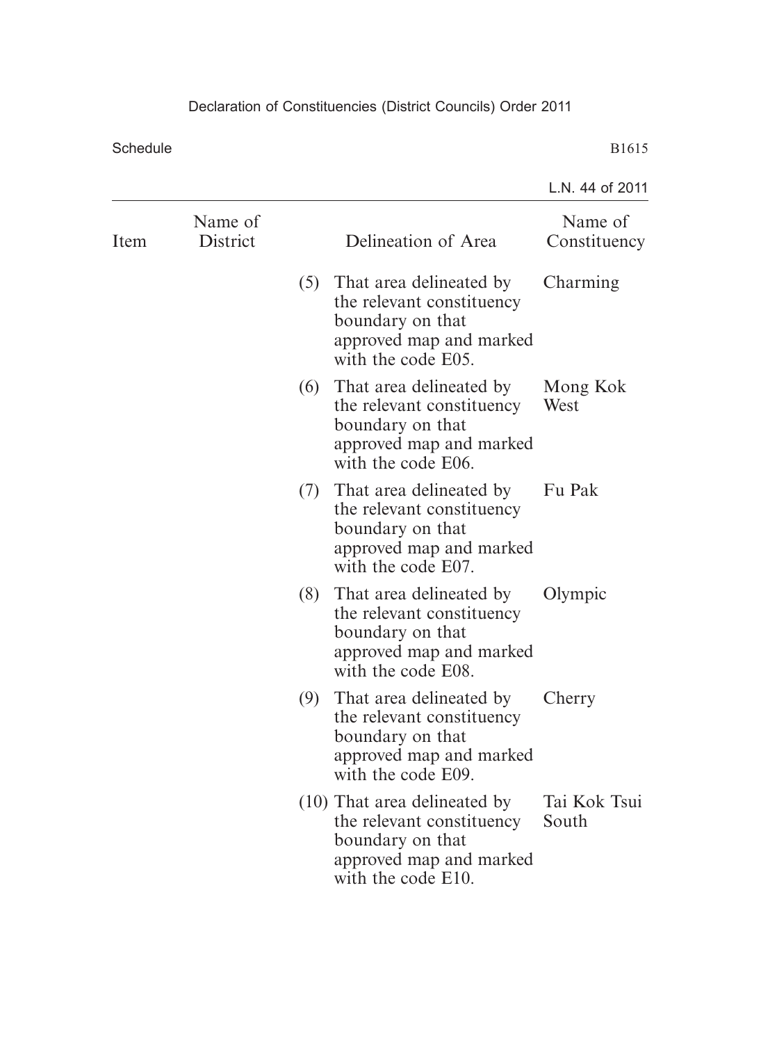| Item | Name of District | Delineation of Area | Name of Constituency |
|---|---|---|---|
| | | (5) That area delineated by the relevant constituency boundary on that approved map and marked with the code E05. | Charming |
| | | (6) That area delineated by the relevant constituency boundary on that approved map and marked with the code E06. | Mong Kok West |
| | | (7) That area delineated by the relevant constituency boundary on that approved map and marked with the code E07. | Fu Pak |
| | | (8) That area delineated by the relevant constituency boundary on that approved map and marked with the code E08. | Olympic |
| | | (9) That area delineated by the relevant constituency boundary on that approved map and marked with the code E09. | Cherry |
| | | (10) That area delineated by the relevant constituency boundary on that approved map and marked with the code E10. | Tai Kok Tsui South |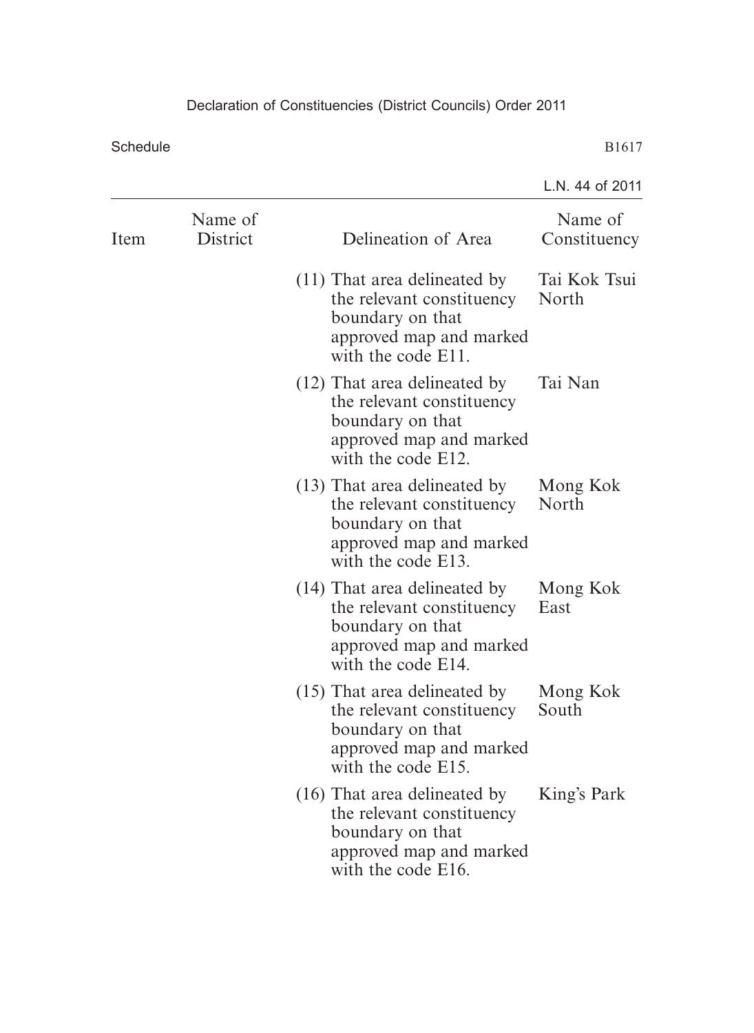| Item | Name of District | Delineation of Area | Name of Constituency |
|---|---|---|---|
| | | (11) That area delineated by the relevant constituency boundary on that approved map and marked with the code E11. | Tai Kok Tsui North |
| | | (12) That area delineated by the relevant constituency boundary on that approved map and marked with the code E12. | Tai Nan |
| | | (13) That area delineated by the relevant constituency boundary on that approved map and marked with the code E13. | Mong Kok North |
| | | (14) That area delineated by the relevant constituency boundary on that approved map and marked with the code E14. | Mong Kok East |
| | | (15) That area delineated by the relevant constituency boundary on that approved map and marked with the code E15. | Mong Kok South |
| | | (16) That area delineated by the relevant constituency boundary on that approved map and marked with the code E16. | King's Park |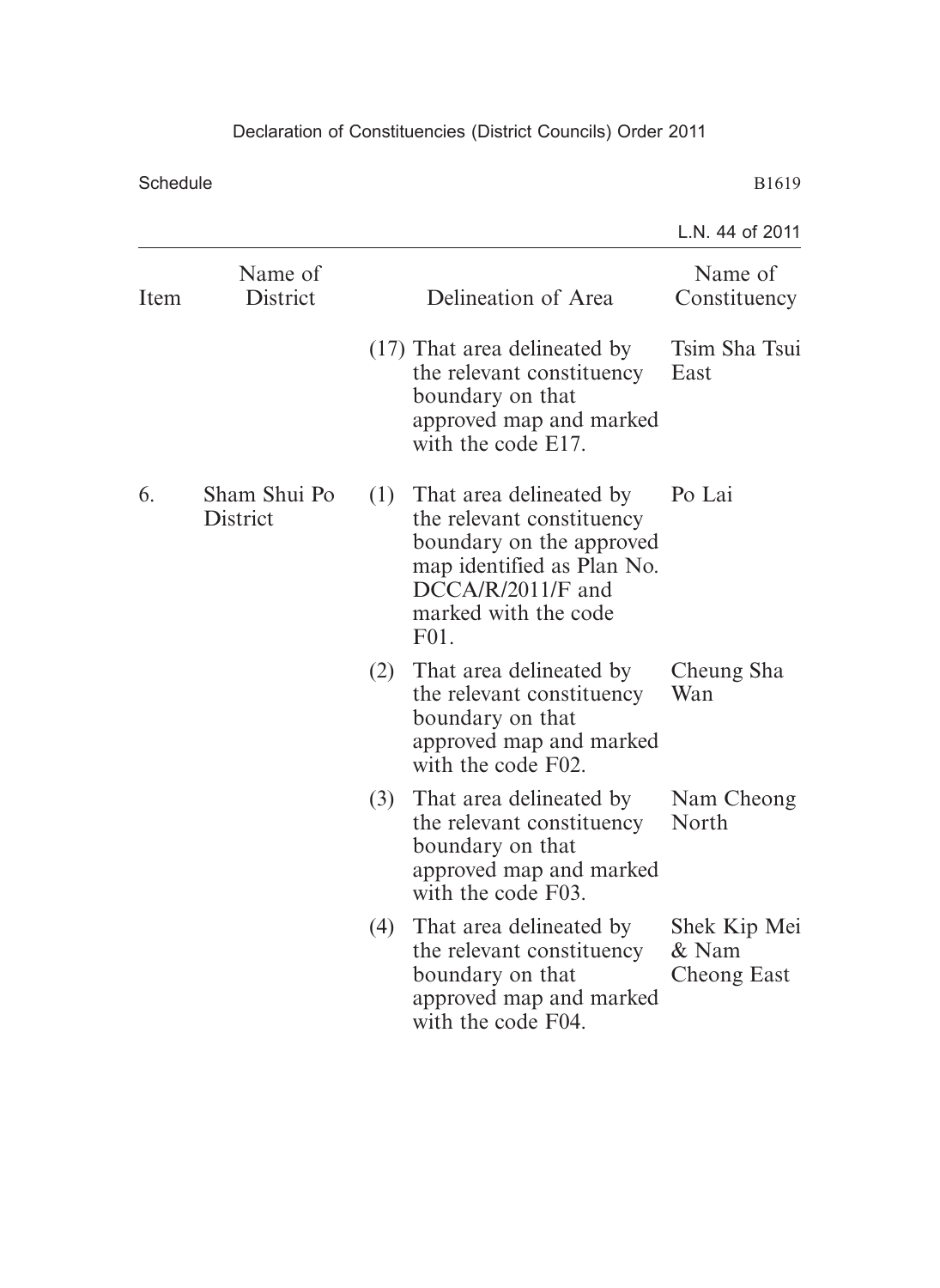| Item | Name of District | Delineation of Area | Name of Constituency |
|---|---|---|---|
| | | (17) That area delineated by the relevant constituency boundary on that approved map and marked with the code E17. | Tsim Sha Tsui East |
| 6. | Sham Shui Po District | (1) That area delineated by the relevant constituency boundary on the approved map identified as Plan No. DCCA/R/2011/F and marked with the code F01. | Po Lai |
| | | (2) That area delineated by the relevant constituency boundary on that approved map and marked with the code F02. | Cheung Sha Wan |
| | | (3) That area delineated by the relevant constituency boundary on that approved map and marked with the code F03. | Nam Cheong North |
| | | (4) That area delineated by the relevant constituency boundary on that approved map and marked with the code F04. | Shek Kip Mei & Nam Cheong East |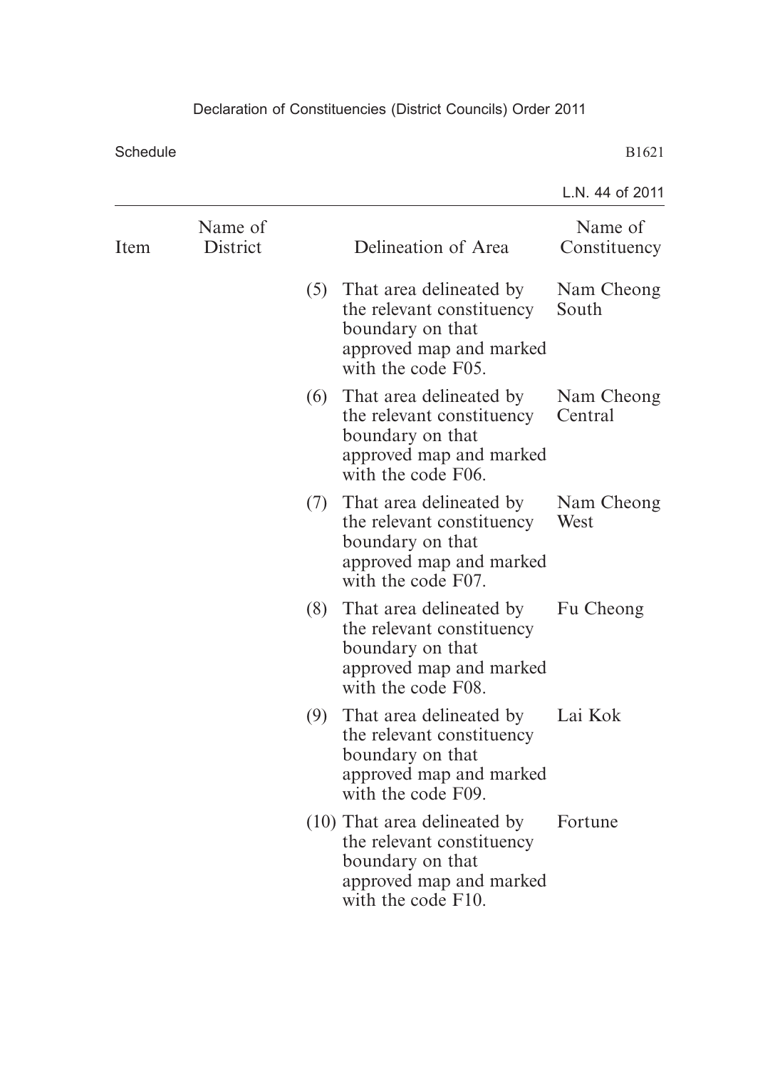| Item | Name of District | Delineation of Area | Name of Constituency |
|---|---|---|---|
| | | (5) That area delineated by the relevant constituency boundary on that approved map and marked with the code F05. | Nam Cheong South |
| | | (6) That area delineated by the relevant constituency boundary on that approved map and marked with the code F06. | Nam Cheong Central |
| | | (7) That area delineated by the relevant constituency boundary on that approved map and marked with the code F07. | Nam Cheong West |
| | | (8) That area delineated by the relevant constituency boundary on that approved map and marked with the code F08. | Fu Cheong |
| | | (9) That area delineated by the relevant constituency boundary on that approved map and marked with the code F09. | Lai Kok |
| | | (10) That area delineated by the relevant constituency boundary on that approved map and marked with the code F10. | Fortune |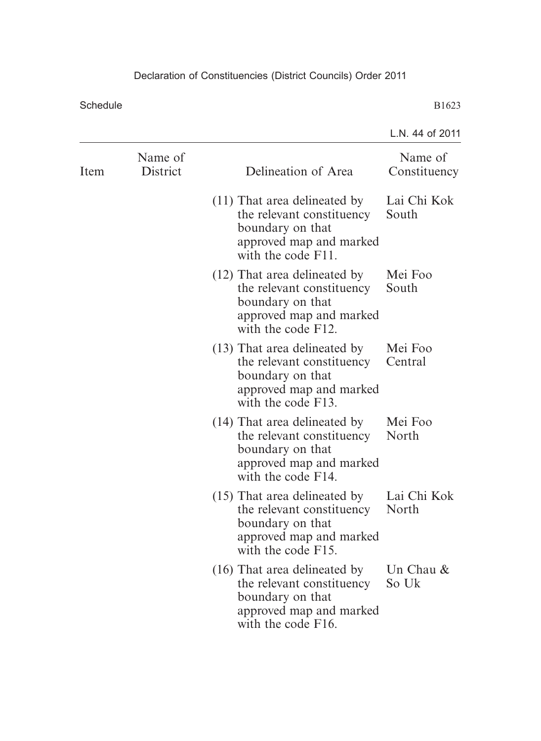| Item | Name of District | Delineation of Area | Name of Constituency |
|---|---|---|---|
| | | (11) That area delineated by the relevant constituency boundary on that approved map and marked with the code F11. | Lai Chi Kok South |
| | | (12) That area delineated by the relevant constituency boundary on that approved map and marked with the code F12. | Mei Foo South |
| | | (13) That area delineated by the relevant constituency boundary on that approved map and marked with the code F13. | Mei Foo Central |
| | | (14) That area delineated by the relevant constituency boundary on that approved map and marked with the code F14. | Mei Foo North |
| | | (15) That area delineated by the relevant constituency boundary on that approved map and marked with the code F15. | Lai Chi Kok North |
| | | (16) That area delineated by the relevant constituency boundary on that approved map and marked with the code F16. | Un Chau & So Uk |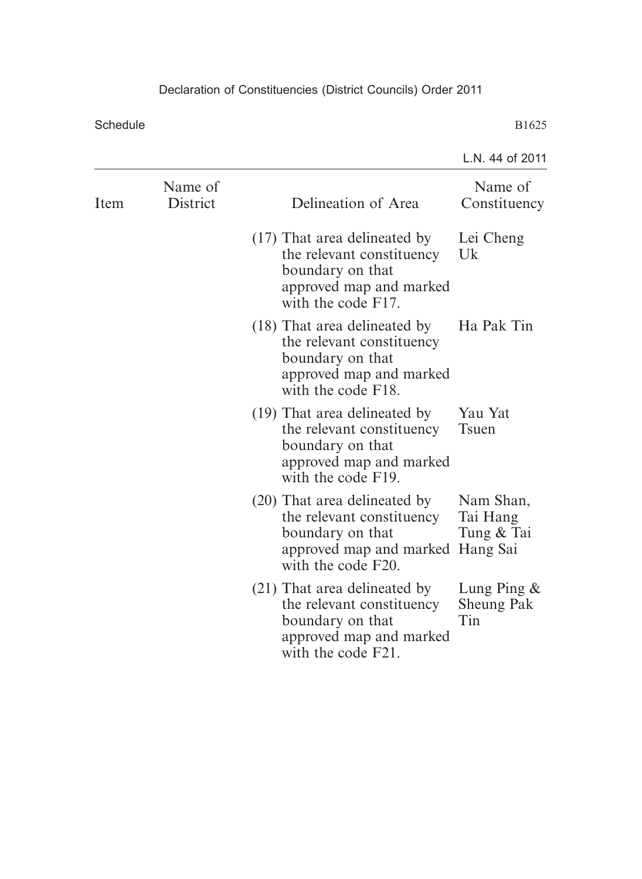| Item | Name of District | Delineation of Area | Name of Constituency |
| --- | --- | --- | --- |
| | | (17) That area delineated by the relevant constituency boundary on that approved map and marked with the code F17. | Lei Cheng Uk |
| | | (18) That area delineated by the relevant constituency boundary on that approved map and marked with the code F18. | Ha Pak Tin |
| | | (19) That area delineated by the relevant constituency boundary on that approved map and marked with the code F19. | Yau Yat Tsuen |
| | | (20) That area delineated by the relevant constituency boundary on that approved map and marked with the code F20. | Nam Shan, Tai Hang Tung & Tai Hang Sai |
| | | (21) That area delineated by the relevant constituency boundary on that approved map and marked with the code F21. | Lung Ping & Sheung Pak Tin |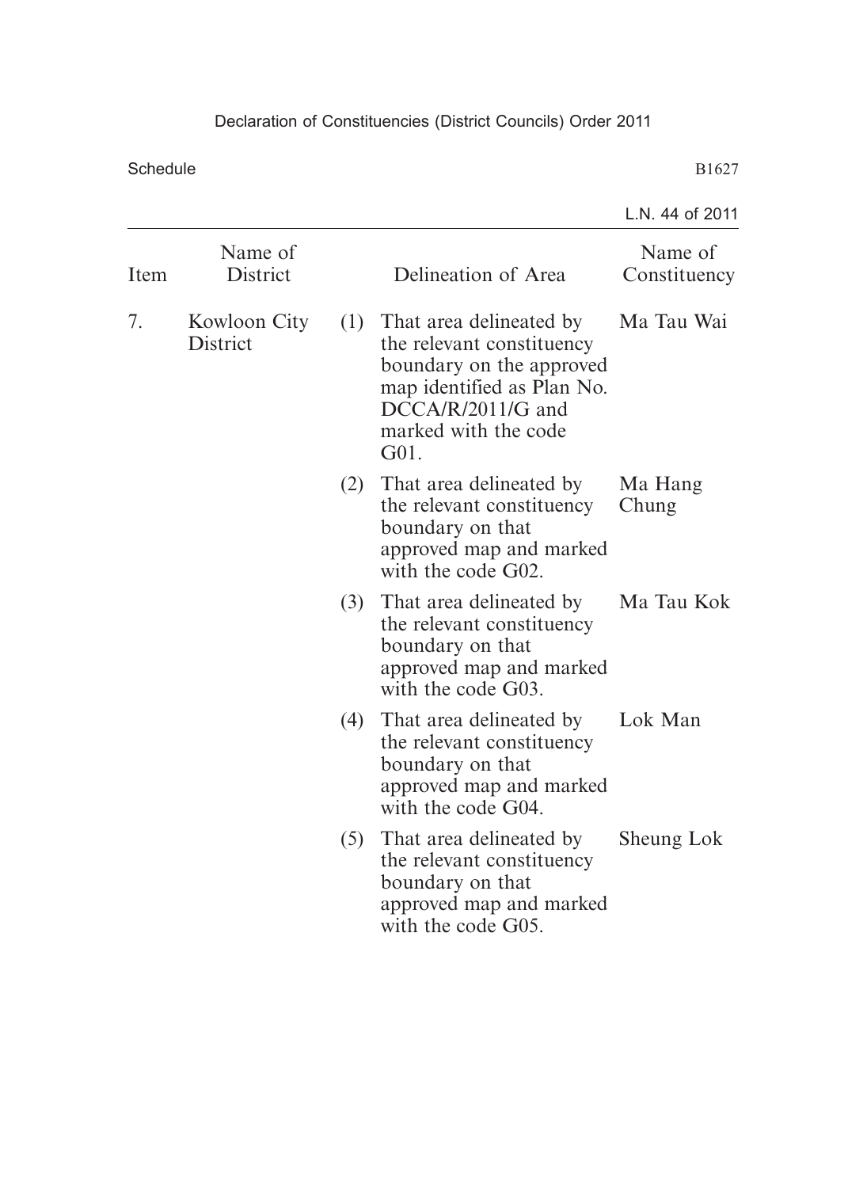| Item | Name of District | | Delineation of Area | Name of Constituency |
|---|---|---|---|---|
| 7. | Kowloon City District | (1) | That area delineated by the relevant constituency boundary on the approved map identified as Plan No. DCCA/R/2011/G and marked with the code G01. | Ma Tau Wai |
| | | (2) | That area delineated by the relevant constituency boundary on that approved map and marked with the code G02. | Ma Hang Chung |
| | | (3) | That area delineated by the relevant constituency boundary on that approved map and marked with the code G03. | Ma Tau Kok |
| | | (4) | That area delineated by the relevant constituency boundary on that approved map and marked with the code G04. | Lok Man |
| | | (5) | That area delineated by the relevant constituency boundary on that approved map and marked with the code G05. | Sheung Lok |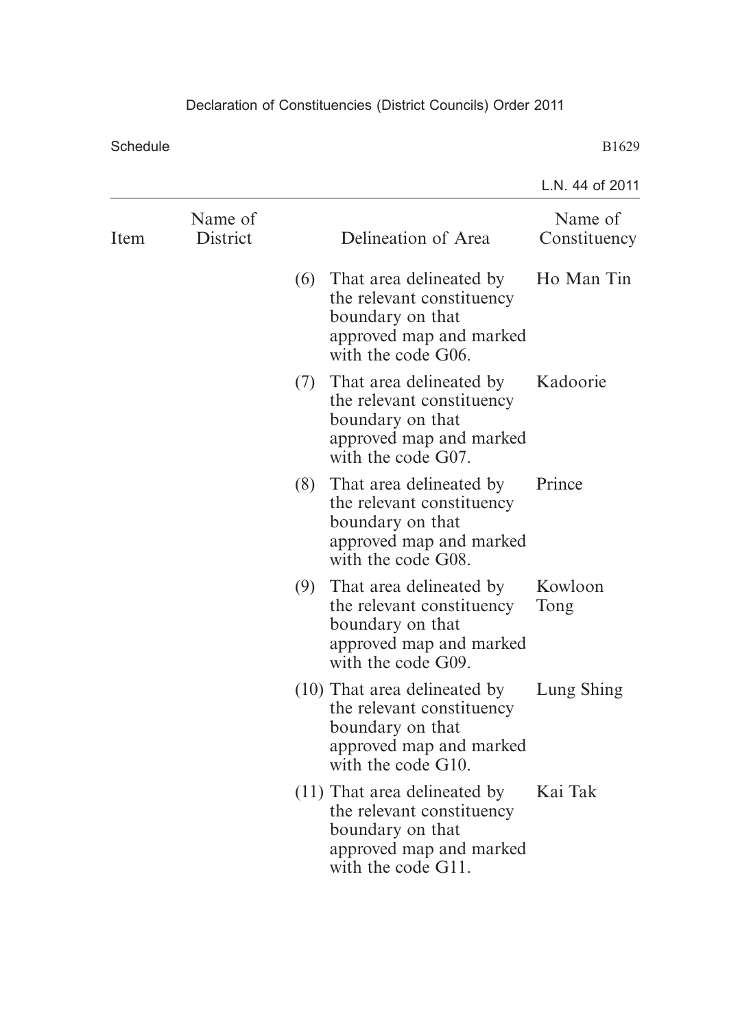| Item | Name of District | Delineation of Area | Name of Constituency |
|---|---|---|---|
| | | (6) That area delineated by the relevant constituency boundary on that approved map and marked with the code G06. | Ho Man Tin |
| | | (7) That area delineated by the relevant constituency boundary on that approved map and marked with the code G07. | Kadoorie |
| | | (8) That area delineated by the relevant constituency boundary on that approved map and marked with the code G08. | Prince |
| | | (9) That area delineated by the relevant constituency boundary on that approved map and marked with the code G09. | Kowloon Tong |
| | | (10) That area delineated by the relevant constituency boundary on that approved map and marked with the code G10. | Lung Shing |
| | | (11) That area delineated by the relevant constituency boundary on that approved map and marked with the code G11. | Kai Tak |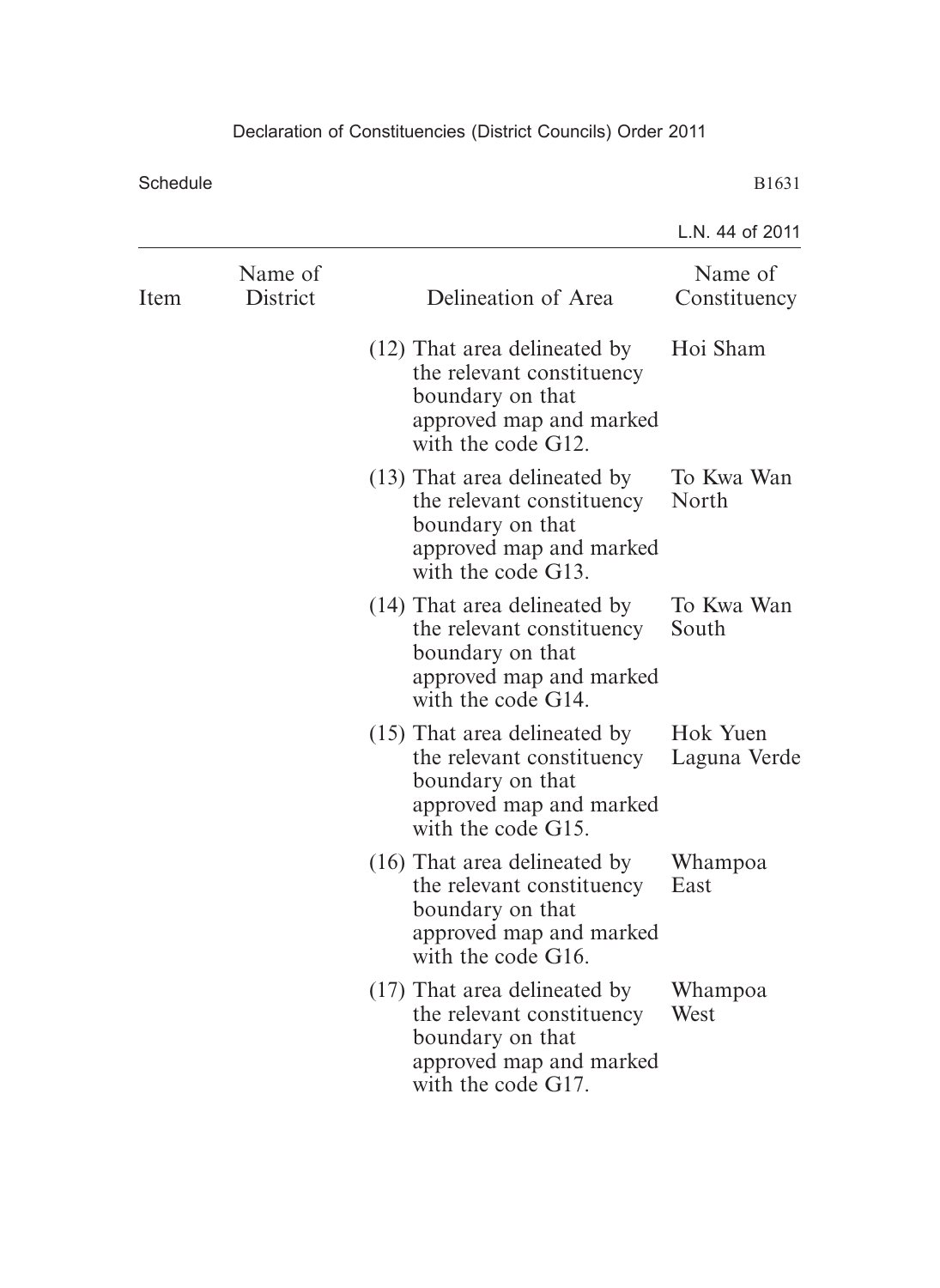| Item | Name of District | Delineation of Area | Name of Constituency |
|---|---|---|---|
| | | (12) That area delineated by the relevant constituency boundary on that approved map and marked with the code G12. | Hoi Sham |
| | | (13) That area delineated by the relevant constituency boundary on that approved map and marked with the code G13. | To Kwa Wan North |
| | | (14) That area delineated by the relevant constituency boundary on that approved map and marked with the code G14. | To Kwa Wan South |
| | | (15) That area delineated by the relevant constituency boundary on that approved map and marked with the code G15. | Hok Yuen Laguna Verde |
| | | (16) That area delineated by the relevant constituency boundary on that approved map and marked with the code G16. | Whampoa East |
| | | (17) That area delineated by the relevant constituency boundary on that approved map and marked with the code G17. | Whampoa West |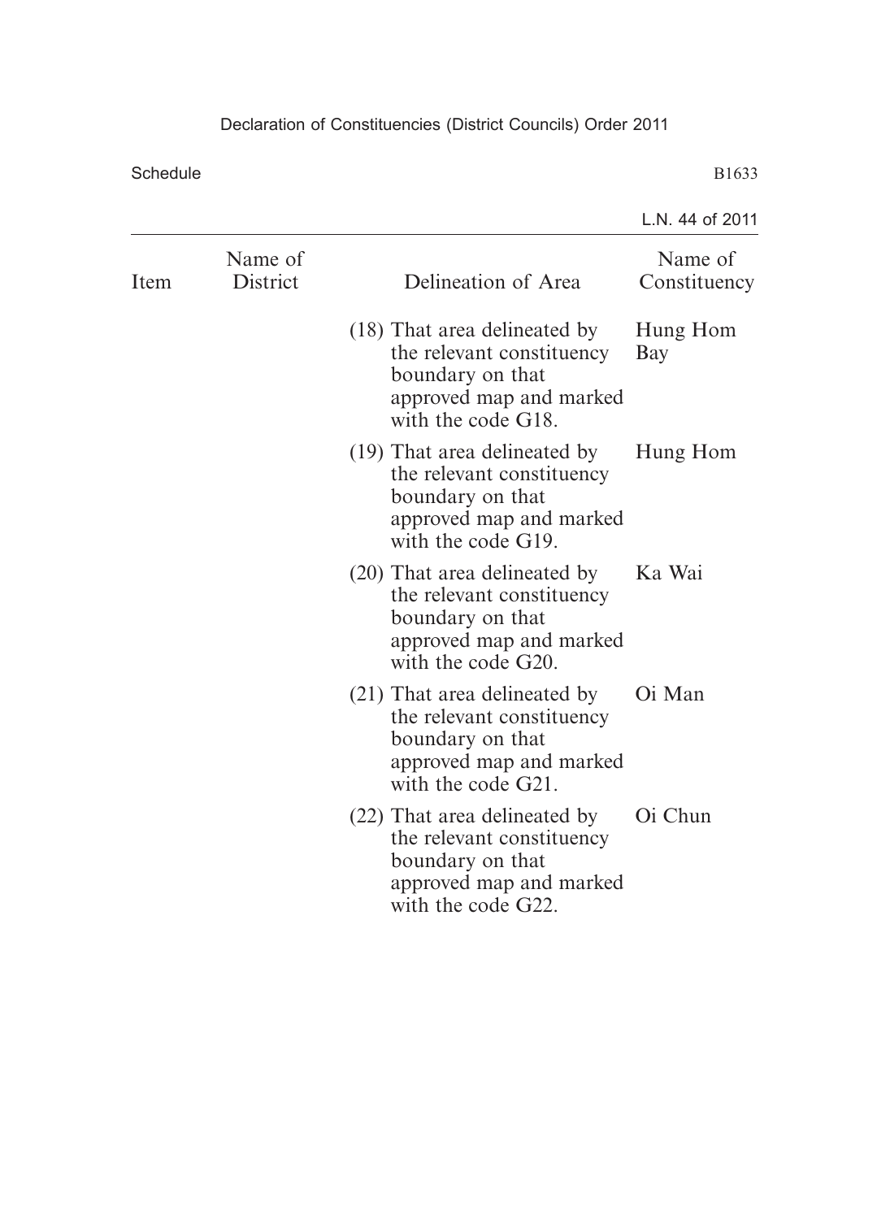| Item | Name of District | Delineation of Area | Name of Constituency |
|---|---|---|---|
| | | (18) That area delineated by the relevant constituency boundary on that approved map and marked with the code G18. | Hung Hom Bay |
| | | (19) That area delineated by the relevant constituency boundary on that approved map and marked with the code G19. | Hung Hom |
| | | (20) That area delineated by the relevant constituency boundary on that approved map and marked with the code G20. | Ka Wai |
| | | (21) That area delineated by the relevant constituency boundary on that approved map and marked with the code G21. | Oi Man |
| | | (22) That area delineated by the relevant constituency boundary on that approved map and marked with the code G22. | Oi Chun |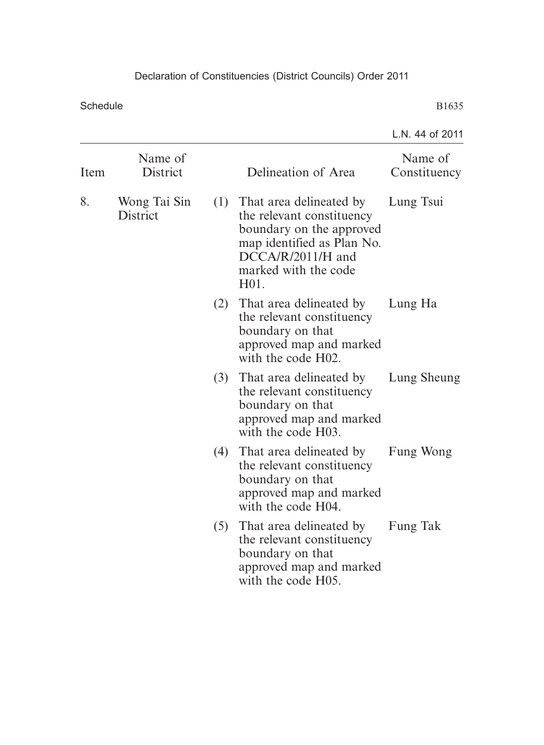| Item | Name of District | | Delineation of Area | Name of Constituency |
|---|---|---|---|---|
| 8. | Wong Tai Sin District | (1) | That area delineated by the relevant constituency boundary on the approved map identified as Plan No. DCCA/R/2011/H and marked with the code H01. | Lung Tsui |
| | | (2) | That area delineated by the relevant constituency boundary on that approved map and marked with the code H02. | Lung Ha |
| | | (3) | That area delineated by the relevant constituency boundary on that approved map and marked with the code H03. | Lung Sheung |
| | | (4) | That area delineated by the relevant constituency boundary on that approved map and marked with the code H04. | Fung Wong |
| | | (5) | That area delineated by the relevant constituency boundary on that approved map and marked with the code H05. | Fung Tak |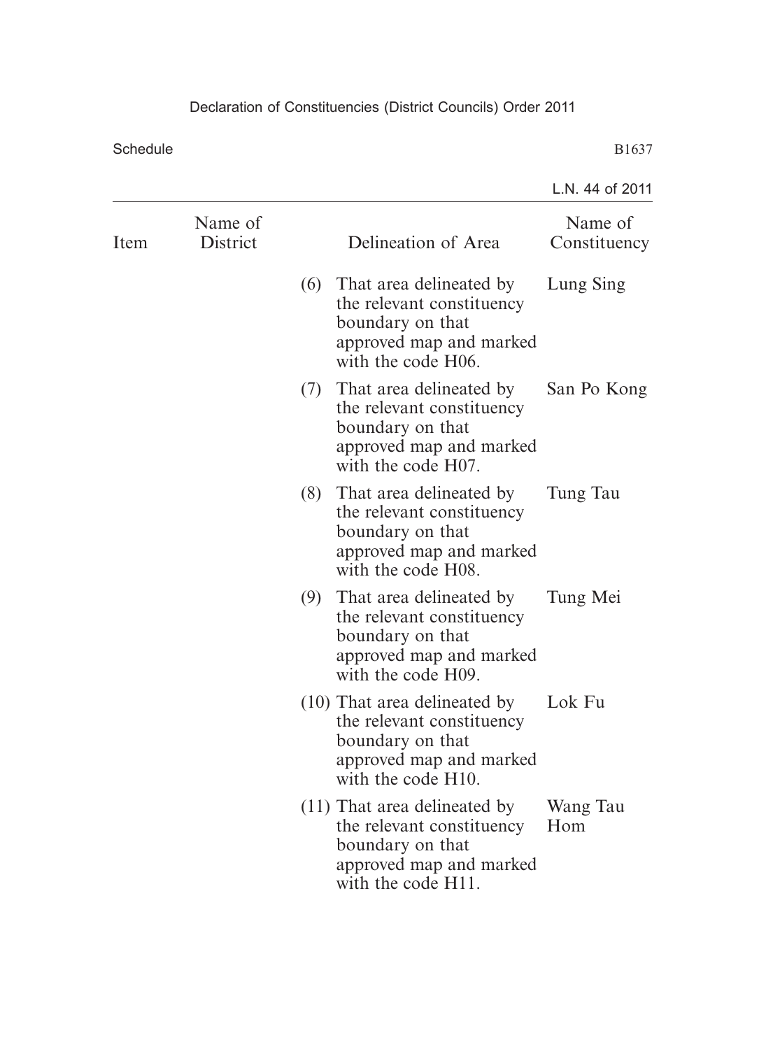| Item | Name of District | Delineation of Area | Name of Constituency |
|---|---|---|---|
| | | (6) That area delineated by the relevant constituency boundary on that approved map and marked with the code H06. | Lung Sing |
| | | (7) That area delineated by the relevant constituency boundary on that approved map and marked with the code H07. | San Po Kong |
| | | (8) That area delineated by the relevant constituency boundary on that approved map and marked with the code H08. | Tung Tau |
| | | (9) That area delineated by the relevant constituency boundary on that approved map and marked with the code H09. | Tung Mei |
| | | (10) That area delineated by the relevant constituency boundary on that approved map and marked with the code H10. | Lok Fu |
| | | (11) That area delineated by the relevant constituency boundary on that approved map and marked with the code H11. | Wang Tau Hom |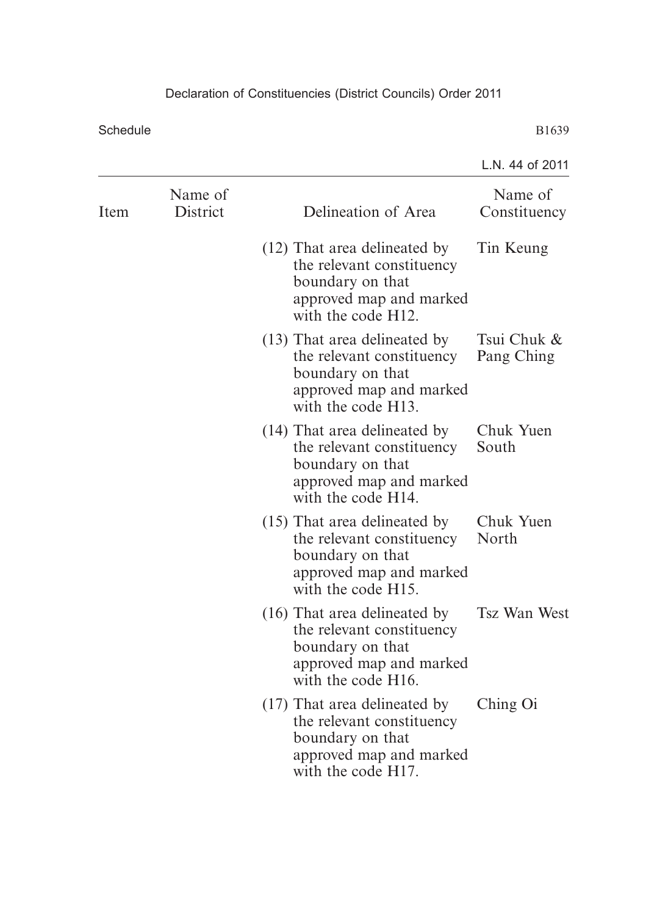| Item | Name of District | Delineation of Area | Name of Constituency |
|---|---|---|---|
| | | (12) That area delineated by the relevant constituency boundary on that approved map and marked with the code H12. | Tin Keung |
| | | (13) That area delineated by the relevant constituency boundary on that approved map and marked with the code H13. | Tsui Chuk & Pang Ching |
| | | (14) That area delineated by the relevant constituency boundary on that approved map and marked with the code H14. | Chuk Yuen South |
| | | (15) That area delineated by the relevant constituency boundary on that approved map and marked with the code H15. | Chuk Yuen North |
| | | (16) That area delineated by the relevant constituency boundary on that approved map and marked with the code H16. | Tsz Wan West |
| | | (17) That area delineated by the relevant constituency boundary on that approved map and marked with the code H17. | Ching Oi |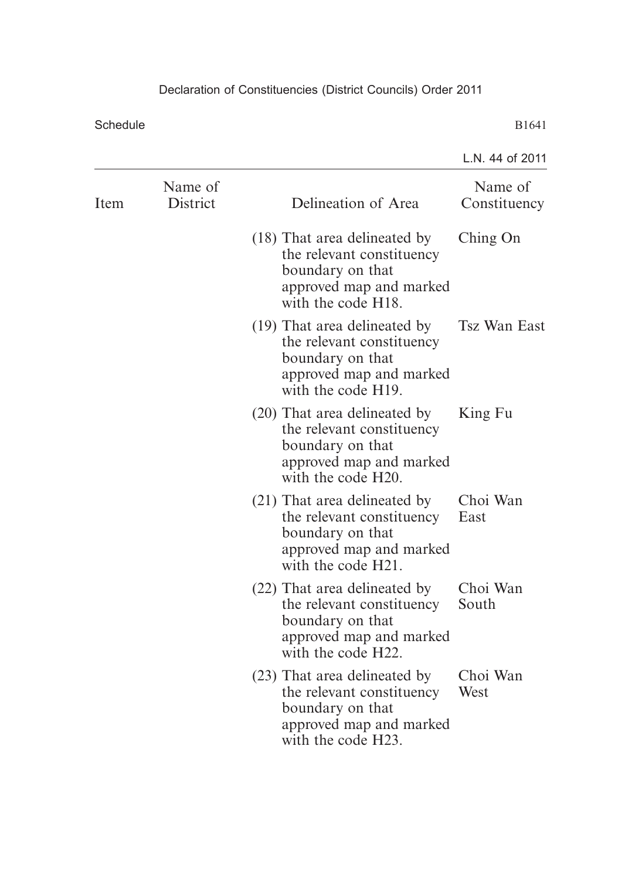| Item | Name of District | Delineation of Area | Name of Constituency |
|---|---|---|---|
| | | (18) That area delineated by the relevant constituency boundary on that approved map and marked with the code H18. | Ching On |
| | | (19) That area delineated by the relevant constituency boundary on that approved map and marked with the code H19. | Tsz Wan East |
| | | (20) That area delineated by the relevant constituency boundary on that approved map and marked with the code H20. | King Fu |
| | | (21) That area delineated by the relevant constituency boundary on that approved map and marked with the code H21. | Choi Wan East |
| | | (22) That area delineated by the relevant constituency boundary on that approved map and marked with the code H22. | Choi Wan South |
| | | (23) That area delineated by the relevant constituency boundary on that approved map and marked with the code H23. | Choi Wan West |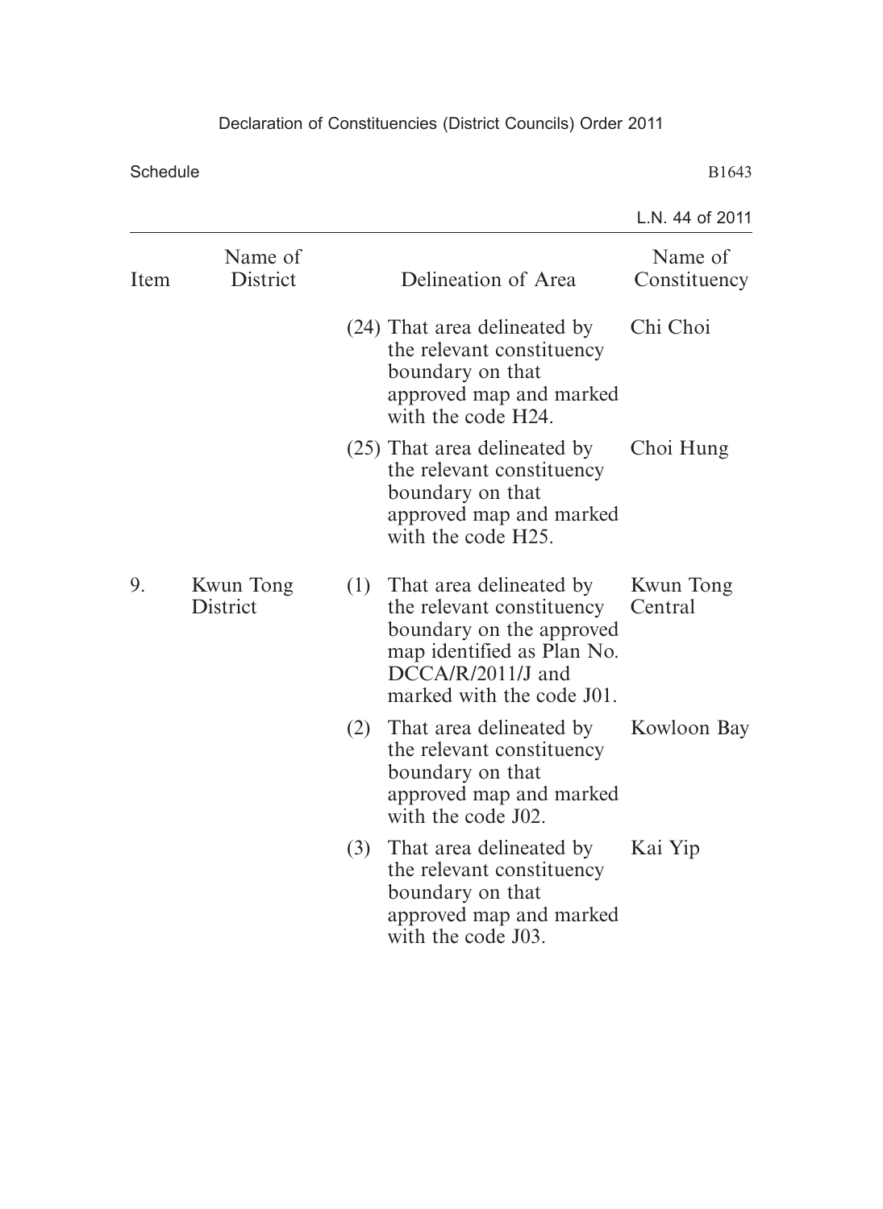| Item | Name of District | Delineation of Area | Name of Constituency |
|---|---|---|---|
| | | (24) That area delineated by the relevant constituency boundary on that approved map and marked with the code H24. | Chi Choi |
| | | (25) That area delineated by the relevant constituency boundary on that approved map and marked with the code H25. | Choi Hung |
| 9. | Kwun Tong District | (1) That area delineated by the relevant constituency boundary on the approved map identified as Plan No. DCCA/R/2011/J and marked with the code J01. | Kwun Tong Central |
| | | (2) That area delineated by the relevant constituency boundary on that approved map and marked with the code J02. | Kowloon Bay |
| | | (3) That area delineated by the relevant constituency boundary on that approved map and marked with the code J03. | Kai Yip |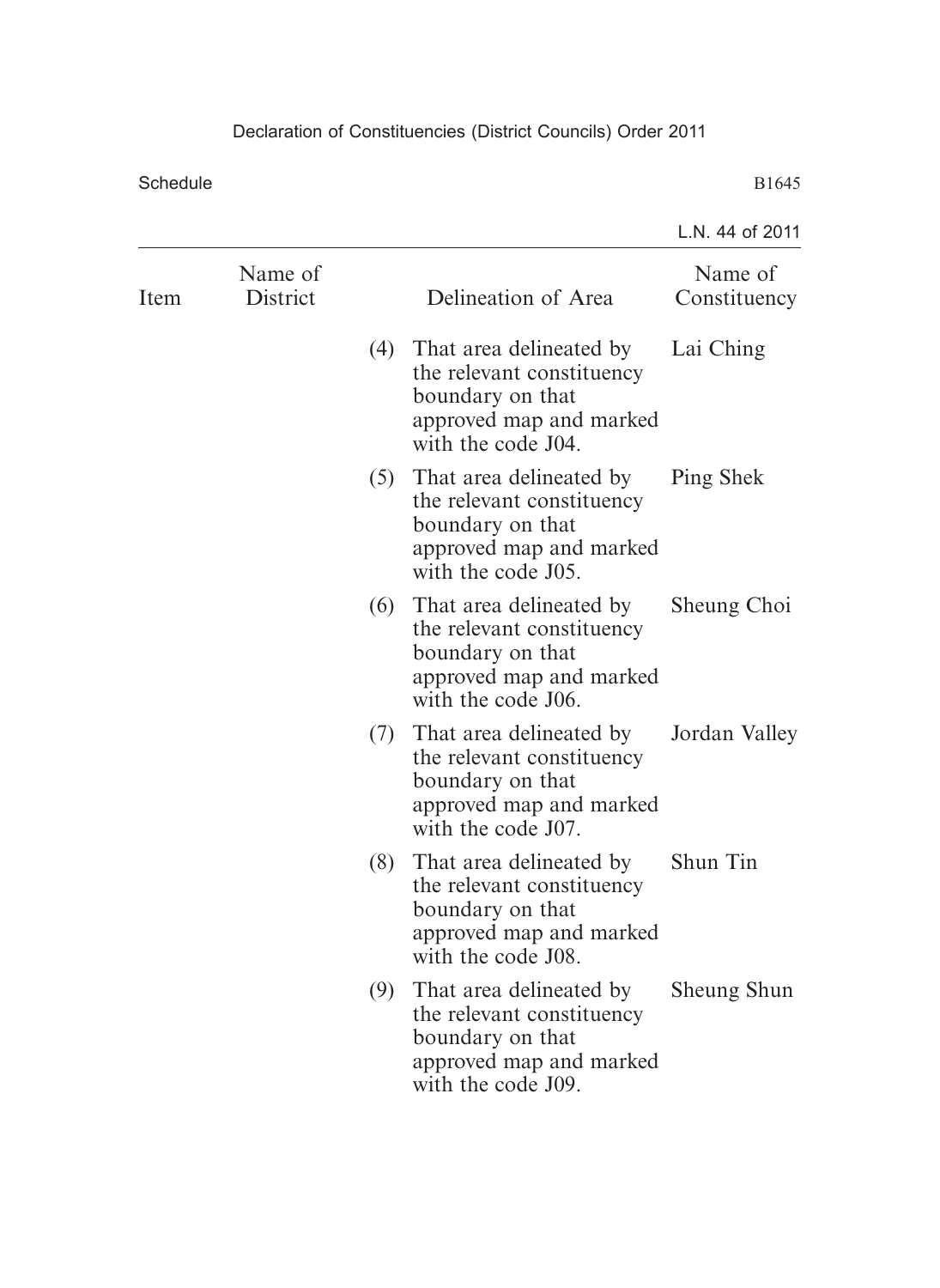| Item | Name of District | Delineation of Area | Name of Constituency |
|---|---|---|---|
| | | (4) That area delineated by the relevant constituency boundary on that approved map and marked with the code J04. | Lai Ching |
| | | (5) That area delineated by the relevant constituency boundary on that approved map and marked with the code J05. | Ping Shek |
| | | (6) That area delineated by the relevant constituency boundary on that approved map and marked with the code J06. | Sheung Choi |
| | | (7) That area delineated by the relevant constituency boundary on that approved map and marked with the code J07. | Jordan Valley |
| | | (8) That area delineated by the relevant constituency boundary on that approved map and marked with the code J08. | Shun Tin |
| | | (9) That area delineated by the relevant constituency boundary on that approved map and marked with the code J09. | Sheung Shun |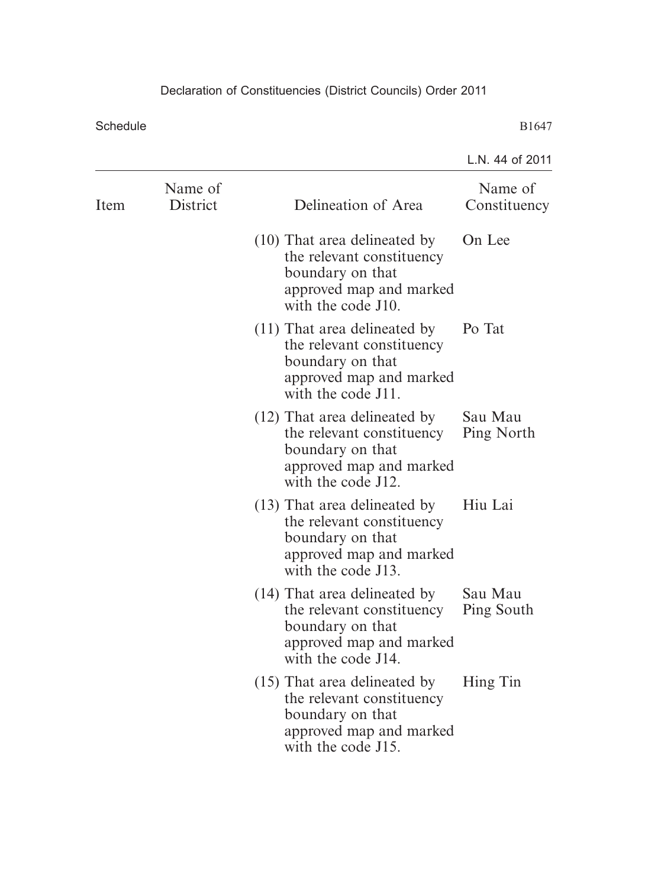| Item | Name of District | Delineation of Area | Name of Constituency |
|---|---|---|---|
| | | (10) That area delineated by the relevant constituency boundary on that approved map and marked with the code J10. | On Lee |
| | | (11) That area delineated by the relevant constituency boundary on that approved map and marked with the code J11. | Po Tat |
| | | (12) That area delineated by the relevant constituency boundary on that approved map and marked with the code J12. | Sau Mau Ping North |
| | | (13) That area delineated by the relevant constituency boundary on that approved map and marked with the code J13. | Hiu Lai |
| | | (14) That area delineated by the relevant constituency boundary on that approved map and marked with the code J14. | Sau Mau Ping South |
| | | (15) That area delineated by the relevant constituency boundary on that approved map and marked with the code J15. | Hing Tin |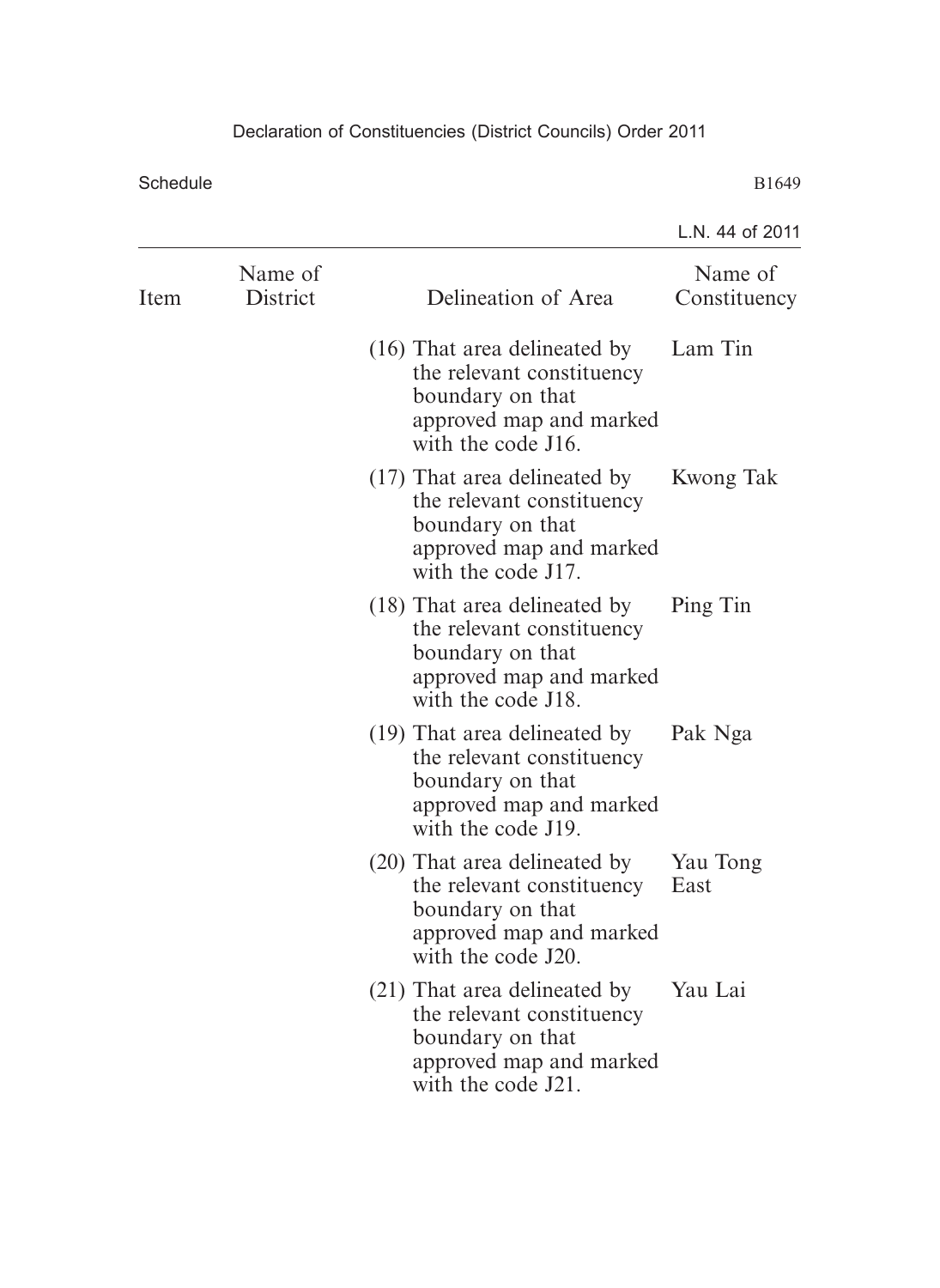| Item | Name of District | Delineation of Area | Name of Constituency |
|---|---|---|---|
| | | (16) That area delineated by the relevant constituency boundary on that approved map and marked with the code J16. | Lam Tin |
| | | (17) That area delineated by the relevant constituency boundary on that approved map and marked with the code J17. | Kwong Tak |
| | | (18) That area delineated by the relevant constituency boundary on that approved map and marked with the code J18. | Ping Tin |
| | | (19) That area delineated by the relevant constituency boundary on that approved map and marked with the code J19. | Pak Nga |
| | | (20) That area delineated by the relevant constituency boundary on that approved map and marked with the code J20. | Yau Tong East |
| | | (21) That area delineated by the relevant constituency boundary on that approved map and marked with the code J21. | Yau Lai |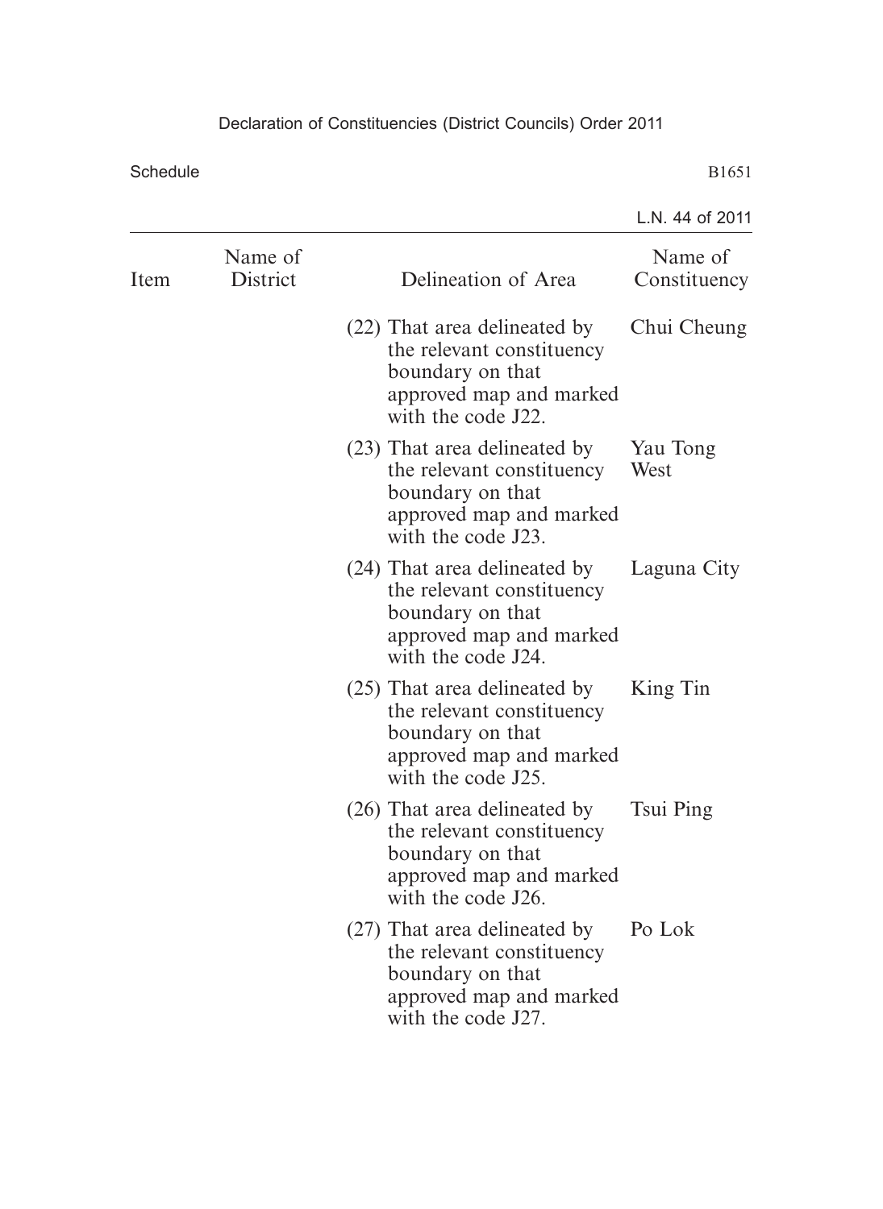| Item | Name of District | Delineation of Area | Name of Constituency |
|---|---|---|---|
| | | (22) That area delineated by the relevant constituency boundary on that approved map and marked with the code J22. | Chui Cheung |
| | | (23) That area delineated by the relevant constituency boundary on that approved map and marked with the code J23. | Yau Tong West |
| | | (24) That area delineated by the relevant constituency boundary on that approved map and marked with the code J24. | Laguna City |
| | | (25) That area delineated by the relevant constituency boundary on that approved map and marked with the code J25. | King Tin |
| | | (26) That area delineated by the relevant constituency boundary on that approved map and marked with the code J26. | Tsui Ping |
| | | (27) That area delineated by the relevant constituency boundary on that approved map and marked with the code J27. | Po Lok |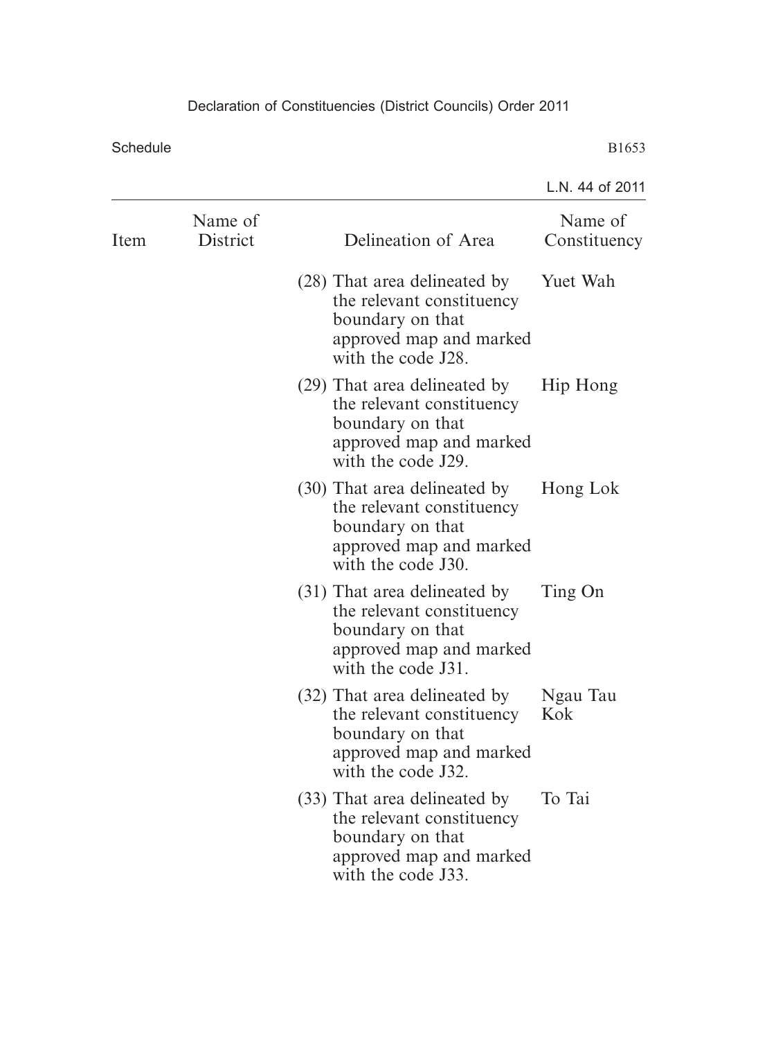| Item | Name of District | Delineation of Area | Name of Constituency |
|---|---|---|---|
| | | (28) That area delineated by the relevant constituency boundary on that approved map and marked with the code J28. | Yuet Wah |
| | | (29) That area delineated by the relevant constituency boundary on that approved map and marked with the code J29. | Hip Hong |
| | | (30) That area delineated by the relevant constituency boundary on that approved map and marked with the code J30. | Hong Lok |
| | | (31) That area delineated by the relevant constituency boundary on that approved map and marked with the code J31. | Ting On |
| | | (32) That area delineated by the relevant constituency boundary on that approved map and marked with the code J32. | Ngau Tau Kok |
| | | (33) That area delineated by the relevant constituency boundary on that approved map and marked with the code J33. | To Tai |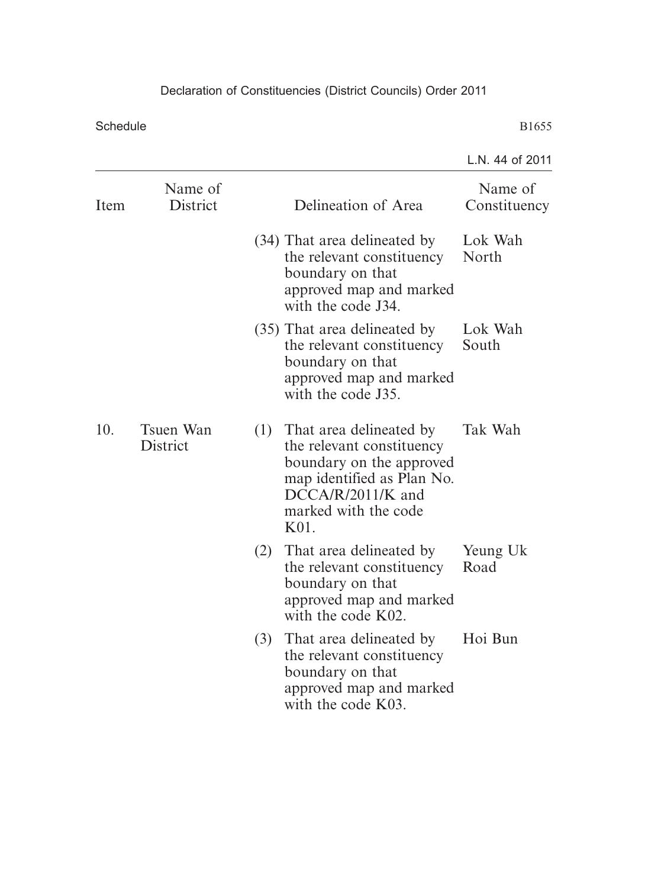| Item | Name of District | Delineation of Area | Name of Constituency |
|---|---|---|---|
| | | (34) That area delineated by the relevant constituency boundary on that approved map and marked with the code J34. | Lok Wah North |
| | | (35) That area delineated by the relevant constituency boundary on that approved map and marked with the code J35. | Lok Wah South |
| 10. | Tsuen Wan District | (1) That area delineated by the relevant constituency boundary on the approved map identified as Plan No. DCCA/R/2011/K and marked with the code K01. | Tak Wah |
| | | (2) That area delineated by the relevant constituency boundary on that approved map and marked with the code K02. | Yeung Uk Road |
| | | (3) That area delineated by the relevant constituency boundary on that approved map and marked with the code K03. | Hoi Bun |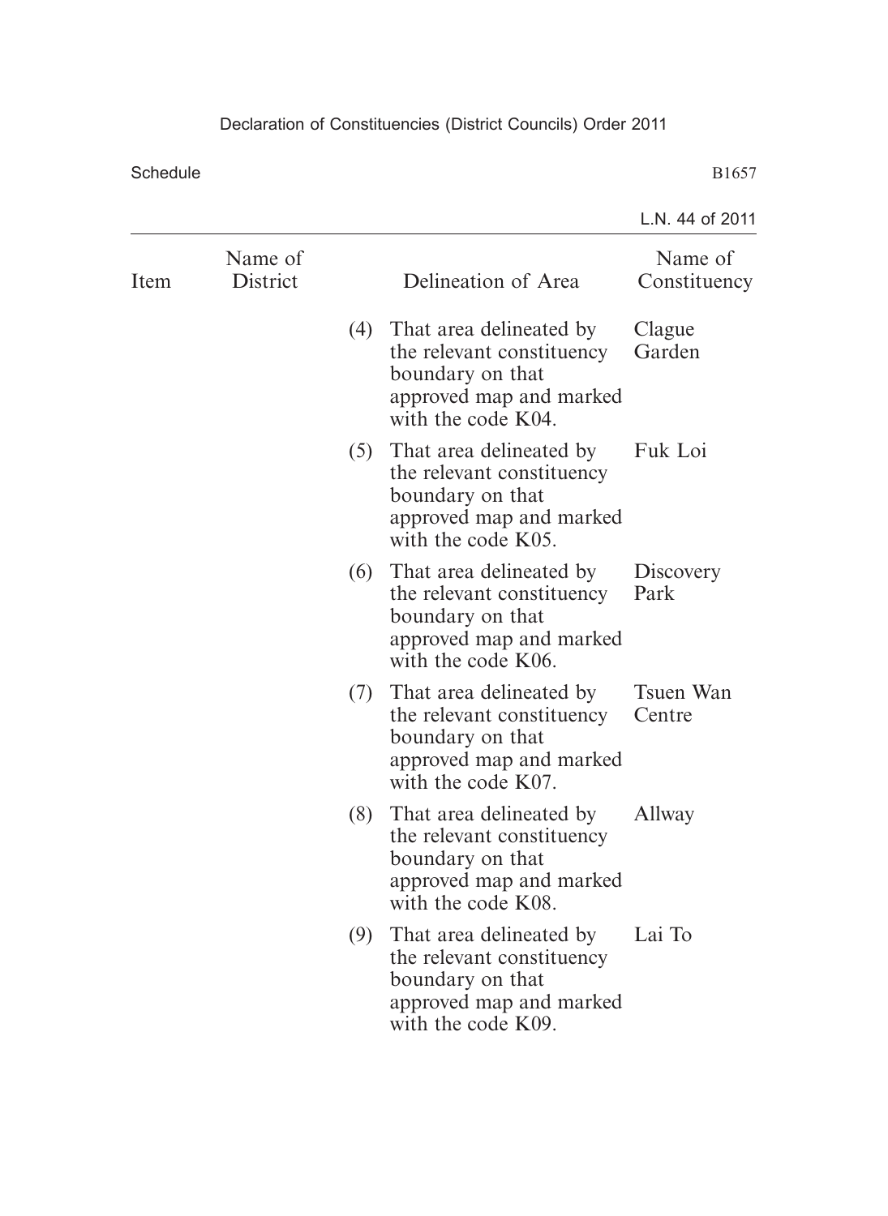| Item | Name of District | Delineation of Area | Name of Constituency |
|---|---|---|---|
| | | (4) That area delineated by the relevant constituency boundary on that approved map and marked with the code K04. | Clague Garden |
| | | (5) That area delineated by the relevant constituency boundary on that approved map and marked with the code K05. | Fuk Loi |
| | | (6) That area delineated by the relevant constituency boundary on that approved map and marked with the code K06. | Discovery Park |
| | | (7) That area delineated by the relevant constituency boundary on that approved map and marked with the code K07. | Tsuen Wan Centre |
| | | (8) That area delineated by the relevant constituency boundary on that approved map and marked with the code K08. | Allway |
| | | (9) That area delineated by the relevant constituency boundary on that approved map and marked with the code K09. | Lai To |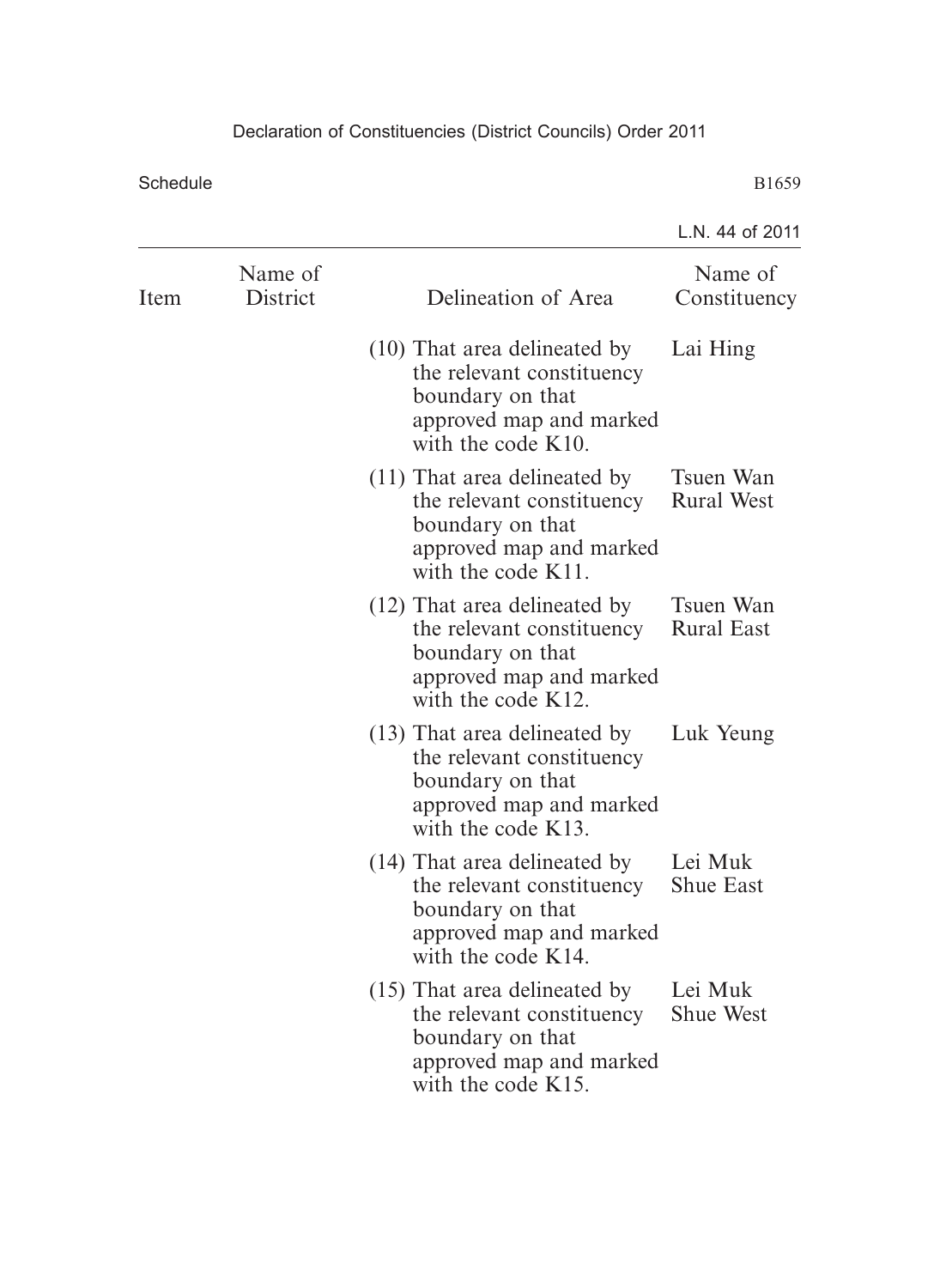| Item | Name of District | Delineation of Area | Name of Constituency |
|---|---|---|---|
| | | (10) That area delineated by the relevant constituency boundary on that approved map and marked with the code K10. | Lai Hing |
| | | (11) That area delineated by the relevant constituency boundary on that approved map and marked with the code K11. | Tsuen Wan Rural West |
| | | (12) That area delineated by the relevant constituency boundary on that approved map and marked with the code K12. | Tsuen Wan Rural East |
| | | (13) That area delineated by the relevant constituency boundary on that approved map and marked with the code K13. | Luk Yeung |
| | | (14) That area delineated by the relevant constituency boundary on that approved map and marked with the code K14. | Lei Muk Shue East |
| | | (15) That area delineated by the relevant constituency boundary on that approved map and marked with the code K15. | Lei Muk Shue West |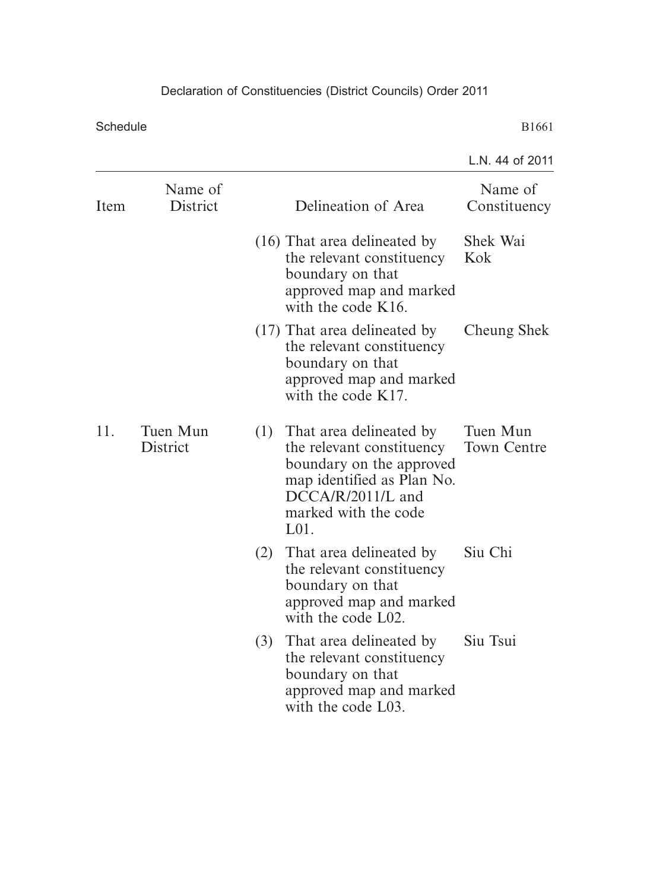| Item | Name of District | Delineation of Area | Name of Constituency |
|---|---|---|---|
| | | (16) That area delineated by the relevant constituency boundary on that approved map and marked with the code K16. | Shek Wai Kok |
| | | (17) That area delineated by the relevant constituency boundary on that approved map and marked with the code K17. | Cheung Shek |
| 11. | Tuen Mun District | (1) That area delineated by the relevant constituency boundary on the approved map identified as Plan No. DCCA/R/2011/L and marked with the code L01. | Tuen Mun Town Centre |
| | | (2) That area delineated by the relevant constituency boundary on that approved map and marked with the code L02. | Siu Chi |
| | | (3) That area delineated by the relevant constituency boundary on that approved map and marked with the code L03. | Siu Tsui |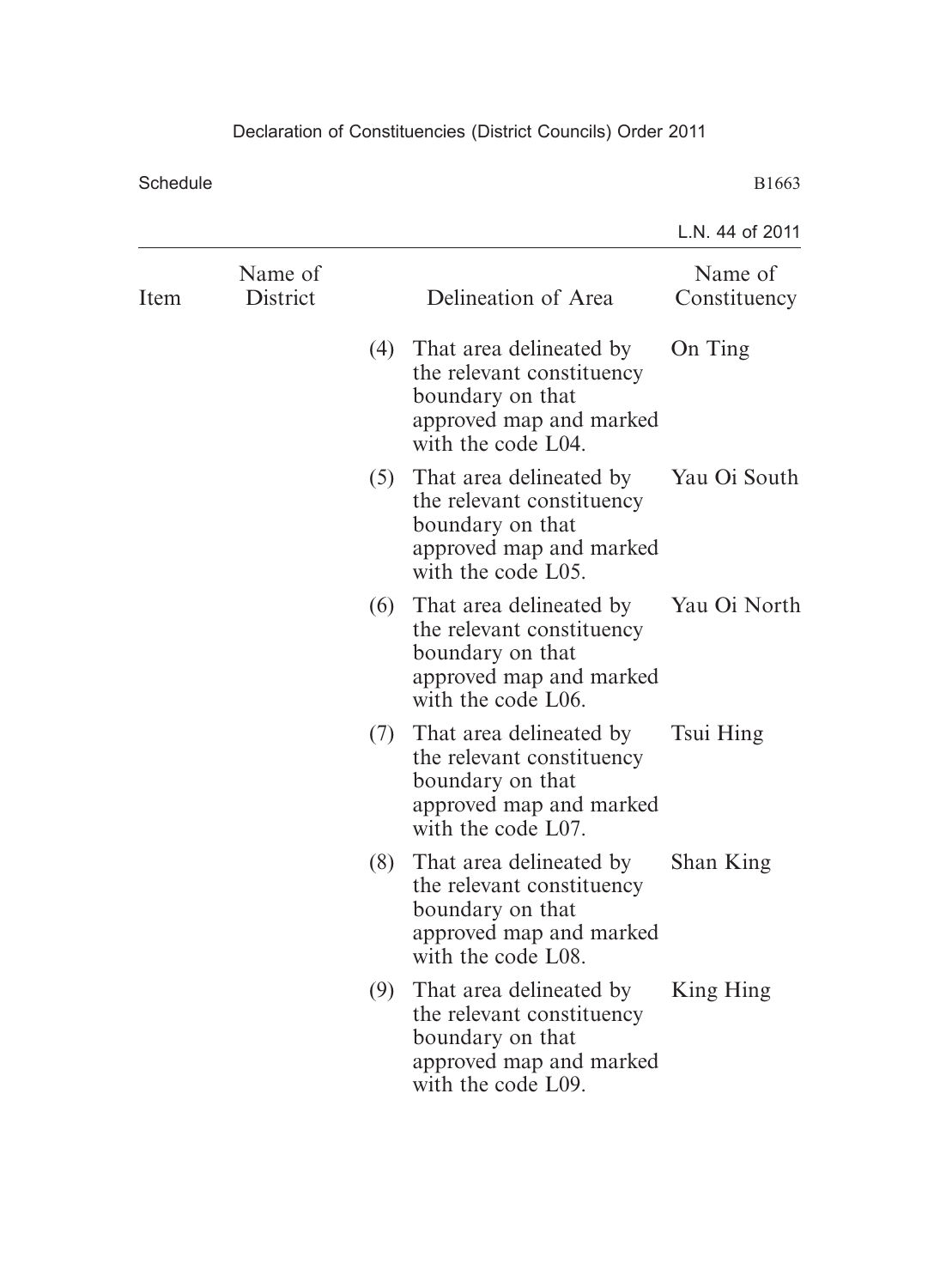| Item | Name of District | Delineation of Area | Name of Constituency |
|---|---|---|---|
| | | (4) That area delineated by the relevant constituency boundary on that approved map and marked with the code L04. | On Ting |
| | | (5) That area delineated by the relevant constituency boundary on that approved map and marked with the code L05. | Yau Oi South |
| | | (6) That area delineated by the relevant constituency boundary on that approved map and marked with the code L06. | Yau Oi North |
| | | (7) That area delineated by the relevant constituency boundary on that approved map and marked with the code L07. | Tsui Hing |
| | | (8) That area delineated by the relevant constituency boundary on that approved map and marked with the code L08. | Shan King |
| | | (9) That area delineated by the relevant constituency boundary on that approved map and marked with the code L09. | King Hing |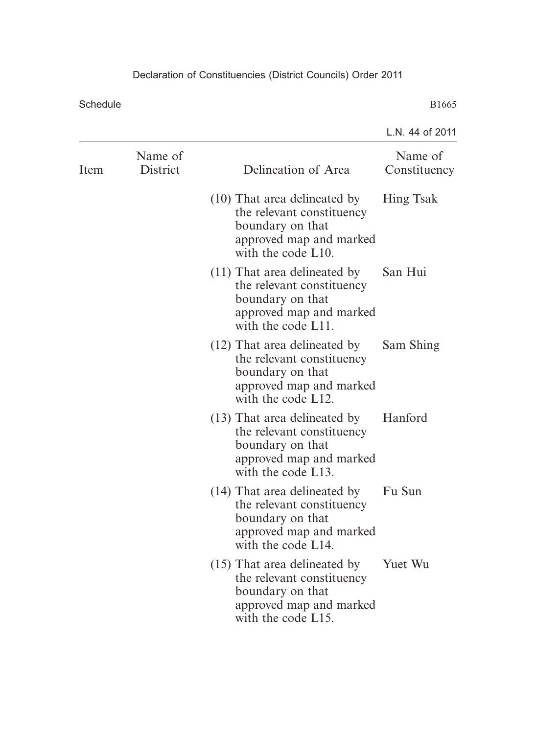| Item | Name of District | Delineation of Area | Name of Constituency |
|---|---|---|---|
| | | (10) That area delineated by the relevant constituency boundary on that approved map and marked with the code L10. | Hing Tsak |
| | | (11) That area delineated by the relevant constituency boundary on that approved map and marked with the code L11. | San Hui |
| | | (12) That area delineated by the relevant constituency boundary on that approved map and marked with the code L12. | Sam Shing |
| | | (13) That area delineated by the relevant constituency boundary on that approved map and marked with the code L13. | Hanford |
| | | (14) That area delineated by the relevant constituency boundary on that approved map and marked with the code L14. | Fu Sun |
| | | (15) That area delineated by the relevant constituency boundary on that approved map and marked with the code L15. | Yuet Wu |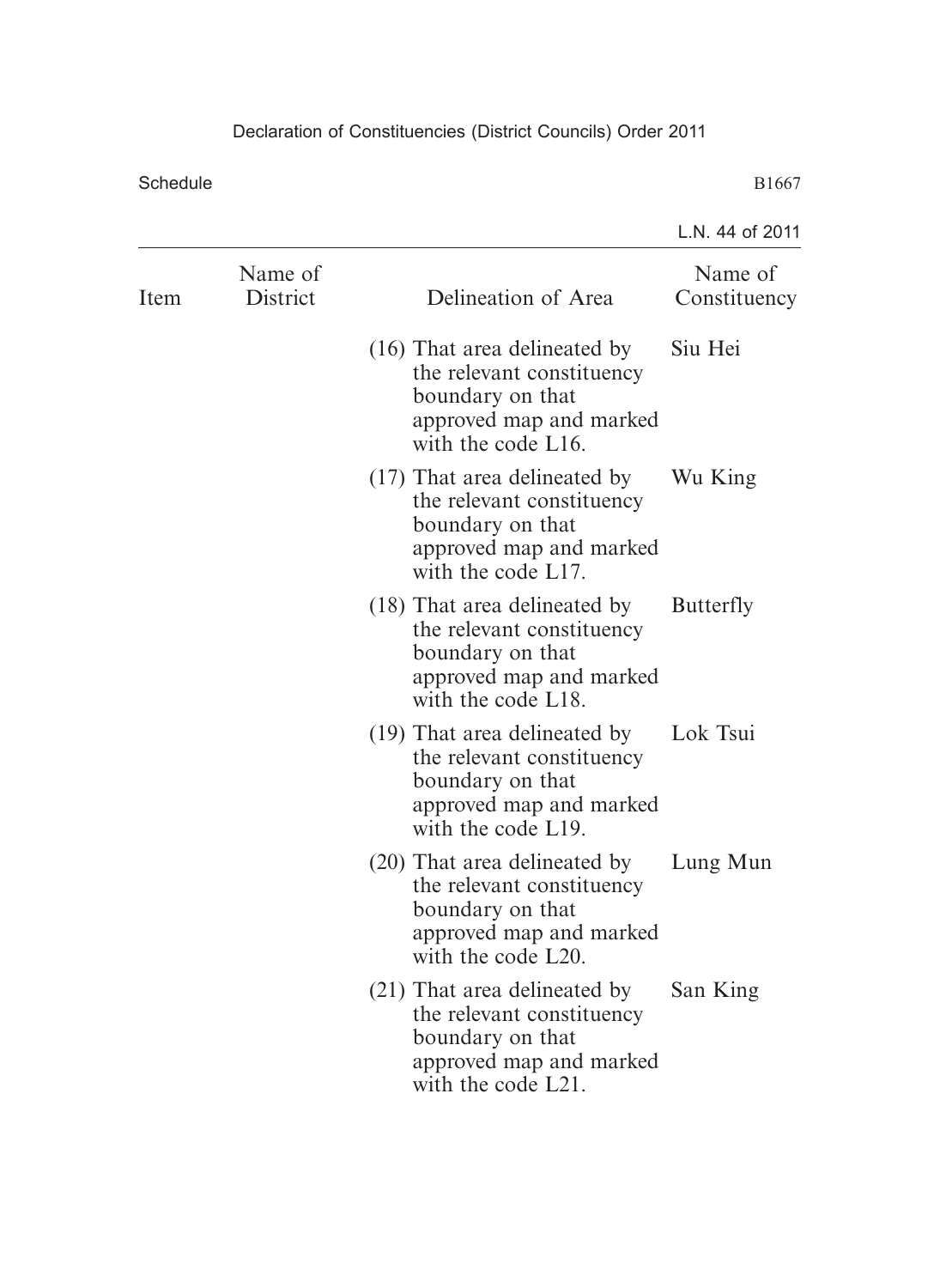| Item | Name of District | Delineation of Area | Name of Constituency |
|---|---|---|---|
| | | (16) That area delineated by the relevant constituency boundary on that approved map and marked with the code L16. | Siu Hei |
| | | (17) That area delineated by the relevant constituency boundary on that approved map and marked with the code L17. | Wu King |
| | | (18) That area delineated by the relevant constituency boundary on that approved map and marked with the code L18. | Butterfly |
| | | (19) That area delineated by the relevant constituency boundary on that approved map and marked with the code L19. | Lok Tsui |
| | | (20) That area delineated by the relevant constituency boundary on that approved map and marked with the code L20. | Lung Mun |
| | | (21) That area delineated by the relevant constituency boundary on that approved map and marked with the code L21. | San King |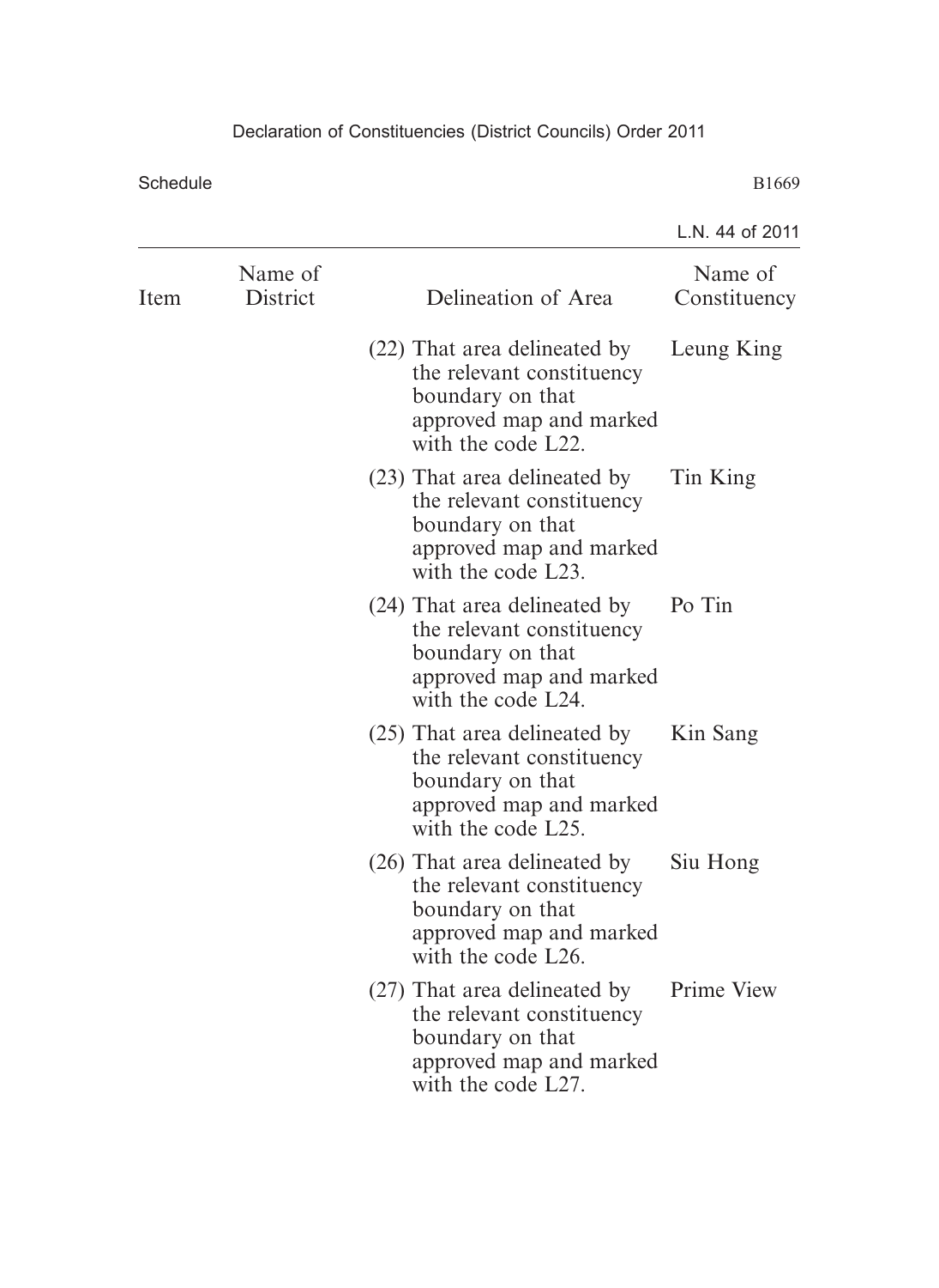| Item | Name of District | Delineation of Area | Name of Constituency |
|---|---|---|---|
| | | (22) That area delineated by the relevant constituency boundary on that approved map and marked with the code L22. | Leung King |
| | | (23) That area delineated by the relevant constituency boundary on that approved map and marked with the code L23. | Tin King |
| | | (24) That area delineated by the relevant constituency boundary on that approved map and marked with the code L24. | Po Tin |
| | | (25) That area delineated by the relevant constituency boundary on that approved map and marked with the code L25. | Kin Sang |
| | | (26) That area delineated by the relevant constituency boundary on that approved map and marked with the code L26. | Siu Hong |
| | | (27) That area delineated by the relevant constituency boundary on that approved map and marked with the code L27. | Prime View |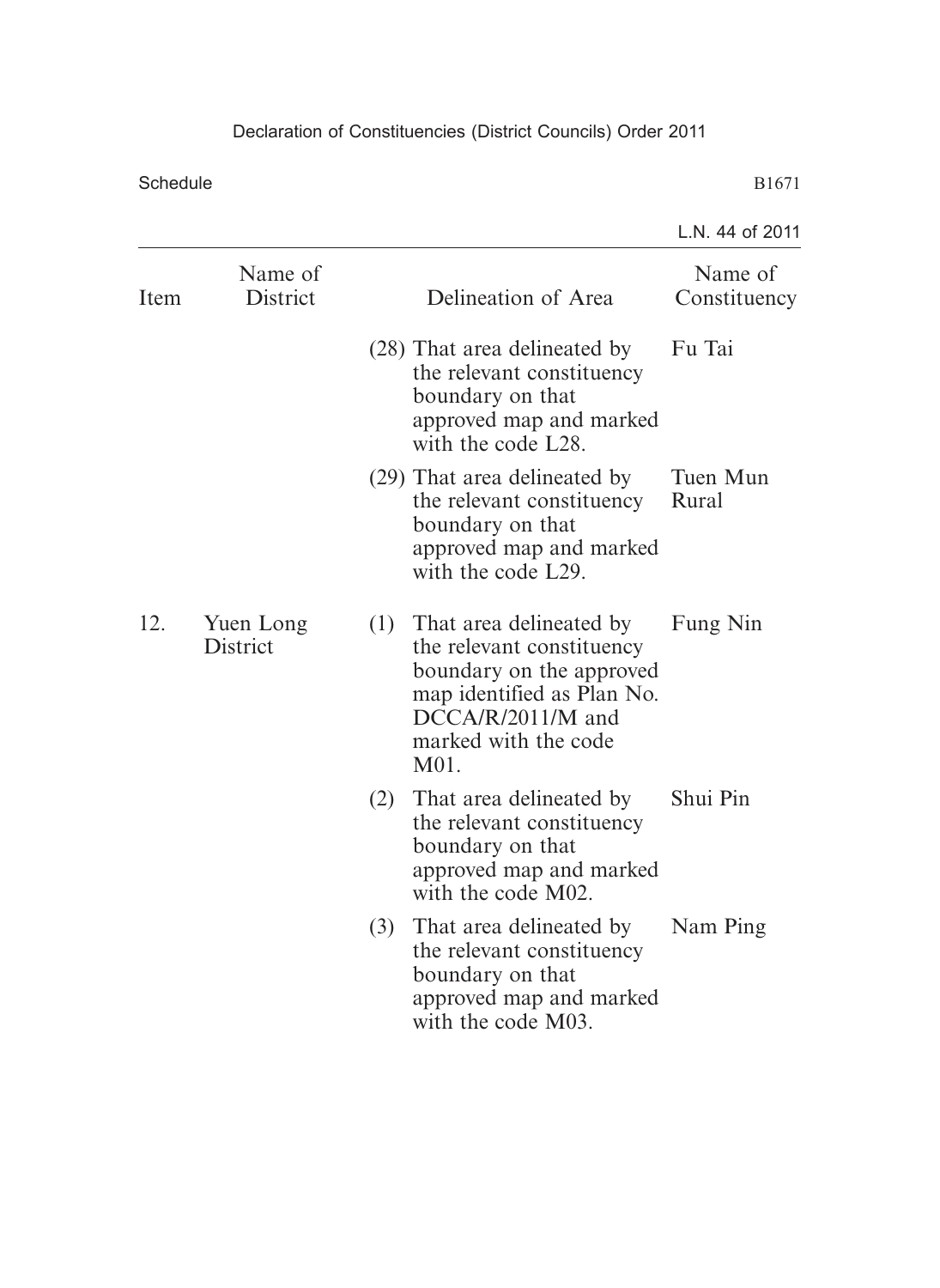| Item | Name of District | Delineation of Area | Name of Constituency |
|---|---|---|---|
| | | (28) That area delineated by the relevant constituency boundary on that approved map and marked with the code L28. | Fu Tai |
| | | (29) That area delineated by the relevant constituency boundary on that approved map and marked with the code L29. | Tuen Mun Rural |
| 12. | Yuen Long District | (1) That area delineated by the relevant constituency boundary on the approved map identified as Plan No. DCCA/R/2011/M and marked with the code M01. | Fung Nin |
| | | (2) That area delineated by the relevant constituency boundary on that approved map and marked with the code M02. | Shui Pin |
| | | (3) That area delineated by the relevant constituency boundary on that approved map and marked with the code M03. | Nam Ping |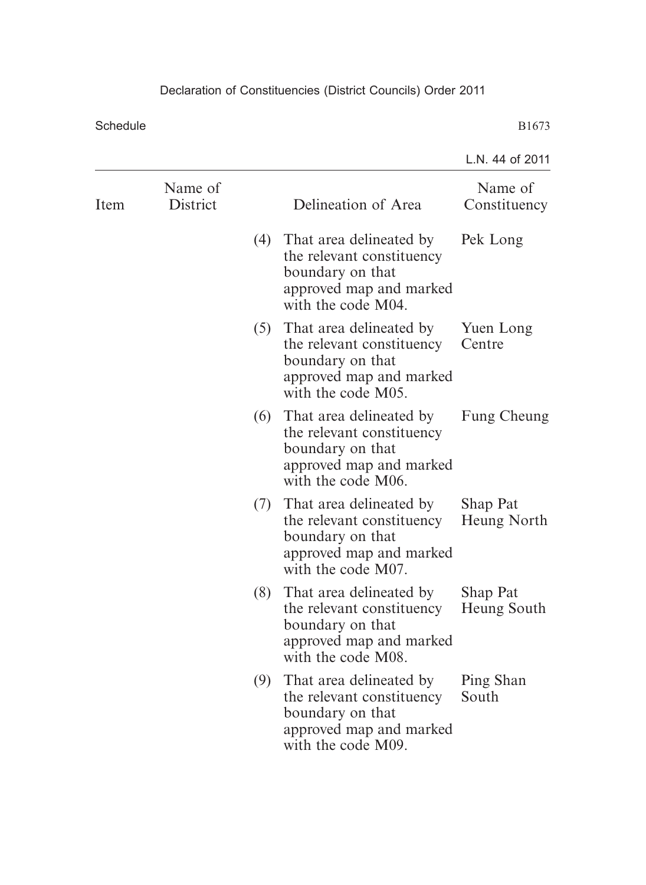| Item | Name of District | Delineation of Area | Name of Constituency |
|---|---|---|---|
| | | (4) That area delineated by the relevant constituency boundary on that approved map and marked with the code M04. | Pek Long |
| | | (5) That area delineated by the relevant constituency boundary on that approved map and marked with the code M05. | Yuen Long Centre |
| | | (6) That area delineated by the relevant constituency boundary on that approved map and marked with the code M06. | Fung Cheung |
| | | (7) That area delineated by the relevant constituency boundary on that approved map and marked with the code M07. | Shap Pat Heung North |
| | | (8) That area delineated by the relevant constituency boundary on that approved map and marked with the code M08. | Shap Pat Heung South |
| | | (9) That area delineated by the relevant constituency boundary on that approved map and marked with the code M09. | Ping Shan South |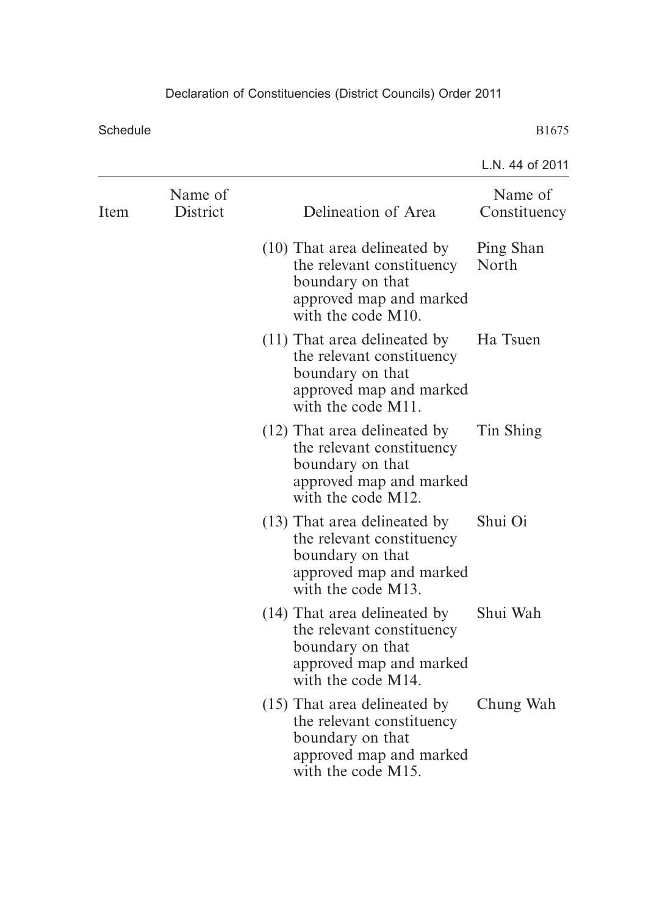| Item | Name of District | Delineation of Area | Name of Constituency |
|---|---|---|---|
| | | (10) That area delineated by the relevant constituency boundary on that approved map and marked with the code M10. | Ping Shan North |
| | | (11) That area delineated by the relevant constituency boundary on that approved map and marked with the code M11. | Ha Tsuen |
| | | (12) That area delineated by the relevant constituency boundary on that approved map and marked with the code M12. | Tin Shing |
| | | (13) That area delineated by the relevant constituency boundary on that approved map and marked with the code M13. | Shui Oi |
| | | (14) That area delineated by the relevant constituency boundary on that approved map and marked with the code M14. | Shui Wah |
| | | (15) That area delineated by the relevant constituency boundary on that approved map and marked with the code M15. | Chung Wah |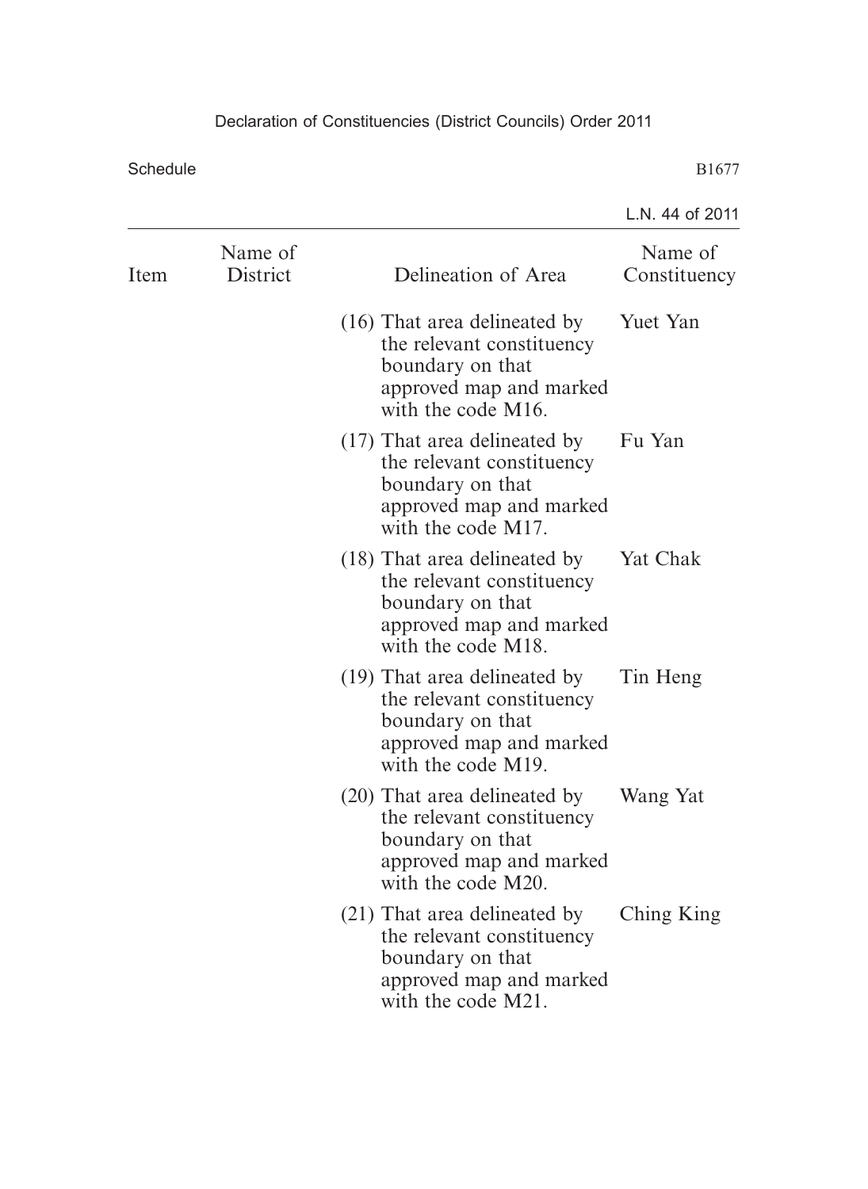| Item | Name of District | Delineation of Area | Name of Constituency |
|---|---|---|---|
| | | (16) That area delineated by the relevant constituency boundary on that approved map and marked with the code M16. | Yuet Yan |
| | | (17) That area delineated by the relevant constituency boundary on that approved map and marked with the code M17. | Fu Yan |
| | | (18) That area delineated by the relevant constituency boundary on that approved map and marked with the code M18. | Yat Chak |
| | | (19) That area delineated by the relevant constituency boundary on that approved map and marked with the code M19. | Tin Heng |
| | | (20) That area delineated by the relevant constituency boundary on that approved map and marked with the code M20. | Wang Yat |
| | | (21) That area delineated by the relevant constituency boundary on that approved map and marked with the code M21. | Ching King |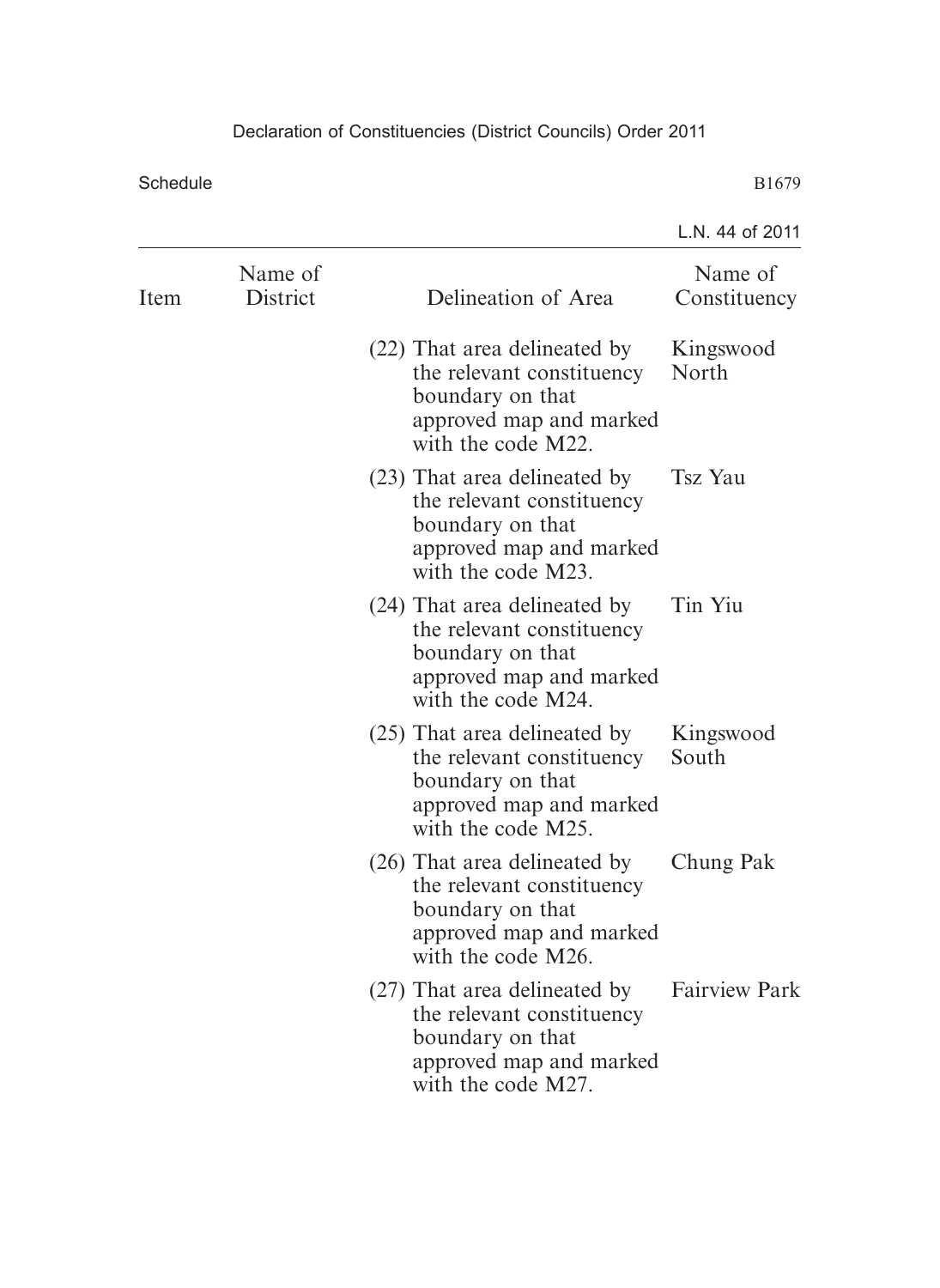| Item | Name of District | Delineation of Area | Name of Constituency |
|---|---|---|---|
| | | (22) That area delineated by the relevant constituency boundary on that approved map and marked with the code M22. | Kingswood North |
| | | (23) That area delineated by the relevant constituency boundary on that approved map and marked with the code M23. | Tsz Yau |
| | | (24) That area delineated by the relevant constituency boundary on that approved map and marked with the code M24. | Tin Yiu |
| | | (25) That area delineated by the relevant constituency boundary on that approved map and marked with the code M25. | Kingswood South |
| | | (26) That area delineated by the relevant constituency boundary on that approved map and marked with the code M26. | Chung Pak |
| | | (27) That area delineated by the relevant constituency boundary on that approved map and marked with the code M27. | Fairview Park |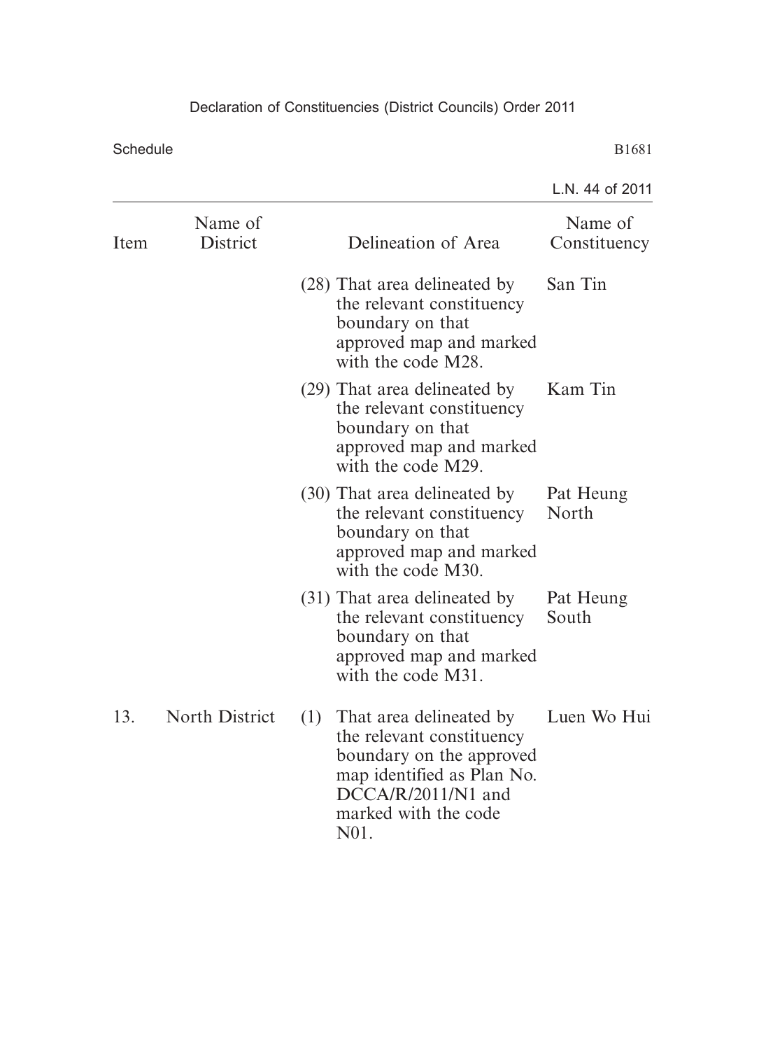| Item | Name of District | Delineation of Area | Name of Constituency |
|---|---|---|---|
| | | (28) That area delineated by the relevant constituency boundary on that approved map and marked with the code M28. | San Tin |
| | | (29) That area delineated by the relevant constituency boundary on that approved map and marked with the code M29. | Kam Tin |
| | | (30) That area delineated by the relevant constituency boundary on that approved map and marked with the code M30. | Pat Heung North |
| | | (31) That area delineated by the relevant constituency boundary on that approved map and marked with the code M31. | Pat Heung South |
| 13. | North District | (1) That area delineated by the relevant constituency boundary on the approved map identified as Plan No. DCCA/R/2011/N1 and marked with the code N01. | Luen Wo Hui |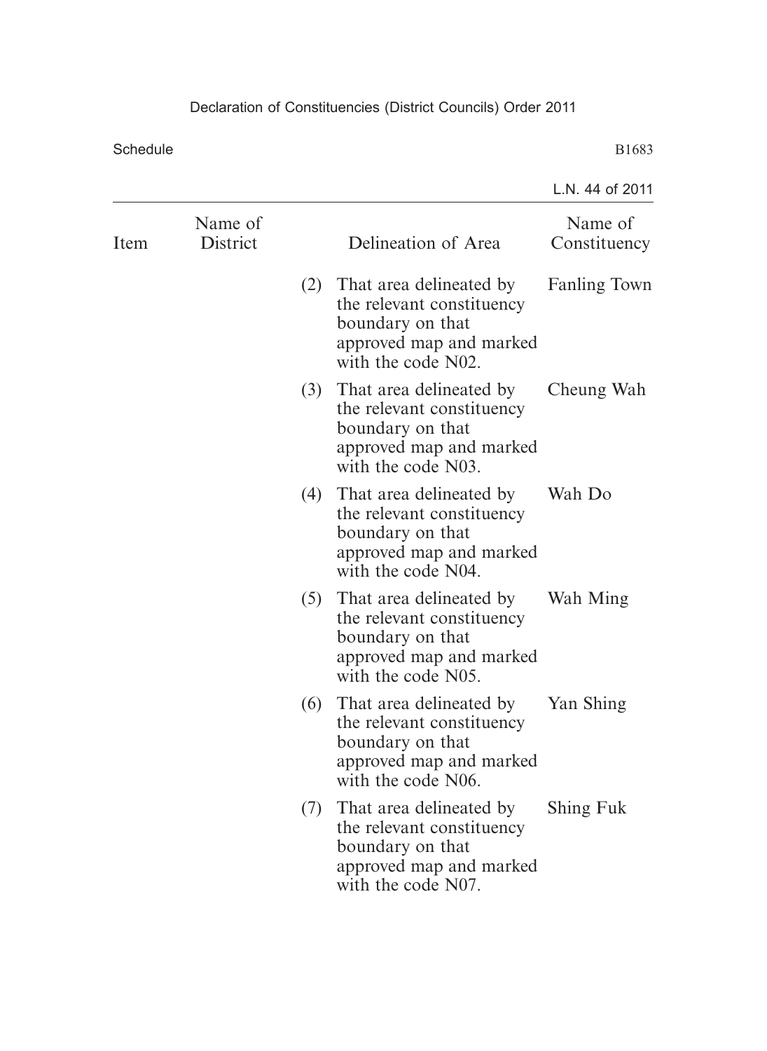| Item | Name of District | Delineation of Area | Name of Constituency |
|---|---|---|---|
| | | (2) That area delineated by the relevant constituency boundary on that approved map and marked with the code N02. | Fanling Town |
| | | (3) That area delineated by the relevant constituency boundary on that approved map and marked with the code N03. | Cheung Wah |
| | | (4) That area delineated by the relevant constituency boundary on that approved map and marked with the code N04. | Wah Do |
| | | (5) That area delineated by the relevant constituency boundary on that approved map and marked with the code N05. | Wah Ming |
| | | (6) That area delineated by the relevant constituency boundary on that approved map and marked with the code N06. | Yan Shing |
| | | (7) That area delineated by the relevant constituency boundary on that approved map and marked with the code N07. | Shing Fuk |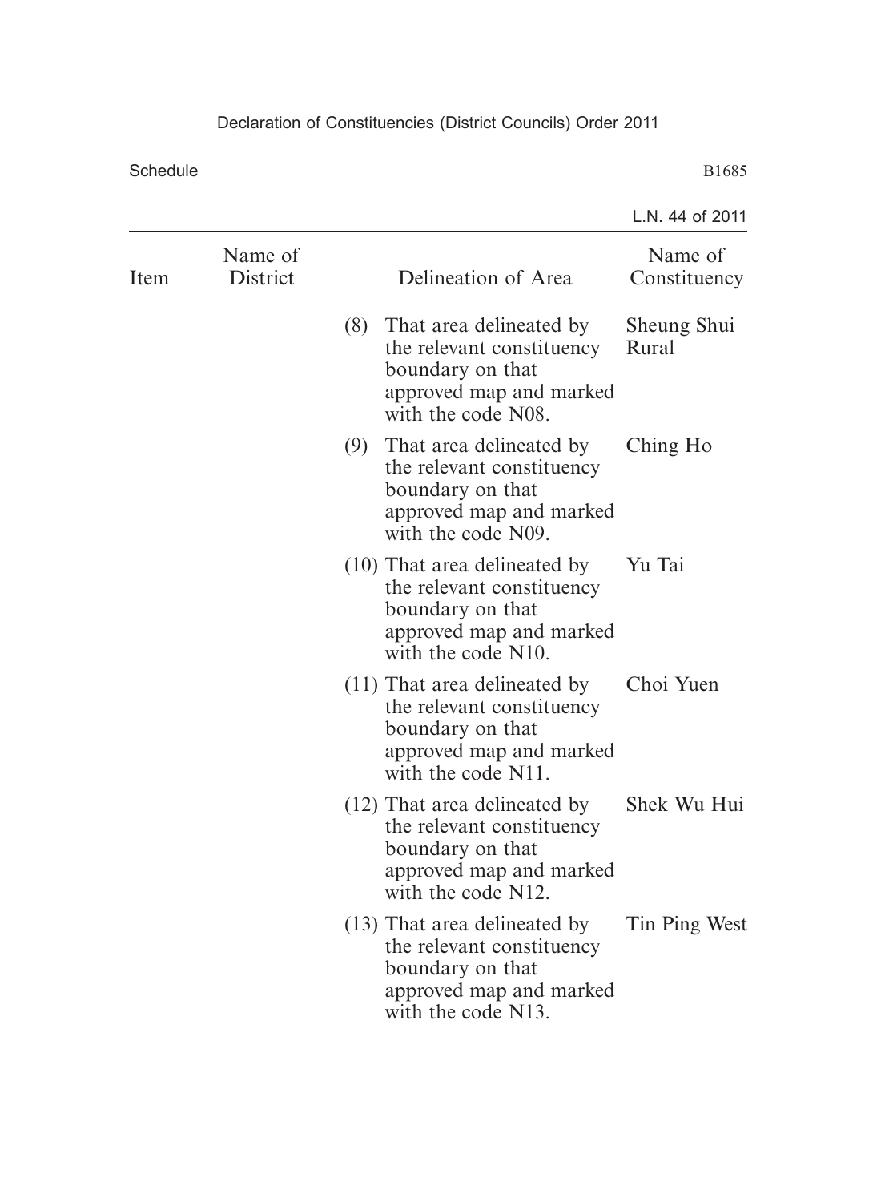| Item | Name of District | Delineation of Area | Name of Constituency |
|---|---|---|---|
| | | (8) That area delineated by the relevant constituency boundary on that approved map and marked with the code N08. | Sheung Shui Rural |
| | | (9) That area delineated by the relevant constituency boundary on that approved map and marked with the code N09. | Ching Ho |
| | | (10) That area delineated by the relevant constituency boundary on that approved map and marked with the code N10. | Yu Tai |
| | | (11) That area delineated by the relevant constituency boundary on that approved map and marked with the code N11. | Choi Yuen |
| | | (12) That area delineated by the relevant constituency boundary on that approved map and marked with the code N12. | Shek Wu Hui |
| | | (13) That area delineated by the relevant constituency boundary on that approved map and marked with the code N13. | Tin Ping West |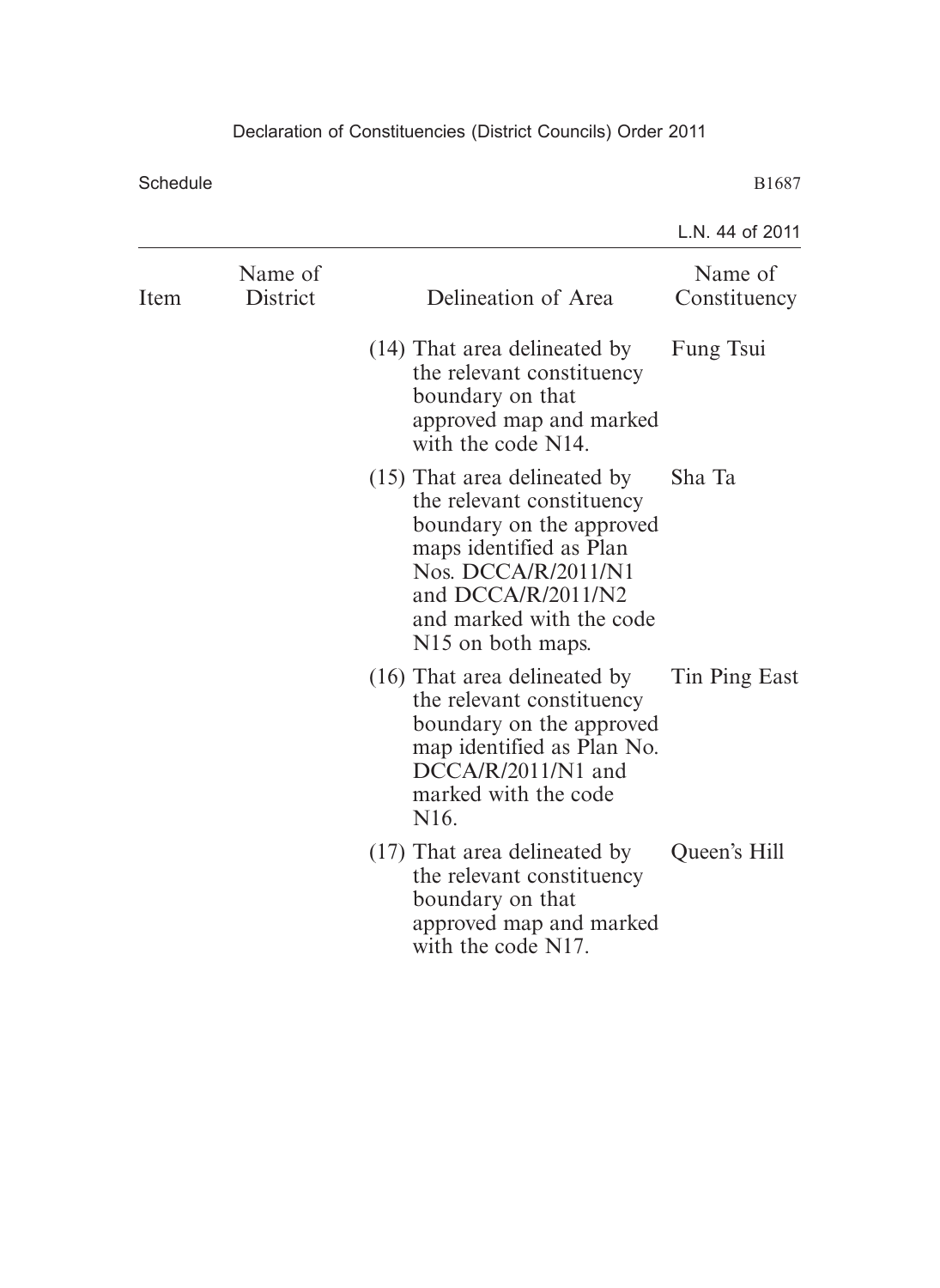| Item | Name of District | Delineation of Area | Name of Constituency |
|---|---|---|---|
| | | (14) That area delineated by the relevant constituency boundary on that approved map and marked with the code N14. | Fung Tsui |
| | | (15) That area delineated by the relevant constituency boundary on the approved maps identified as Plan Nos. DCCA/R/2011/N1 and DCCA/R/2011/N2 and marked with the code N15 on both maps. | Sha Ta |
| | | (16) That area delineated by the relevant constituency boundary on the approved map identified as Plan No. DCCA/R/2011/N1 and marked with the code N16. | Tin Ping East |
| | | (17) That area delineated by the relevant constituency boundary on that approved map and marked with the code N17. | Queen's Hill |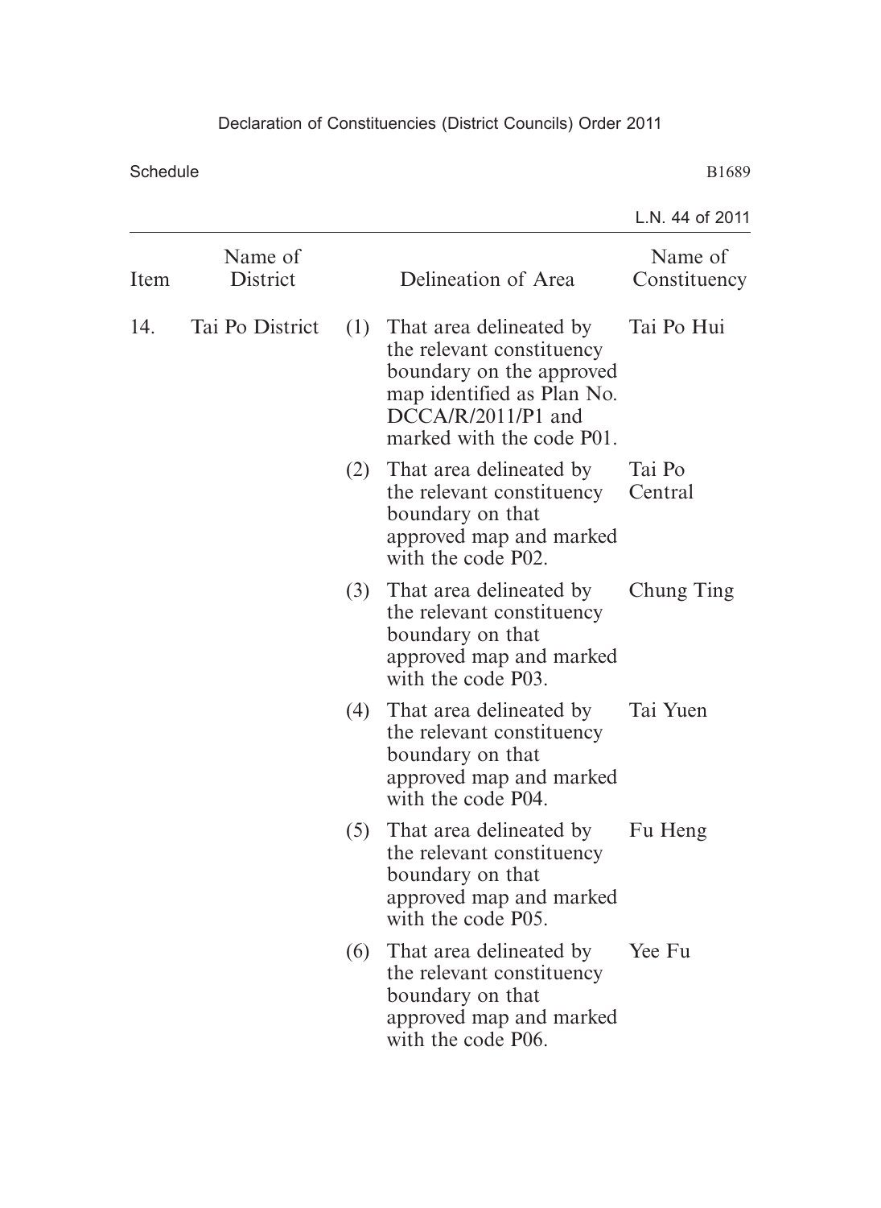| Item | Name of District | | Delineation of Area | Name of Constituency |
|---|---|---|---|---|
| 14. | Tai Po District | (1) | That area delineated by the relevant constituency boundary on the approved map identified as Plan No. DCCA/R/2011/P1 and marked with the code P01. | Tai Po Hui |
| | | (2) | That area delineated by the relevant constituency boundary on that approved map and marked with the code P02. | Tai Po Central |
| | | (3) | That area delineated by the relevant constituency boundary on that approved map and marked with the code P03. | Chung Ting |
| | | (4) | That area delineated by the relevant constituency boundary on that approved map and marked with the code P04. | Tai Yuen |
| | | (5) | That area delineated by the relevant constituency boundary on that approved map and marked with the code P05. | Fu Heng |
| | | (6) | That area delineated by the relevant constituency boundary on that approved map and marked with the code P06. | Yee Fu |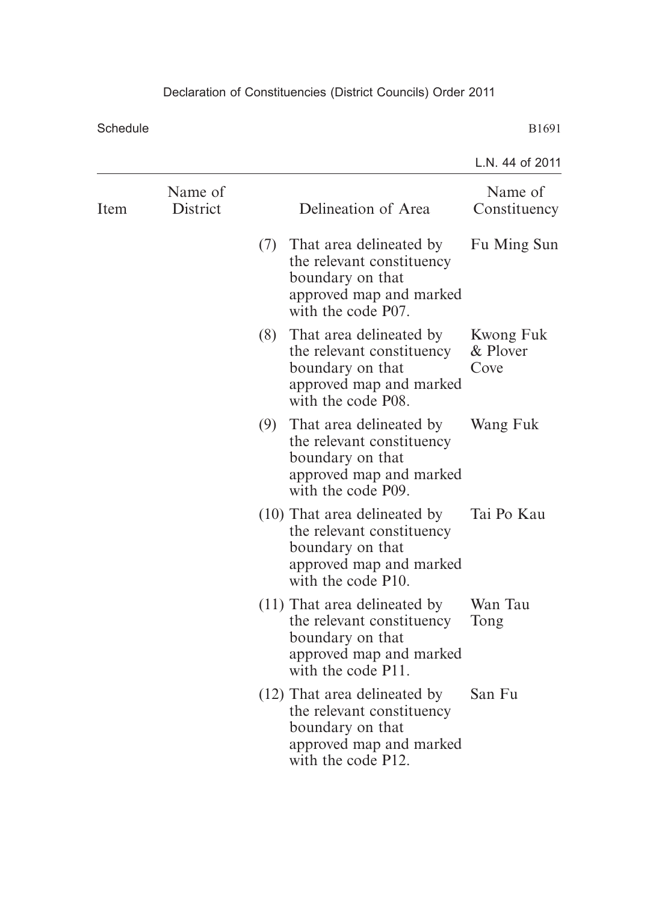| Item | Name of District | Delineation of Area | Name of Constituency |
|---|---|---|---|
| | | (7) That area delineated by the relevant constituency boundary on that approved map and marked with the code P07. | Fu Ming Sun |
| | | (8) That area delineated by the relevant constituency boundary on that approved map and marked with the code P08. | Kwong Fuk & Plover Cove |
| | | (9) That area delineated by the relevant constituency boundary on that approved map and marked with the code P09. | Wang Fuk |
| | | (10) That area delineated by the relevant constituency boundary on that approved map and marked with the code P10. | Tai Po Kau |
| | | (11) That area delineated by the relevant constituency boundary on that approved map and marked with the code P11. | Wan Tau Tong |
| | | (12) That area delineated by the relevant constituency boundary on that approved map and marked with the code P12. | San Fu |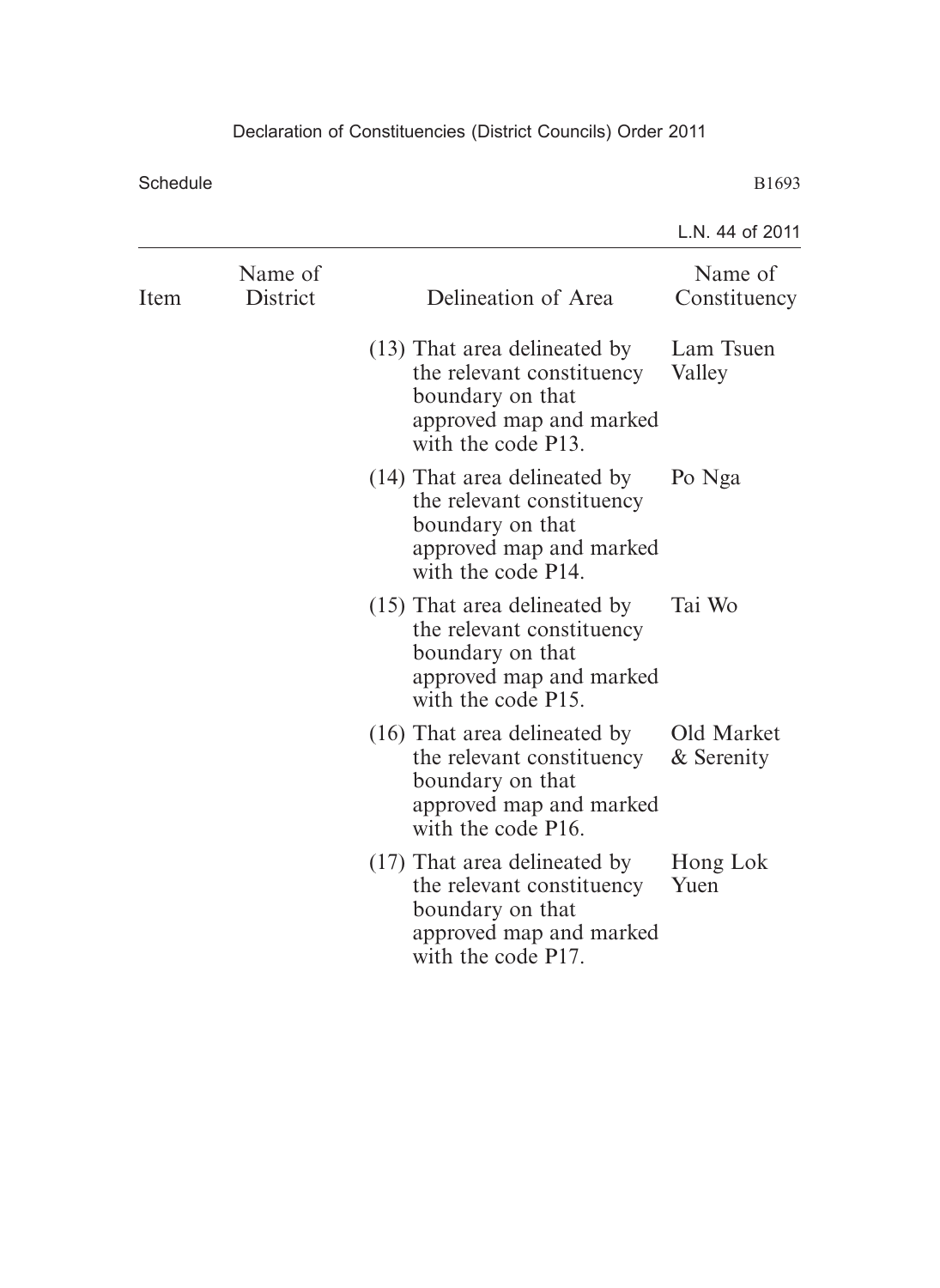| Item | Name of District | Delineation of Area | Name of Constituency |
|---|---|---|---|
| | | (13) That area delineated by the relevant constituency boundary on that approved map and marked with the code P13. | Lam Tsuen Valley |
| | | (14) That area delineated by the relevant constituency boundary on that approved map and marked with the code P14. | Po Nga |
| | | (15) That area delineated by the relevant constituency boundary on that approved map and marked with the code P15. | Tai Wo |
| | | (16) That area delineated by the relevant constituency boundary on that approved map and marked with the code P16. | Old Market & Serenity |
| | | (17) That area delineated by the relevant constituency boundary on that approved map and marked with the code P17. | Hong Lok Yuen |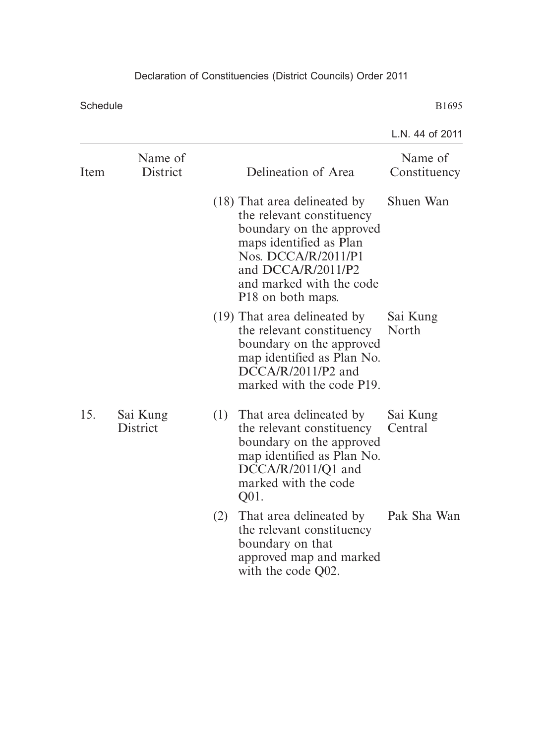| Item | Name of District | Delineation of Area | Name of Constituency |
|---|---|---|---|
| | | (18) That area delineated by the relevant constituency boundary on the approved maps identified as Plan Nos. DCCA/R/2011/P1 and DCCA/R/2011/P2 and marked with the code P18 on both maps. | Shuen Wan |
| | | (19) That area delineated by the relevant constituency boundary on the approved map identified as Plan No. DCCA/R/2011/P2 and marked with the code P19. | Sai Kung North |
| 15. | Sai Kung District | (1) That area delineated by the relevant constituency boundary on the approved map identified as Plan No. DCCA/R/2011/Q1 and marked with the code Q01. | Sai Kung Central |
| | | (2) That area delineated by the relevant constituency boundary on that approved map and marked with the code Q02. | Pak Sha Wan |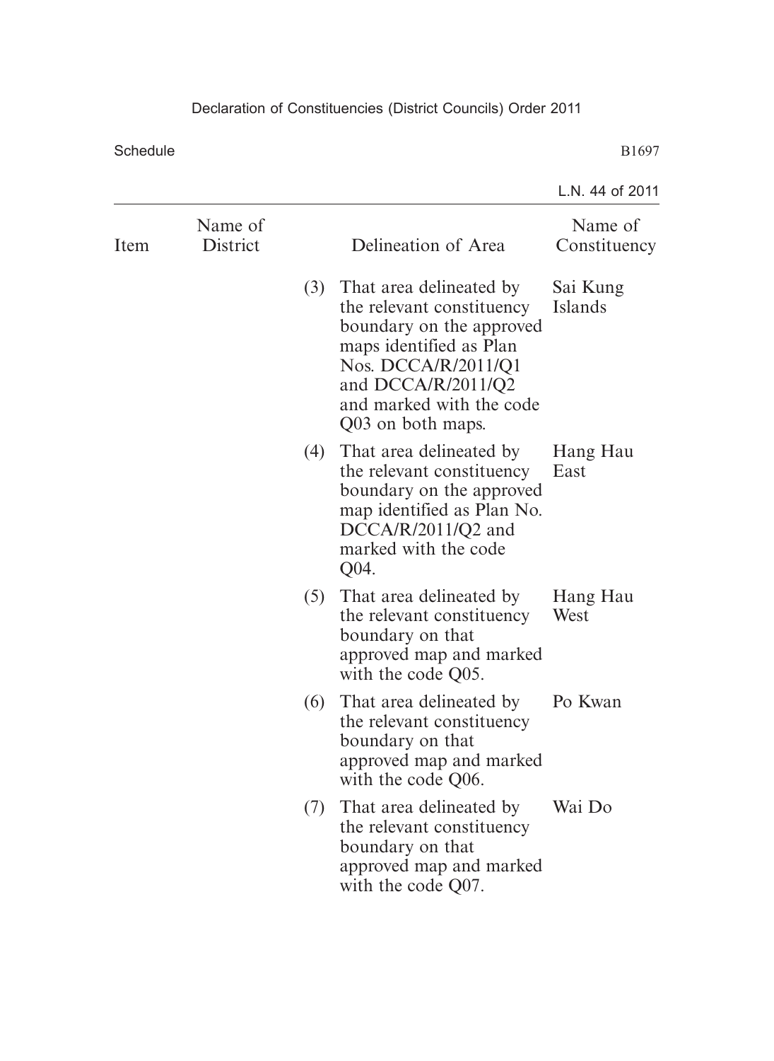| Item | Name of District | Delineation of Area | Name of Constituency |
|---|---|---|---|
| | | (3) That area delineated by the relevant constituency boundary on the approved maps identified as Plan Nos. DCCA/R/2011/Q1 and DCCA/R/2011/Q2 and marked with the code Q03 on both maps. | Sai Kung Islands |
| | | (4) That area delineated by the relevant constituency boundary on the approved map identified as Plan No. DCCA/R/2011/Q2 and marked with the code Q04. | Hang Hau East |
| | | (5) That area delineated by the relevant constituency boundary on that approved map and marked with the code Q05. | Hang Hau West |
| | | (6) That area delineated by the relevant constituency boundary on that approved map and marked with the code Q06. | Po Kwan |
| | | (7) That area delineated by the relevant constituency boundary on that approved map and marked with the code Q07. | Wai Do |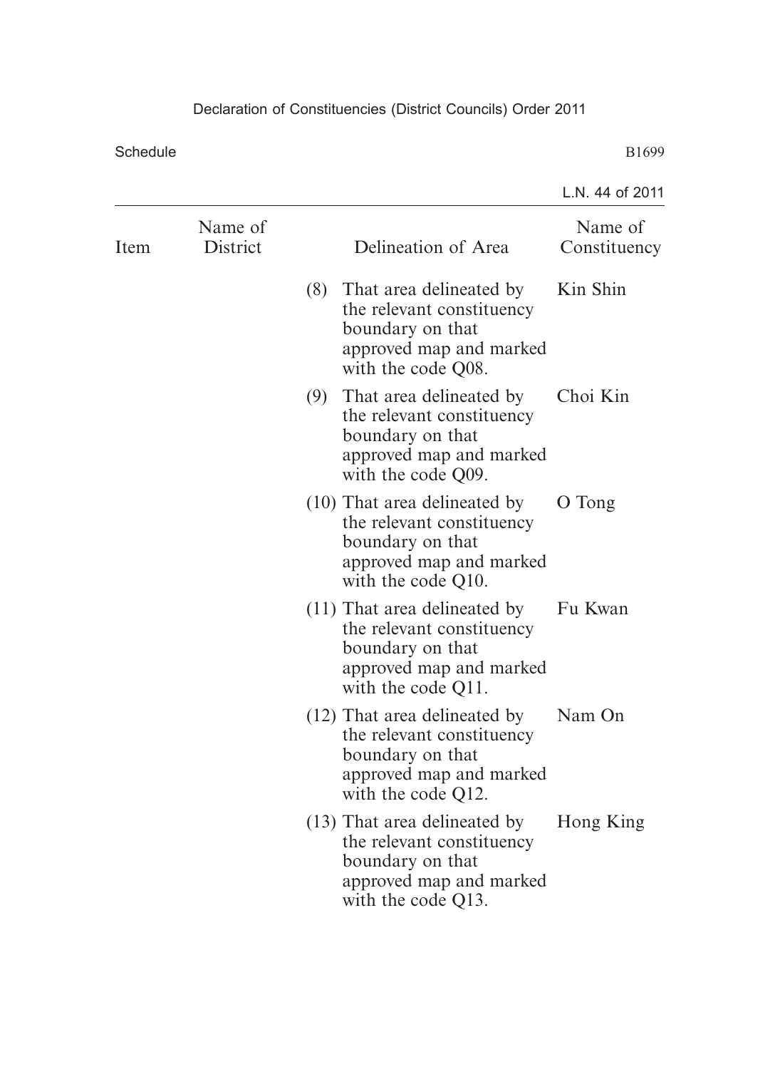| Item | Name of District | Delineation of Area | Name of Constituency |
|---|---|---|---|
| | | (8) That area delineated by the relevant constituency boundary on that approved map and marked with the code Q08. | Kin Shin |
| | | (9) That area delineated by the relevant constituency boundary on that approved map and marked with the code Q09. | Choi Kin |
| | | (10) That area delineated by the relevant constituency boundary on that approved map and marked with the code Q10. | O Tong |
| | | (11) That area delineated by the relevant constituency boundary on that approved map and marked with the code Q11. | Fu Kwan |
| | | (12) That area delineated by the relevant constituency boundary on that approved map and marked with the code Q12. | Nam On |
| | | (13) That area delineated by the relevant constituency boundary on that approved map and marked with the code Q13. | Hong King |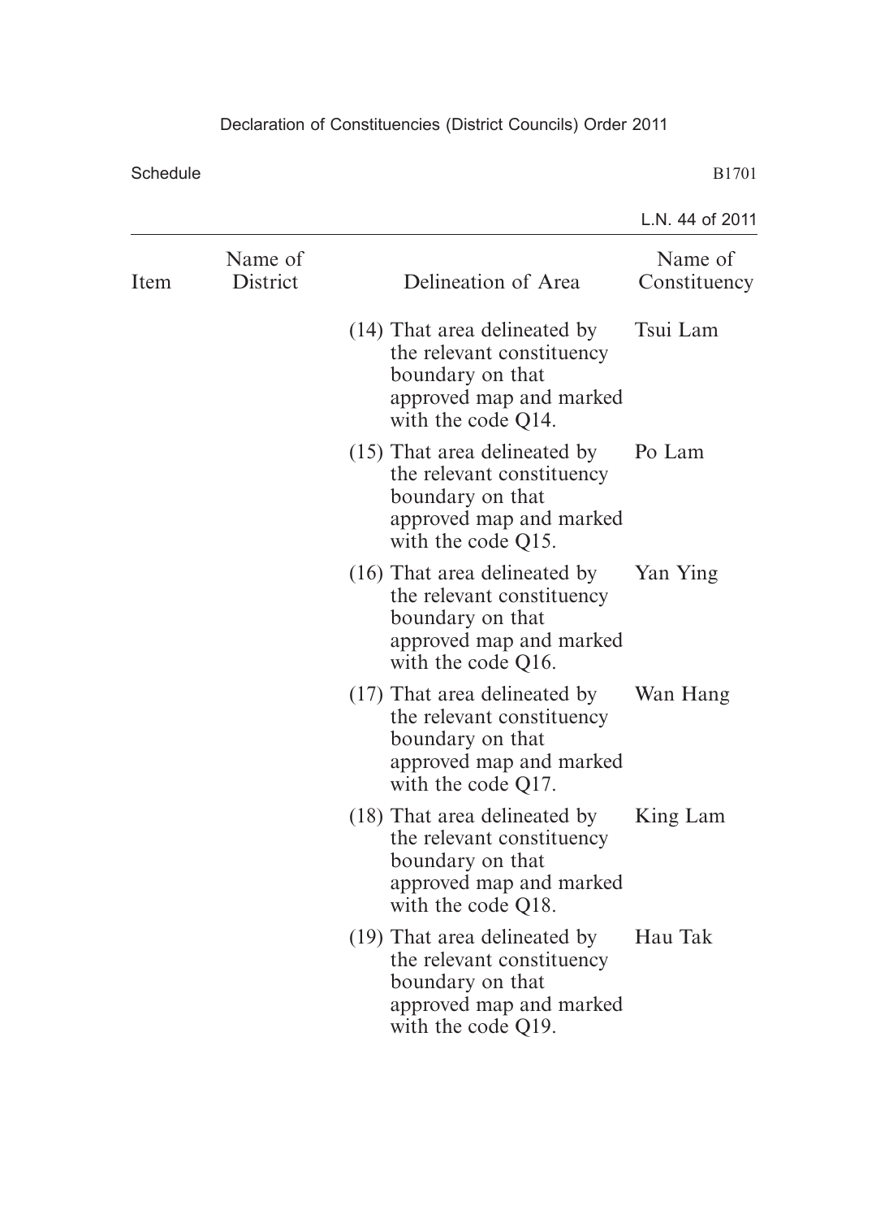| Item | Name of District | Delineation of Area | Name of Constituency |
|---|---|---|---|
| | | (14) That area delineated by the relevant constituency boundary on that approved map and marked with the code Q14. | Tsui Lam |
| | | (15) That area delineated by the relevant constituency boundary on that approved map and marked with the code Q15. | Po Lam |
| | | (16) That area delineated by the relevant constituency boundary on that approved map and marked with the code Q16. | Yan Ying |
| | | (17) That area delineated by the relevant constituency boundary on that approved map and marked with the code Q17. | Wan Hang |
| | | (18) That area delineated by the relevant constituency boundary on that approved map and marked with the code Q18. | King Lam |
| | | (19) That area delineated by the relevant constituency boundary on that approved map and marked with the code Q19. | Hau Tak |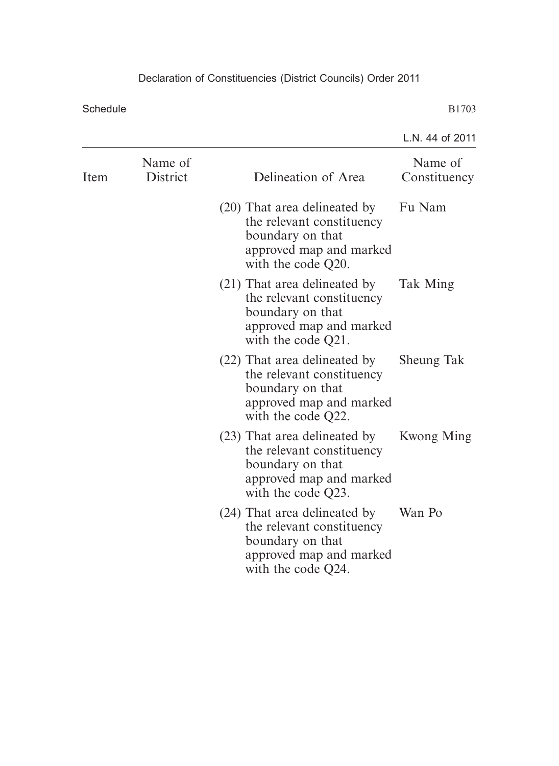| Item | Name of District | Delineation of Area | Name of Constituency |
|---|---|---|---|
| | | (20) That area delineated by the relevant constituency boundary on that approved map and marked with the code Q20. | Fu Nam |
| | | (21) That area delineated by the relevant constituency boundary on that approved map and marked with the code Q21. | Tak Ming |
| | | (22) That area delineated by the relevant constituency boundary on that approved map and marked with the code Q22. | Sheung Tak |
| | | (23) That area delineated by the relevant constituency boundary on that approved map and marked with the code Q23. | Kwong Ming |
| | | (24) That area delineated by the relevant constituency boundary on that approved map and marked with the code Q24. | Wan Po |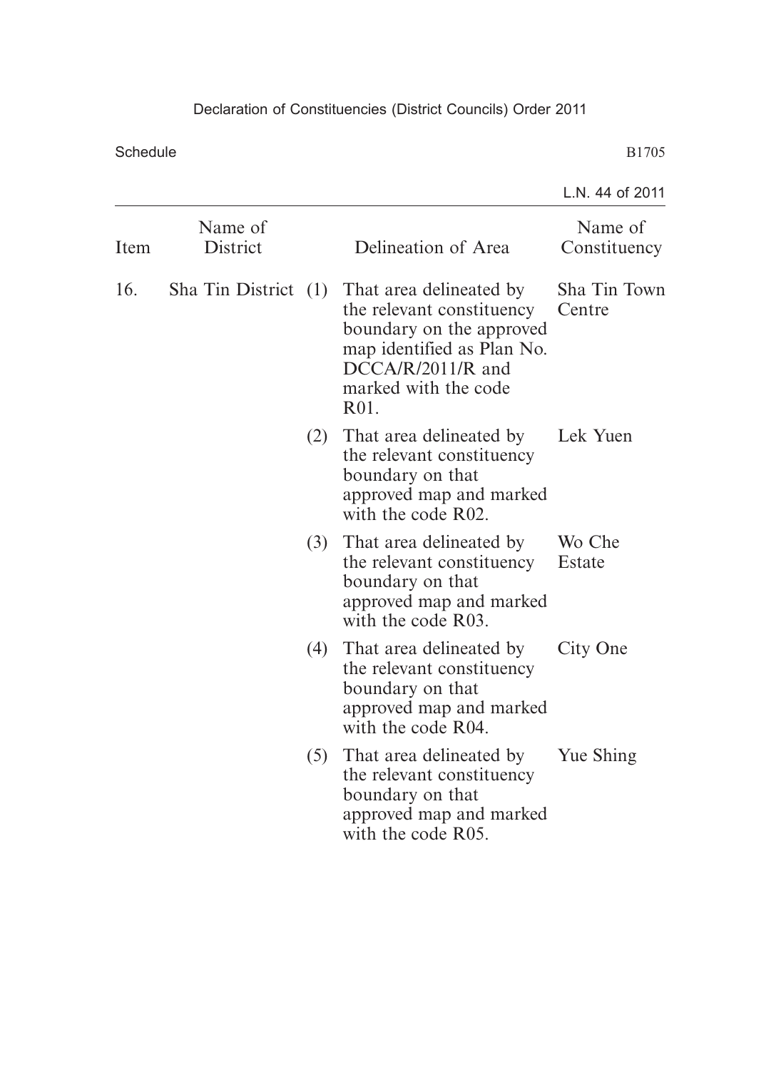| Item | Name of District | | Delineation of Area | Name of Constituency |
|---|---|---|---|---|
| 16. | Sha Tin District | (1) | That area delineated by the relevant constituency boundary on the approved map identified as Plan No. DCCA/R/2011/R and marked with the code R01. | Sha Tin Town Centre |
| | | (2) | That area delineated by the relevant constituency boundary on that approved map and marked with the code R02. | Lek Yuen |
| | | (3) | That area delineated by the relevant constituency boundary on that approved map and marked with the code R03. | Wo Che Estate |
| | | (4) | That area delineated by the relevant constituency boundary on that approved map and marked with the code R04. | City One |
| | | (5) | That area delineated by the relevant constituency boundary on that approved map and marked with the code R05. | Yue Shing |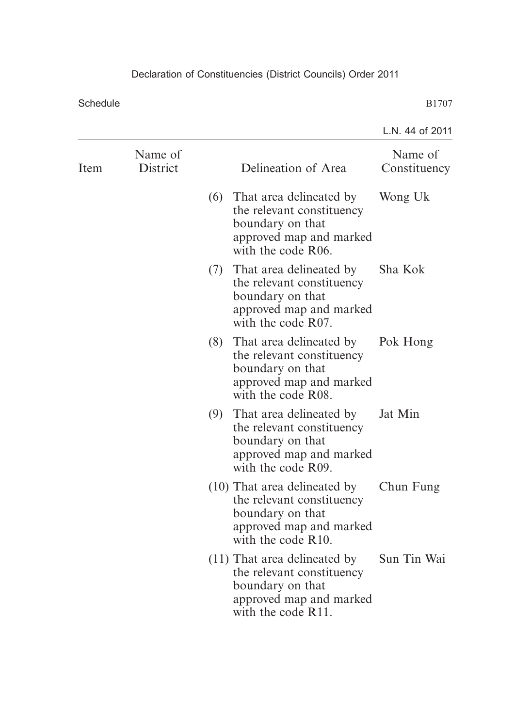| Item | Name of District | Delineation of Area | Name of Constituency |
|---|---|---|---|
| | | (6) That area delineated by the relevant constituency boundary on that approved map and marked with the code R06. | Wong Uk |
| | | (7) That area delineated by the relevant constituency boundary on that approved map and marked with the code R07. | Sha Kok |
| | | (8) That area delineated by the relevant constituency boundary on that approved map and marked with the code R08. | Pok Hong |
| | | (9) That area delineated by the relevant constituency boundary on that approved map and marked with the code R09. | Jat Min |
| | | (10) That area delineated by the relevant constituency boundary on that approved map and marked with the code R10. | Chun Fung |
| | | (11) That area delineated by the relevant constituency boundary on that approved map and marked with the code R11. | Sun Tin Wai |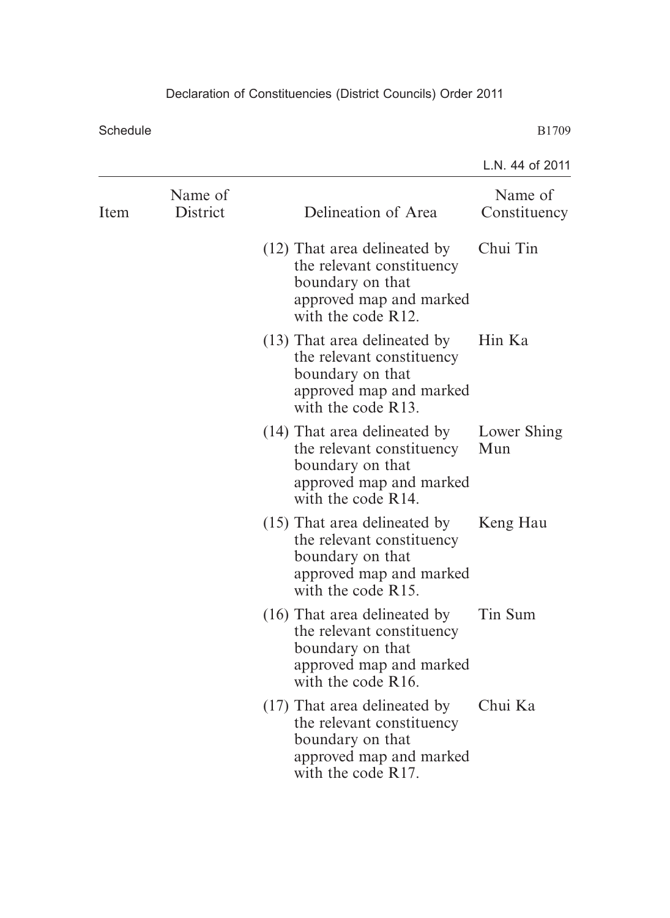| Item | Name of District | Delineation of Area | Name of Constituency |
|---|---|---|---|
| | | (12) That area delineated by the relevant constituency boundary on that approved map and marked with the code R12. | Chui Tin |
| | | (13) That area delineated by the relevant constituency boundary on that approved map and marked with the code R13. | Hin Ka |
| | | (14) That area delineated by the relevant constituency boundary on that approved map and marked with the code R14. | Lower Shing Mun |
| | | (15) That area delineated by the relevant constituency boundary on that approved map and marked with the code R15. | Keng Hau |
| | | (16) That area delineated by the relevant constituency boundary on that approved map and marked with the code R16. | Tin Sum |
| | | (17) That area delineated by the relevant constituency boundary on that approved map and marked with the code R17. | Chui Ka |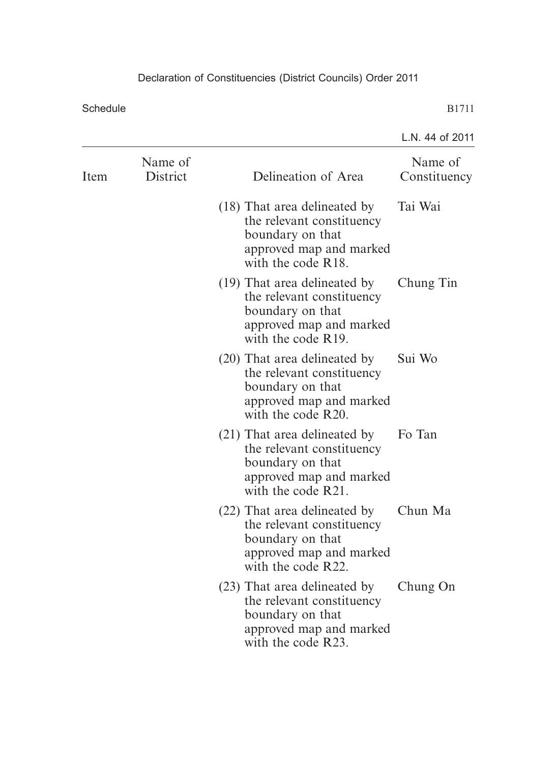| Item | Name of District | Delineation of Area | Name of Constituency |
|---|---|---|---|
| | | (18) That area delineated by the relevant constituency boundary on that approved map and marked with the code R18. | Tai Wai |
| | | (19) That area delineated by the relevant constituency boundary on that approved map and marked with the code R19. | Chung Tin |
| | | (20) That area delineated by the relevant constituency boundary on that approved map and marked with the code R20. | Sui Wo |
| | | (21) That area delineated by the relevant constituency boundary on that approved map and marked with the code R21. | Fo Tan |
| | | (22) That area delineated by the relevant constituency boundary on that approved map and marked with the code R22. | Chun Ma |
| | | (23) That area delineated by the relevant constituency boundary on that approved map and marked with the code R23. | Chung On |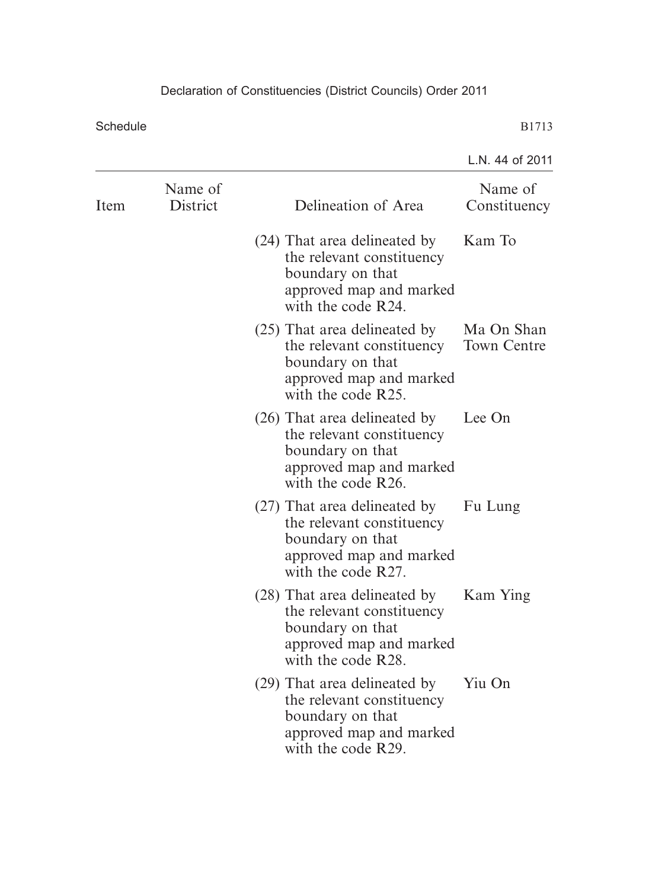| Item | Name of District | Delineation of Area | Name of Constituency |
|---|---|---|---|
| | | (24) That area delineated by the relevant constituency boundary on that approved map and marked with the code R24. | Kam To |
| | | (25) That area delineated by the relevant constituency boundary on that approved map and marked with the code R25. | Ma On Shan Town Centre |
| | | (26) That area delineated by the relevant constituency boundary on that approved map and marked with the code R26. | Lee On |
| | | (27) That area delineated by the relevant constituency boundary on that approved map and marked with the code R27. | Fu Lung |
| | | (28) That area delineated by the relevant constituency boundary on that approved map and marked with the code R28. | Kam Ying |
| | | (29) That area delineated by the relevant constituency boundary on that approved map and marked with the code R29. | Yiu On |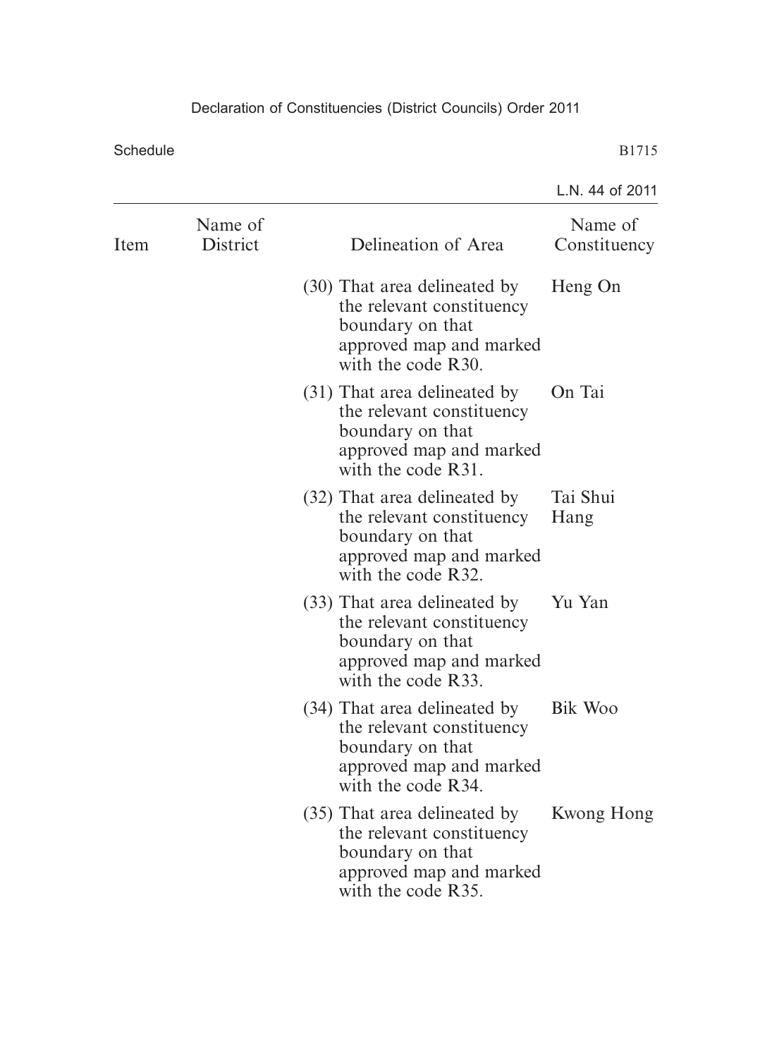| Item | Name of District | Delineation of Area | Name of Constituency |
|---|---|---|---|
| | | (30) That area delineated by the relevant constituency boundary on that approved map and marked with the code R30. | Heng On |
| | | (31) That area delineated by the relevant constituency boundary on that approved map and marked with the code R31. | On Tai |
| | | (32) That area delineated by the relevant constituency boundary on that approved map and marked with the code R32. | Tai Shui Hang |
| | | (33) That area delineated by the relevant constituency boundary on that approved map and marked with the code R33. | Yu Yan |
| | | (34) That area delineated by the relevant constituency boundary on that approved map and marked with the code R34. | Bik Woo |
| | | (35) That area delineated by the relevant constituency boundary on that approved map and marked with the code R35. | Kwong Hong |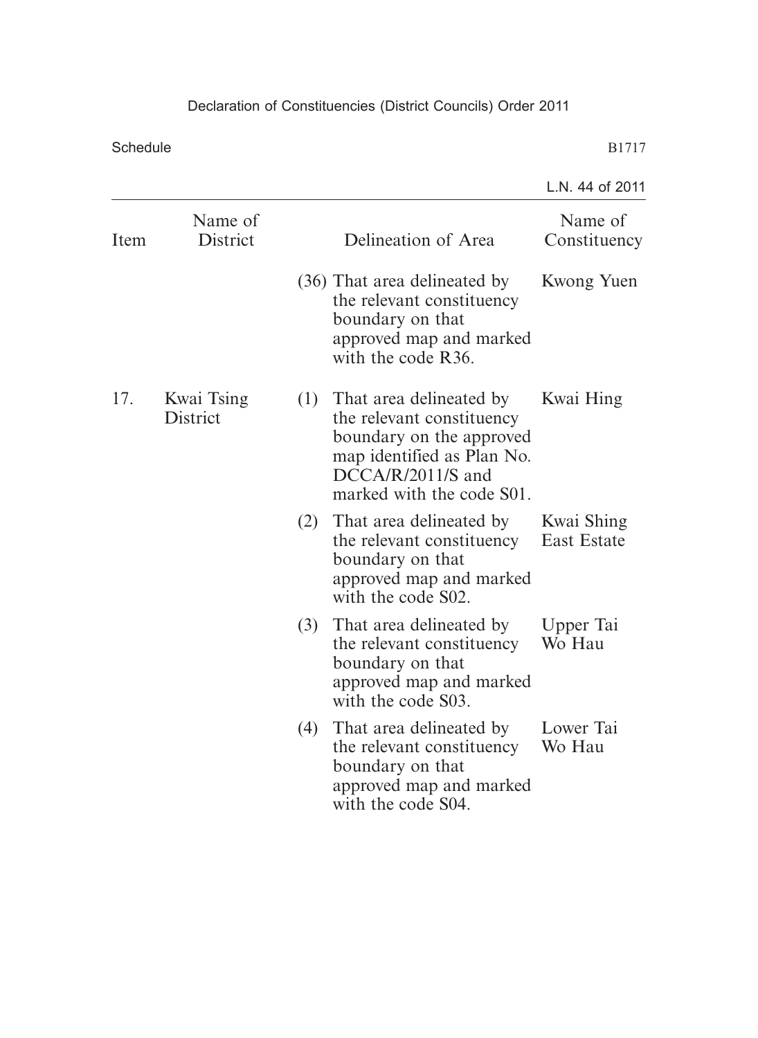| Item | Name of District | Delineation of Area | Name of Constituency |
|---|---|---|---|
| | | (36) That area delineated by the relevant constituency boundary on that approved map and marked with the code R36. | Kwong Yuen |
| 17. | Kwai Tsing District | (1) That area delineated by the relevant constituency boundary on the approved map identified as Plan No. DCCA/R/2011/S and marked with the code S01. | Kwai Hing |
| | | (2) That area delineated by the relevant constituency boundary on that approved map and marked with the code S02. | Kwai Shing East Estate |
| | | (3) That area delineated by the relevant constituency boundary on that approved map and marked with the code S03. | Upper Tai Wo Hau |
| | | (4) That area delineated by the relevant constituency boundary on that approved map and marked with the code S04. | Lower Tai Wo Hau |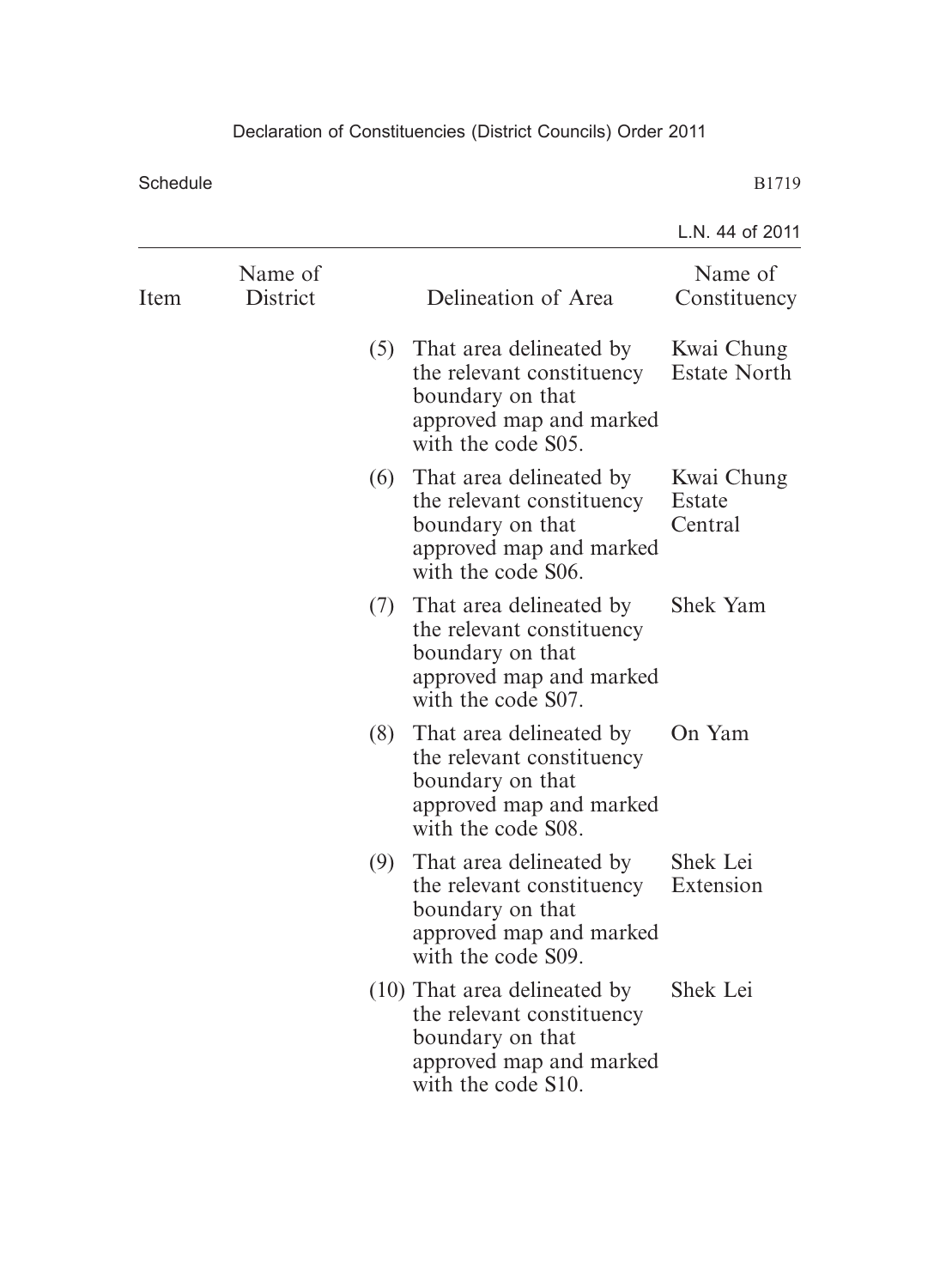| Item | Name of District | Delineation of Area | Name of Constituency |
|---|---|---|---|
| | | (5) That area delineated by the relevant constituency boundary on that approved map and marked with the code S05. | Kwai Chung Estate North |
| | | (6) That area delineated by the relevant constituency boundary on that approved map and marked with the code S06. | Kwai Chung Estate Central |
| | | (7) That area delineated by the relevant constituency boundary on that approved map and marked with the code S07. | Shek Yam |
| | | (8) That area delineated by the relevant constituency boundary on that approved map and marked with the code S08. | On Yam |
| | | (9) That area delineated by the relevant constituency boundary on that approved map and marked with the code S09. | Shek Lei Extension |
| | | (10) That area delineated by the relevant constituency boundary on that approved map and marked with the code S10. | Shek Lei |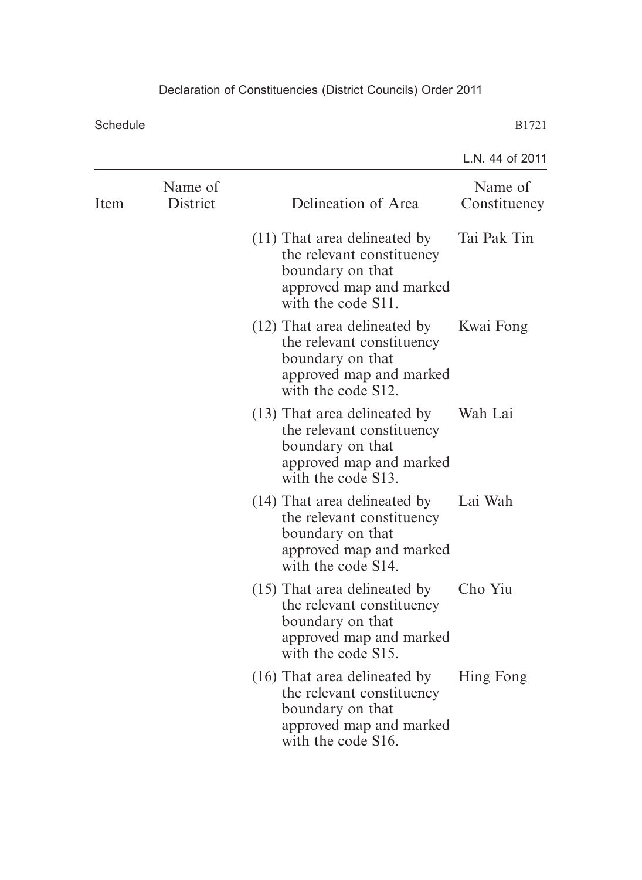| Item | Name of District | Delineation of Area | Name of Constituency |
|---|---|---|---|
| | | (11) That area delineated by the relevant constituency boundary on that approved map and marked with the code S11. | Tai Pak Tin |
| | | (12) That area delineated by the relevant constituency boundary on that approved map and marked with the code S12. | Kwai Fong |
| | | (13) That area delineated by the relevant constituency boundary on that approved map and marked with the code S13. | Wah Lai |
| | | (14) That area delineated by the relevant constituency boundary on that approved map and marked with the code S14. | Lai Wah |
| | | (15) That area delineated by the relevant constituency boundary on that approved map and marked with the code S15. | Cho Yiu |
| | | (16) That area delineated by the relevant constituency boundary on that approved map and marked with the code S16. | Hing Fong |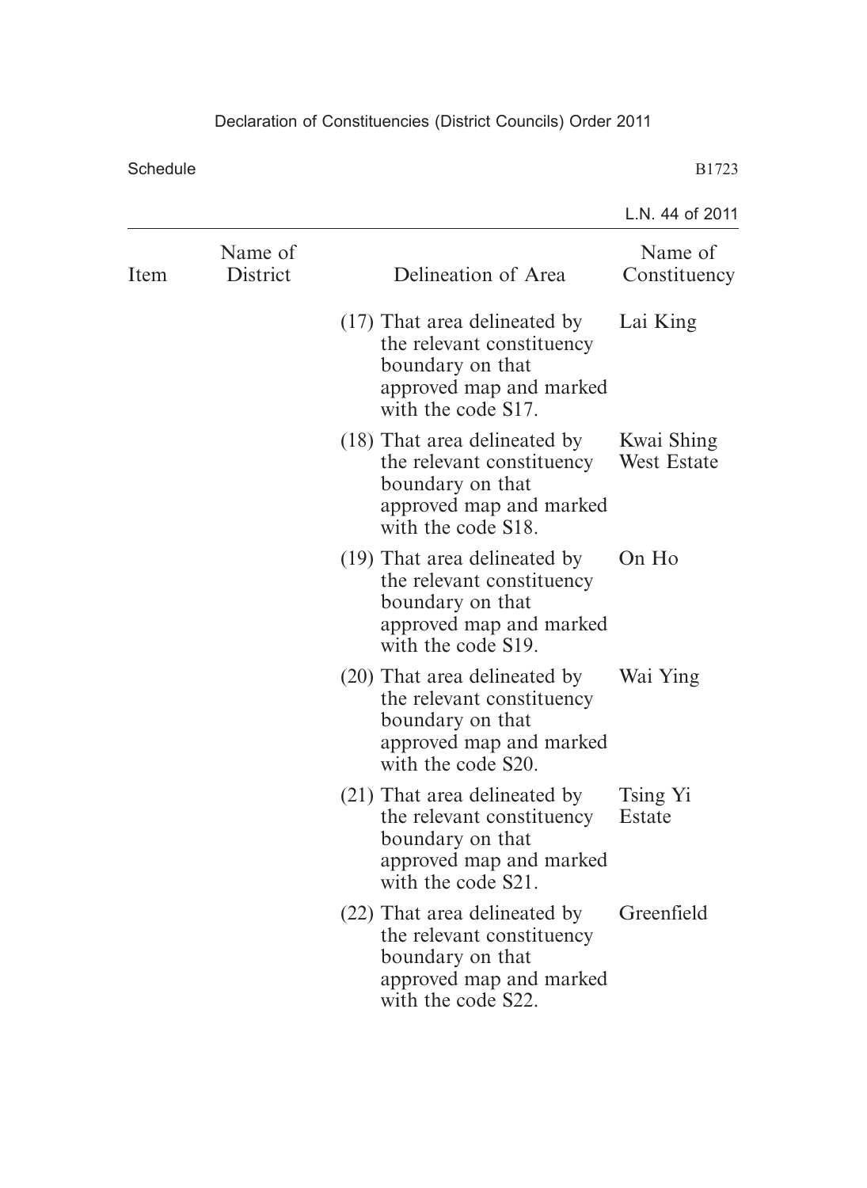| Item | Name of District | Delineation of Area | Name of Constituency |
|---|---|---|---|
| | | (17) That area delineated by the relevant constituency boundary on that approved map and marked with the code S17. | Lai King |
| | | (18) That area delineated by the relevant constituency boundary on that approved map and marked with the code S18. | Kwai Shing West Estate |
| | | (19) That area delineated by the relevant constituency boundary on that approved map and marked with the code S19. | On Ho |
| | | (20) That area delineated by the relevant constituency boundary on that approved map and marked with the code S20. | Wai Ying |
| | | (21) That area delineated by the relevant constituency boundary on that approved map and marked with the code S21. | Tsing Yi Estate |
| | | (22) That area delineated by the relevant constituency boundary on that approved map and marked with the code S22. | Greenfield |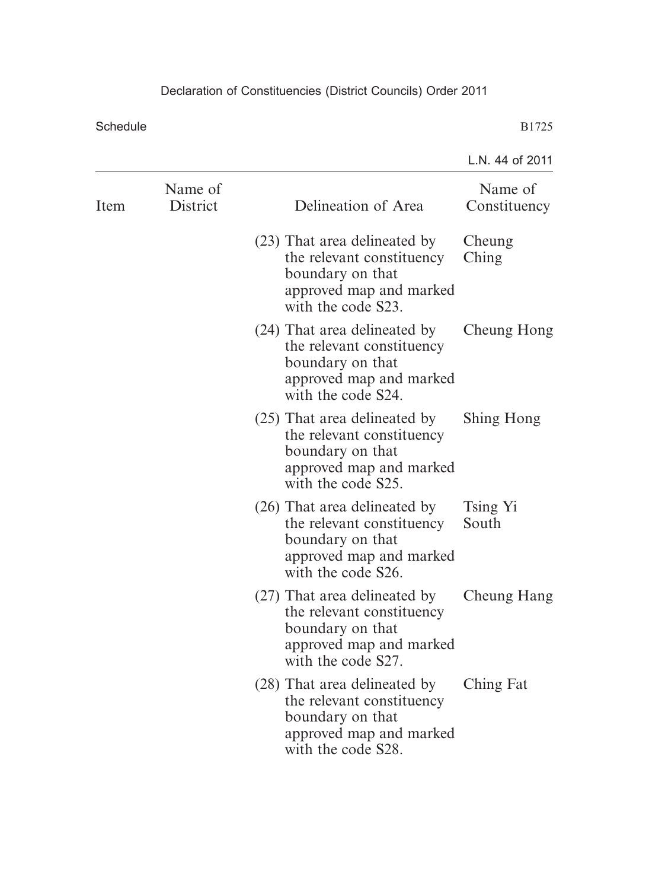| Item | Name of District | Delineation of Area | Name of Constituency |
|---|---|---|---|
| | | (23) That area delineated by the relevant constituency boundary on that approved map and marked with the code S23. | Cheung Ching |
| | | (24) That area delineated by the relevant constituency boundary on that approved map and marked with the code S24. | Cheung Hong |
| | | (25) That area delineated by the relevant constituency boundary on that approved map and marked with the code S25. | Shing Hong |
| | | (26) That area delineated by the relevant constituency boundary on that approved map and marked with the code S26. | Tsing Yi South |
| | | (27) That area delineated by the relevant constituency boundary on that approved map and marked with the code S27. | Cheung Hang |
| | | (28) That area delineated by the relevant constituency boundary on that approved map and marked with the code S28. | Ching Fat |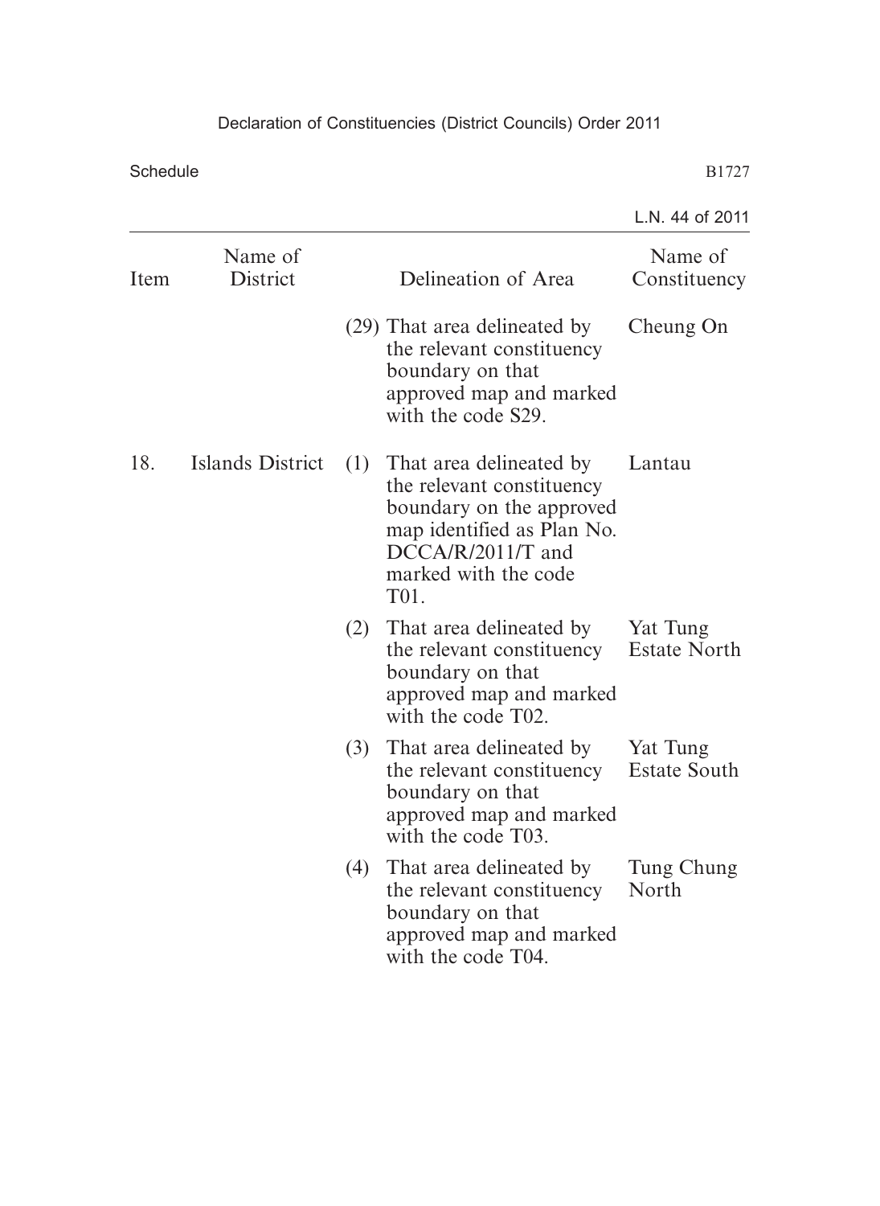| Item | Name of District | Delineation of Area | Name of Constituency |
|---|---|---|---|
| | | (29) That area delineated by the relevant constituency boundary on that approved map and marked with the code S29. | Cheung On |
| 18. | Islands District | (1) That area delineated by the relevant constituency boundary on the approved map identified as Plan No. DCCA/R/2011/T and marked with the code T01. | Lantau |
| | | (2) That area delineated by the relevant constituency boundary on that approved map and marked with the code T02. | Yat Tung Estate North |
| | | (3) That area delineated by the relevant constituency boundary on that approved map and marked with the code T03. | Yat Tung Estate South |
| | | (4) That area delineated by the relevant constituency boundary on that approved map and marked with the code T04. | Tung Chung North |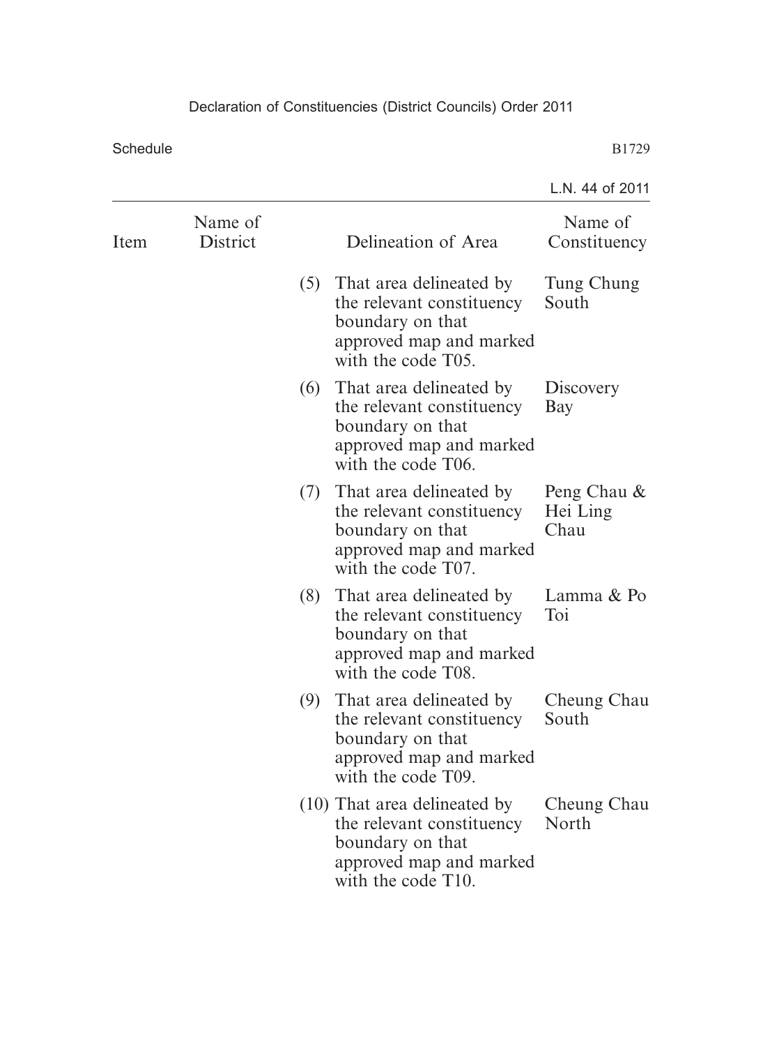| Item | Name of District | Delineation of Area | Name of Constituency |
| --- | --- | --- | --- |
| | | (5) That area delineated by the relevant constituency boundary on that approved map and marked with the code T05. | Tung Chung South |
| | | (6) That area delineated by the relevant constituency boundary on that approved map and marked with the code T06. | Discovery Bay |
| | | (7) That area delineated by the relevant constituency boundary on that approved map and marked with the code T07. | Peng Chau & Hei Ling Chau |
| | | (8) That area delineated by the relevant constituency boundary on that approved map and marked with the code T08. | Lamma & Po Toi |
| | | (9) That area delineated by the relevant constituency boundary on that approved map and marked with the code T09. | Cheung Chau South |
| | | (10) That area delineated by the relevant constituency boundary on that approved map and marked with the code T10. | Cheung Chau North |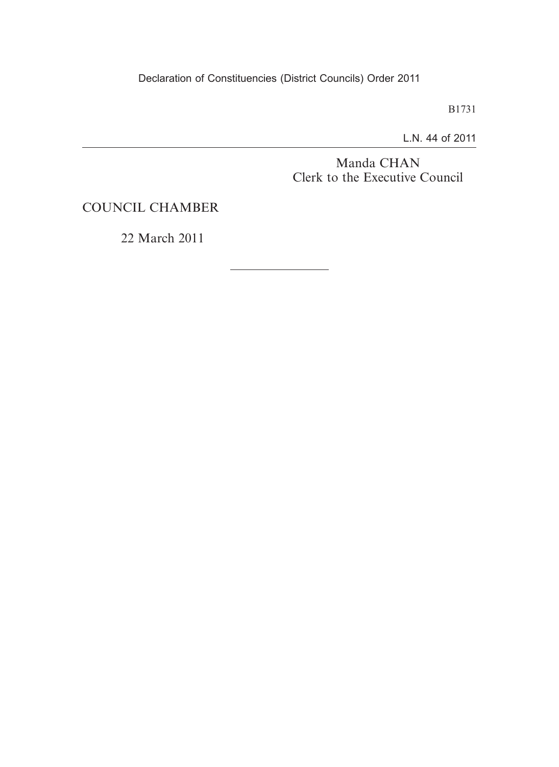Manda CHAN
Clerk to the Executive Council

COUNCIL CHAMBER

22 March 2011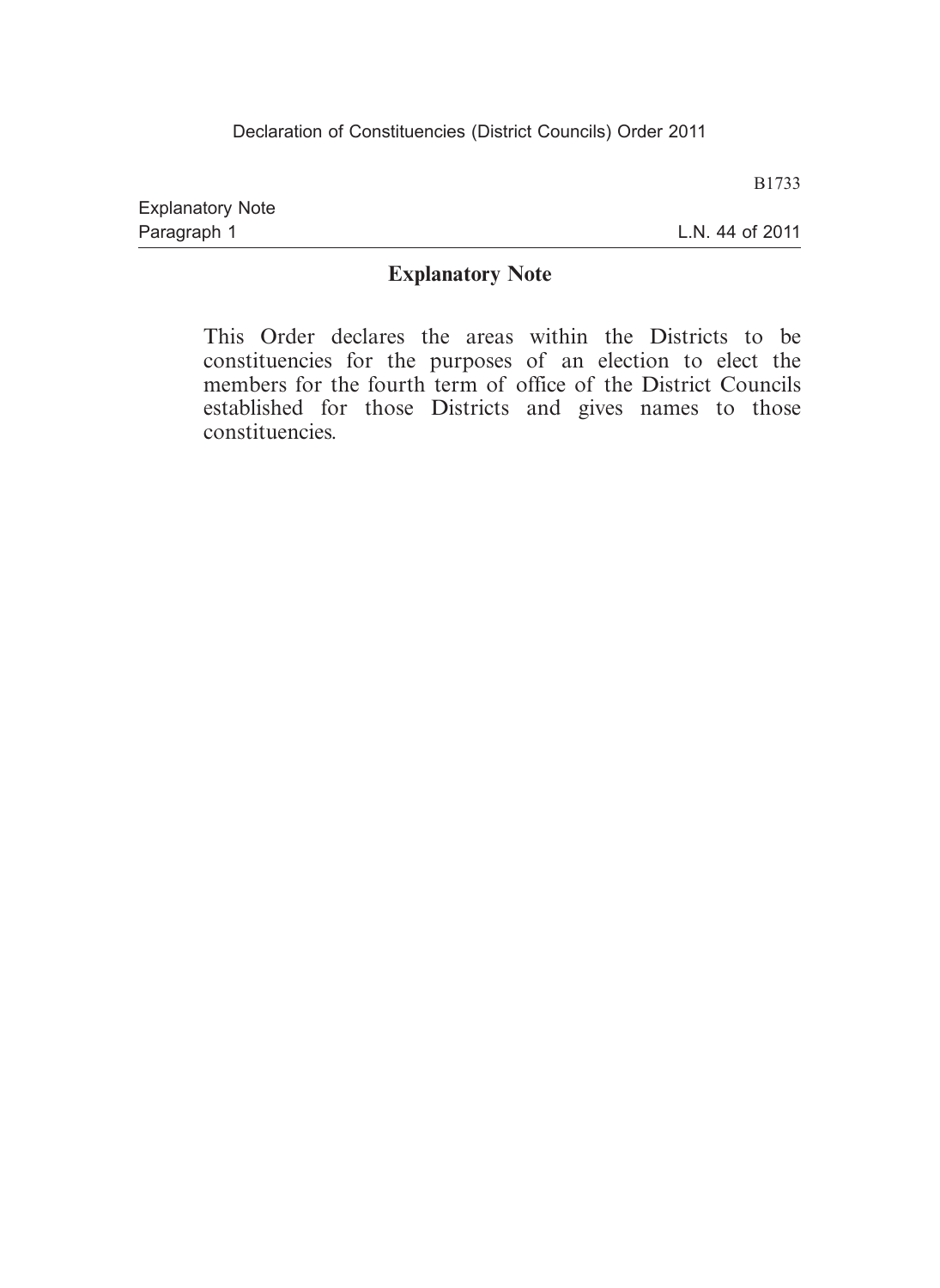## Explanatory Note

This Order declares the areas within the Districts to be constituencies for the purposes of an election to elect the members for the fourth term of office of the District Councils established for those Districts and gives names to those constituencies.